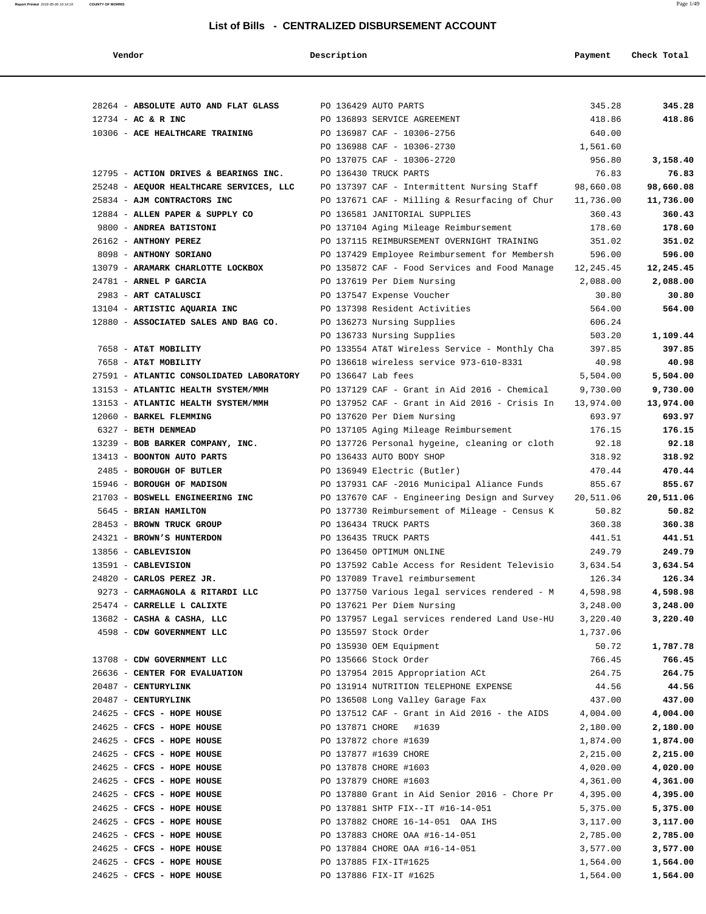# List of Bills - CENTRALIZED DISBURSEMENT ACCOUNT

| Vendor | Description | Payment | Check Total |
|---|---|---|---|
| 28264 - **ABSOLUTE AUTO AND FLAT GLASS** | PO 136429 AUTO PARTS | 345.28 | **345.28** |
| 12734 - **AC & R INC** | PO 136893 SERVICE AGREEMENT | 418.86 | **418.86** |
| 10306 - **ACE HEALTHCARE TRAINING** | PO 136987 CAF - 10306-2756 | 640.00 | |
| | PO 136988 CAF - 10306-2730 | 1,561.60 | |
| | PO 137075 CAF - 10306-2720 | 956.80 | **3,158.40** |
| 12795 - **ACTION DRIVES & BEARINGS INC.** | PO 136430 TRUCK PARTS | 76.83 | **76.83** |
| 25248 - **AEQUOR HEALTHCARE SERVICES, LLC** | PO 137397 CAF - Intermittent Nursing Staff | 98,660.08 | **98,660.08** |
| 25834 - **AJM CONTRACTORS INC** | PO 137671 CAF - Milling & Resurfacing of Chur | 11,736.00 | **11,736.00** |
| 12884 - **ALLEN PAPER & SUPPLY CO** | PO 136581 JANITORIAL SUPPLIES | 360.43 | **360.43** |
| 9800 - **ANDREA BATISTONI** | PO 137104 Aging Mileage Reimbursement | 178.60 | **178.60** |
| 26162 - **ANTHONY PEREZ** | PO 137115 REIMBURSEMENT OVERNIGHT TRAINING | 351.02 | **351.02** |
| 8098 - **ANTHONY SORIANO** | PO 137429 Employee Reimbursement for Membersh | 596.00 | **596.00** |
| 13079 - **ARAMARK CHARLOTTE LOCKBOX** | PO 135872 CAF - Food Services and Food Manage | 12,245.45 | **12,245.45** |
| 24781 - **ARNEL P GARCIA** | PO 137619 Per Diem Nursing | 2,088.00 | **2,088.00** |
| 2983 - **ART CATALUSCI** | PO 137547 Expense Voucher | 30.80 | **30.80** |
| 13104 - **ARTISTIC AQUARIA INC** | PO 137398 Resident Activities | 564.00 | **564.00** |
| 12880 - **ASSOCIATED SALES AND BAG CO.** | PO 136273 Nursing Supplies | 606.24 | |
| | PO 136733 Nursing Supplies | 503.20 | **1,109.44** |
| 7658 - **AT&T MOBILITY** | PO 133554 AT&T Wireless Service - Monthly Cha | 397.85 | **397.85** |
| 7658 - **AT&T MOBILITY** | PO 136618 wireless service 973-610-8331 | 40.98 | **40.98** |
| 27591 - **ATLANTIC CONSOLIDATED LABORATORY** | PO 136647 Lab fees | 5,504.00 | **5,504.00** |
| 13153 - **ATLANTIC HEALTH SYSTEM/MMH** | PO 137129 CAF - Grant in Aid 2016 - Chemical | 9,730.00 | **9,730.00** |
| 13153 - **ATLANTIC HEALTH SYSTEM/MMH** | PO 137952 CAF - Grant in Aid 2016 - Crisis In | 13,974.00 | **13,974.00** |
| 12060 - **BARKEL FLEMMING** | PO 137620 Per Diem Nursing | 693.97 | **693.97** |
| 6327 - **BETH DENMEAD** | PO 137105 Aging Mileage Reimbursement | 176.15 | **176.15** |
| 13239 - **BOB BARKER COMPANY, INC.** | PO 137726 Personal hygeine, cleaning or cloth | 92.18 | **92.18** |
| 13413 - **BOONTON AUTO PARTS** | PO 136433 AUTO BODY SHOP | 318.92 | **318.92** |
| 2485 - **BOROUGH OF BUTLER** | PO 136949 Electric (Butler) | 470.44 | **470.44** |
| 15946 - **BOROUGH OF MADISON** | PO 137931 CAF -2016 Municipal Aliance Funds | 855.67 | **855.67** |
| 21703 - **BOSWELL ENGINEERING INC** | PO 137670 CAF - Engineering Design and Survey | 20,511.06 | **20,511.06** |
| 5645 - **BRIAN HAMILTON** | PO 137730 Reimbursement of Mileage - Census K | 50.82 | **50.82** |
| 28453 - **BROWN TRUCK GROUP** | PO 136434 TRUCK PARTS | 360.38 | **360.38** |
| 24321 - **BROWN'S HUNTERDON** | PO 136435 TRUCK PARTS | 441.51 | **441.51** |
| 13856 - **CABLEVISION** | PO 136450 OPTIMUM ONLINE | 249.79 | **249.79** |
| 13591 - **CABLEVISION** | PO 137592 Cable Access for Resident Televisio | 3,634.54 | **3,634.54** |
| 24820 - **CARLOS PEREZ JR.** | PO 137089 Travel reimbursement | 126.34 | **126.34** |
| 9273 - **CARMAGNOLA & RITARDI LLC** | PO 137750 Various legal services rendered - M | 4,598.98 | **4,598.98** |
| 25474 - **CARRELLE L CALIXTE** | PO 137621 Per Diem Nursing | 3,248.00 | **3,248.00** |
| 13682 - **CASHA & CASHA, LLC** | PO 137957 Legal services rendered Land Use-HU | 3,220.40 | **3,220.40** |
| 4598 - **CDW GOVERNMENT LLC** | PO 135597 Stock Order | 1,737.06 | |
| | PO 135930 OEM Equipment | 50.72 | **1,787.78** |
| 13708 - **CDW GOVERNMENT LLC** | PO 135666 Stock Order | 766.45 | **766.45** |
| 26636 - **CENTER FOR EVALUATION** | PO 137954 2015 Appropriation ACt | 264.75 | **264.75** |
| 20487 - **CENTURYLINK** | PO 131914 NUTRITION TELEPHONE EXPENSE | 44.56 | **44.56** |
| 20487 - **CENTURYLINK** | PO 136508 Long Valley Garage Fax | 437.00 | **437.00** |
| 24625 - **CFCS - HOPE HOUSE** | PO 137512 CAF - Grant in Aid 2016 - the AIDS | 4,004.00 | **4,004.00** |
| 24625 - **CFCS - HOPE HOUSE** | PO 137871 CHORE #1639 | 2,180.00 | **2,180.00** |
| 24625 - **CFCS - HOPE HOUSE** | PO 137872 chore #1639 | 1,874.00 | **1,874.00** |
| 24625 - **CFCS - HOPE HOUSE** | PO 137877 #1639 CHORE | 2,215.00 | **2,215.00** |
| 24625 - **CFCS - HOPE HOUSE** | PO 137878 CHORE #1603 | 4,020.00 | **4,020.00** |
| 24625 - **CFCS - HOPE HOUSE** | PO 137879 CHORE #1603 | 4,361.00 | **4,361.00** |
| 24625 - **CFCS - HOPE HOUSE** | PO 137880 Grant in Aid Senior 2016 - Chore Pr | 4,395.00 | **4,395.00** |
| 24625 - **CFCS - HOPE HOUSE** | PO 137881 SHTP FIX--IT #16-14-051 | 5,375.00 | **5,375.00** |
| 24625 - **CFCS - HOPE HOUSE** | PO 137882 CHORE 16-14-051 OAA IHS | 3,117.00 | **3,117.00** |
| 24625 - **CFCS - HOPE HOUSE** | PO 137883 CHORE OAA #16-14-051 | 2,785.00 | **2,785.00** |
| 24625 - **CFCS - HOPE HOUSE** | PO 137884 CHORE OAA #16-14-051 | 3,577.00 | **3,577.00** |
| 24625 - **CFCS - HOPE HOUSE** | PO 137885 FIX-IT#1625 | 1,564.00 | **1,564.00** |
| 24625 - **CFCS - HOPE HOUSE** | PO 137886 FIX-IT #1625 | 1,564.00 | **1,564.00** |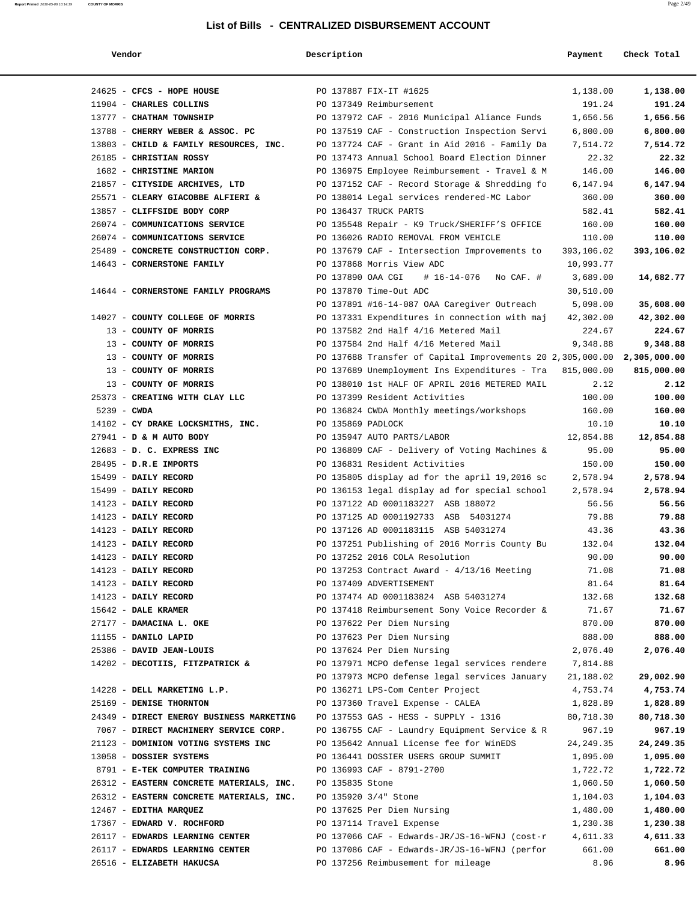## List of Bills - CENTRALIZED DISBURSEMENT ACCOUNT

| Vendor | Description | Payment | Check Total |
|---|---|---|---|
| 24625 - **CFCS - HOPE HOUSE** | PO 137887 FIX-IT #1625 | 1,138.00 | **1,138.00** |
| 11904 - **CHARLES COLLINS** | PO 137349 Reimbursement | 191.24 | **191.24** |
| 13777 - **CHATHAM TOWNSHIP** | PO 137972 CAF - 2016 Municipal Aliance Funds | 1,656.56 | **1,656.56** |
| 13788 - **CHERRY WEBER & ASSOC. PC** | PO 137519 CAF - Construction Inspection Servi | 6,800.00 | **6,800.00** |
| 13803 - **CHILD & FAMILY RESOURCES, INC.** | PO 137724 CAF - Grant in Aid 2016 - Family Da | 7,514.72 | **7,514.72** |
| 26185 - **CHRISTIAN ROSSY** | PO 137473 Annual School Board Election Dinner | 22.32 | **22.32** |
| 1682 - **CHRISTINE MARION** | PO 136975 Employee Reimbursement - Travel & M | 146.00 | **146.00** |
| 21857 - **CITYSIDE ARCHIVES, LTD** | PO 137152 CAF - Record Storage & Shredding fo | 6,147.94 | **6,147.94** |
| 25571 - **CLEARY GIACOBBE ALFIERI &** | PO 138014 Legal services rendered-MC Labor | 360.00 | **360.00** |
| 13857 - **CLIFFSIDE BODY CORP** | PO 136437 TRUCK PARTS | 582.41 | **582.41** |
| 26074 - **COMMUNICATIONS SERVICE** | PO 135548 Repair - K9 Truck/SHERIFF'S OFFICE | 160.00 | **160.00** |
| 26074 - **COMMUNICATIONS SERVICE** | PO 136026 RADIO REMOVAL FROM VEHICLE | 110.00 | **110.00** |
| 25489 - **CONCRETE CONSTRUCTION CORP.** | PO 137679 CAF - Intersection Improvements to | 393,106.02 | **393,106.02** |
| 14643 - **CORNERSTONE FAMILY** | PO 137868 Morris View ADC | 10,993.77 | |
| | PO 137890 OAA CGI # 16-14-076 No CAF. # | 3,689.00 | **14,682.77** |
| 14644 - **CORNERSTONE FAMILY PROGRAMS** | PO 137870 Time-Out ADC | 30,510.00 | |
| | PO 137891 #16-14-087 OAA Caregiver Outreach | 5,098.00 | **35,608.00** |
| 14027 - **COUNTY COLLEGE OF MORRIS** | PO 137331 Expenditures in connection with maj | 42,302.00 | **42,302.00** |
| 13 - **COUNTY OF MORRIS** | PO 137582 2nd Half 4/16 Metered Mail | 224.67 | **224.67** |
| 13 - **COUNTY OF MORRIS** | PO 137584 2nd Half 4/16 Metered Mail | 9,348.88 | **9,348.88** |
| 13 - **COUNTY OF MORRIS** | PO 137688 Transfer of Capital Improvements 20 | 2,305,000.00 | **2,305,000.00** |
| 13 - **COUNTY OF MORRIS** | PO 137689 Unemployment Ins Expenditures - Tra | 815,000.00 | **815,000.00** |
| 13 - **COUNTY OF MORRIS** | PO 138010 1st HALF OF APRIL 2016 METERED MAIL | 2.12 | **2.12** |
| 25373 - **CREATING WITH CLAY LLC** | PO 137399 Resident Activities | 100.00 | **100.00** |
| 5239 - **CWDA** | PO 136824 CWDA Monthly meetings/workshops | 160.00 | **160.00** |
| 14102 - **CY DRAKE LOCKSMITHS, INC.** | PO 135869 PADLOCK | 10.10 | **10.10** |
| 27941 - **D & M AUTO BODY** | PO 135947 AUTO PARTS/LABOR | 12,854.88 | **12,854.88** |
| 12683 - **D. C. EXPRESS INC** | PO 136809 CAF - Delivery of Voting Machines & | 95.00 | **95.00** |
| 28495 - **D.R.E IMPORTS** | PO 136831 Resident Activities | 150.00 | **150.00** |
| 15499 - **DAILY RECORD** | PO 135805 display ad for the april 19,2016 sc | 2,578.94 | **2,578.94** |
| 15499 - **DAILY RECORD** | PO 136153 legal display ad for special school | 2,578.94 | **2,578.94** |
| 14123 - **DAILY RECORD** | PO 137122 AD 0001183227 ASB 188072 | 56.56 | **56.56** |
| 14123 - **DAILY RECORD** | PO 137125 AD 0001192733 ASB 54031274 | 79.88 | **79.88** |
| 14123 - **DAILY RECORD** | PO 137126 AD 0001183115 ASB 54031274 | 43.36 | **43.36** |
| 14123 - **DAILY RECORD** | PO 137251 Publishing of 2016 Morris County Bu | 132.04 | **132.04** |
| 14123 - **DAILY RECORD** | PO 137252 2016 COLA Resolution | 90.00 | **90.00** |
| 14123 - **DAILY RECORD** | PO 137253 Contract Award - 4/13/16 Meeting | 71.08 | **71.08** |
| 14123 - **DAILY RECORD** | PO 137409 ADVERTISEMENT | 81.64 | **81.64** |
| 14123 - **DAILY RECORD** | PO 137474 AD 0001183824 ASB 54031274 | 132.68 | **132.68** |
| 15642 - **DALE KRAMER** | PO 137418 Reimbursement Sony Voice Recorder & | 71.67 | **71.67** |
| 27177 - **DAMACINA L. OKE** | PO 137622 Per Diem Nursing | 870.00 | **870.00** |
| 11155 - **DANILO LAPID** | PO 137623 Per Diem Nursing | 888.00 | **888.00** |
| 25386 - **DAVID JEAN-LOUIS** | PO 137624 Per Diem Nursing | 2,076.40 | **2,076.40** |
| 14202 - **DECOTIIS, FITZPATRICK &** | PO 137971 MCPO defense legal services rendere | 7,814.88 | |
| | PO 137973 MCPO defense legal services January | 21,188.02 | **29,002.90** |
| 14228 - **DELL MARKETING L.P.** | PO 136271 LPS-Com Center Project | 4,753.74 | **4,753.74** |
| 25169 - **DENISE THORNTON** | PO 137360 Travel Expense - CALEA | 1,828.89 | **1,828.89** |
| 24349 - **DIRECT ENERGY BUSINESS MARKETING** | PO 137553 GAS - HESS - SUPPLY - 1316 | 80,718.30 | **80,718.30** |
| 7067 - **DIRECT MACHINERY SERVICE CORP.** | PO 136755 CAF - Laundry Equipment Service & R | 967.19 | **967.19** |
| 21123 - **DOMINION VOTING SYSTEMS INC** | PO 135642 Annual License fee for WinEDS | 24,249.35 | **24,249.35** |
| 13058 - **DOSSIER SYSTEMS** | PO 136441 DOSSIER USERS GROUP SUMMIT | 1,095.00 | **1,095.00** |
| 8791 - **E-TEK COMPUTER TRAINING** | PO 136993 CAF - 8791-2700 | 1,722.72 | **1,722.72** |
| 26312 - **EASTERN CONCRETE MATERIALS, INC.** | PO 135835 Stone | 1,060.50 | **1,060.50** |
| 26312 - **EASTERN CONCRETE MATERIALS, INC.** | PO 135920 3/4" Stone | 1,104.03 | **1,104.03** |
| 12467 - **EDITHA MARQUEZ** | PO 137625 Per Diem Nursing | 1,480.00 | **1,480.00** |
| 17367 - **EDWARD V. ROCHFORD** | PO 137114 Travel Expense | 1,230.38 | **1,230.38** |
| 26117 - **EDWARDS LEARNING CENTER** | PO 137066 CAF - Edwards-JR/JS-16-WFNJ (cost-r | 4,611.33 | **4,611.33** |
| 26117 - **EDWARDS LEARNING CENTER** | PO 137086 CAF - Edwards-JR/JS-16-WFNJ (perfor | 661.00 | **661.00** |
| 26516 - **ELIZABETH HAKUCSA** | PO 137256 Reimbusement for mileage | 8.96 | **8.96** |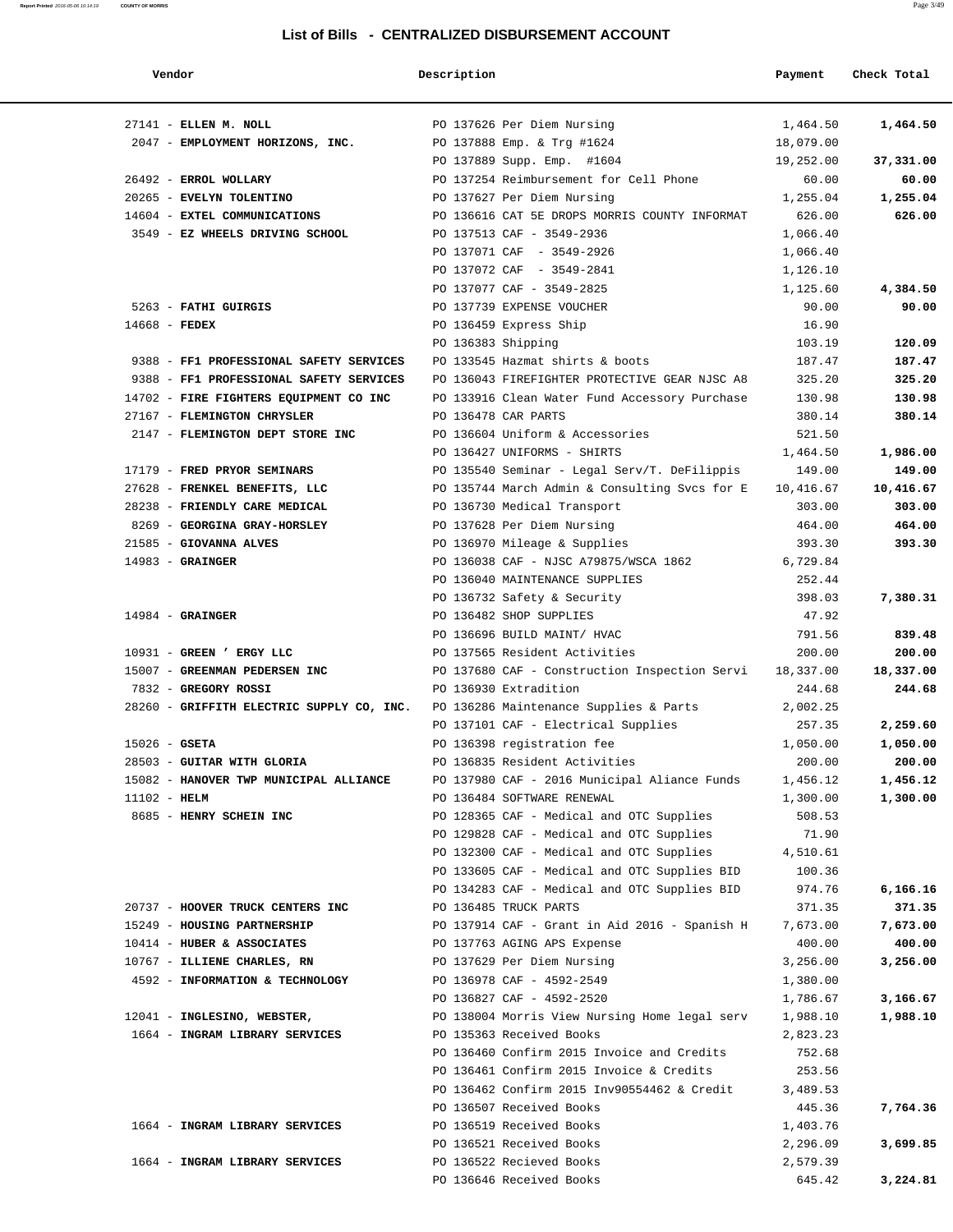# List of Bills - CENTRALIZED DISBURSEMENT ACCOUNT

| Vendor | Description | Payment | Check Total |
|---|---|---|---|
| 27141 - **ELLEN M. NOLL** | PO 137626 Per Diem Nursing | 1,464.50 | **1,464.50** |
| 2047 - **EMPLOYMENT HORIZONS, INC.** | PO 137888 Emp. & Trg #1624 | 18,079.00 | |
| | PO 137889 Supp. Emp. #1604 | 19,252.00 | **37,331.00** |
| 26492 - **ERROL WOLLARY** | PO 137254 Reimbursement for Cell Phone | 60.00 | **60.00** |
| 20265 - **EVELYN TOLENTINO** | PO 137627 Per Diem Nursing | 1,255.04 | **1,255.04** |
| 14604 - **EXTEL COMMUNICATIONS** | PO 136616 CAT 5E DROPS MORRIS COUNTY INFORMAT | 626.00 | **626.00** |
| 3549 - **EZ WHEELS DRIVING SCHOOL** | PO 137513 CAF - 3549-2936 | 1,066.40 | |
| | PO 137071 CAF - 3549-2926 | 1,066.40 | |
| | PO 137072 CAF - 3549-2841 | 1,126.10 | |
| | PO 137077 CAF - 3549-2825 | 1,125.60 | **4,384.50** |
| 5263 - **FATHI GUIRGIS** | PO 137739 EXPENSE VOUCHER | 90.00 | **90.00** |
| 14668 - **FEDEX** | PO 136459 Express Ship | 16.90 | |
| | PO 136383 Shipping | 103.19 | **120.09** |
| 9388 - **FF1 PROFESSIONAL SAFETY SERVICES** | PO 133545 Hazmat shirts & boots | 187.47 | **187.47** |
| 9388 - **FF1 PROFESSIONAL SAFETY SERVICES** | PO 136043 FIREFIGHTER PROTECTIVE GEAR NJSC A8 | 325.20 | **325.20** |
| 14702 - **FIRE FIGHTERS EQUIPMENT CO INC** | PO 133916 Clean Water Fund Accessory Purchase | 130.98 | **130.98** |
| 27167 - **FLEMINGTON CHRYSLER** | PO 136478 CAR PARTS | 380.14 | **380.14** |
| 2147 - **FLEMINGTON DEPT STORE INC** | PO 136604 Uniform & Accessories | 521.50 | |
| | PO 136427 UNIFORMS - SHIRTS | 1,464.50 | **1,986.00** |
| 17179 - **FRED PRYOR SEMINARS** | PO 135540 Seminar - Legal Serv/T. DeFilippis | 149.00 | **149.00** |
| 27628 - **FRENKEL BENEFITS, LLC** | PO 135744 March Admin & Consulting Svcs for E | 10,416.67 | **10,416.67** |
| 28238 - **FRIENDLY CARE MEDICAL** | PO 136730 Medical Transport | 303.00 | **303.00** |
| 8269 - **GEORGINA GRAY-HORSLEY** | PO 137628 Per Diem Nursing | 464.00 | **464.00** |
| 21585 - **GIOVANNA ALVES** | PO 136970 Mileage & Supplies | 393.30 | **393.30** |
| 14983 - **GRAINGER** | PO 136038 CAF - NJSC A79875/WSCA 1862 | 6,729.84 | |
| | PO 136040 MAINTENANCE SUPPLIES | 252.44 | |
| | PO 136732 Safety & Security | 398.03 | **7,380.31** |
| 14984 - **GRAINGER** | PO 136482 SHOP SUPPLIES | 47.92 | |
| | PO 136696 BUILD MAINT/ HVAC | 791.56 | **839.48** |
| 10931 - **GREEN ' ERGY LLC** | PO 137565 Resident Activities | 200.00 | **200.00** |
| 15007 - **GREENMAN PEDERSEN INC** | PO 137680 CAF - Construction Inspection Servi | 18,337.00 | **18,337.00** |
| 7832 - **GREGORY ROSSI** | PO 136930 Extradition | 244.68 | **244.68** |
| 28260 - **GRIFFITH ELECTRIC SUPPLY CO, INC.** | PO 136286 Maintenance Supplies & Parts | 2,002.25 | |
| | PO 137101 CAF - Electrical Supplies | 257.35 | **2,259.60** |
| 15026 - **GSETA** | PO 136398 registration fee | 1,050.00 | **1,050.00** |
| 28503 - **GUITAR WITH GLORIA** | PO 136835 Resident Activities | 200.00 | **200.00** |
| 15082 - **HANOVER TWP MUNICIPAL ALLIANCE** | PO 137980 CAF - 2016 Municipal Aliance Funds | 1,456.12 | **1,456.12** |
| 11102 - **HELM** | PO 136484 SOFTWARE RENEWAL | 1,300.00 | **1,300.00** |
| 8685 - **HENRY SCHEIN INC** | PO 128365 CAF - Medical and OTC Supplies | 508.53 | |
| | PO 129828 CAF - Medical and OTC Supplies | 71.90 | |
| | PO 132300 CAF - Medical and OTC Supplies | 4,510.61 | |
| | PO 133605 CAF - Medical and OTC Supplies BID | 100.36 | |
| | PO 134283 CAF - Medical and OTC Supplies BID | 974.76 | **6,166.16** |
| 20737 - **HOOVER TRUCK CENTERS INC** | PO 136485 TRUCK PARTS | 371.35 | **371.35** |
| 15249 - **HOUSING PARTNERSHIP** | PO 137914 CAF - Grant in Aid 2016 - Spanish H | 7,673.00 | **7,673.00** |
| 10414 - **HUBER & ASSOCIATES** | PO 137763 AGING APS Expense | 400.00 | **400.00** |
| 10767 - **ILLIENE CHARLES, RN** | PO 137629 Per Diem Nursing | 3,256.00 | **3,256.00** |
| 4592 - **INFORMATION & TECHNOLOGY** | PO 136978 CAF - 4592-2549 | 1,380.00 | |
| | PO 136827 CAF - 4592-2520 | 1,786.67 | **3,166.67** |
| 12041 - **INGLESINO, WEBSTER,** | PO 138004 Morris View Nursing Home legal serv | 1,988.10 | **1,988.10** |
| 1664 - **INGRAM LIBRARY SERVICES** | PO 135363 Received Books | 2,823.23 | |
| | PO 136460 Confirm 2015 Invoice and Credits | 752.68 | |
| | PO 136461 Confirm 2015 Invoice & Credits | 253.56 | |
| | PO 136462 Confirm 2015 Inv90554462 & Credit | 3,489.53 | |
| | PO 136507 Received Books | 445.36 | **7,764.36** |
| 1664 - **INGRAM LIBRARY SERVICES** | PO 136519 Received Books | 1,403.76 | |
| | PO 136521 Received Books | 2,296.09 | **3,699.85** |
| 1664 - **INGRAM LIBRARY SERVICES** | PO 136522 Recieved Books | 2,579.39 | |
| | PO 136646 Received Books | 645.42 | **3,224.81** |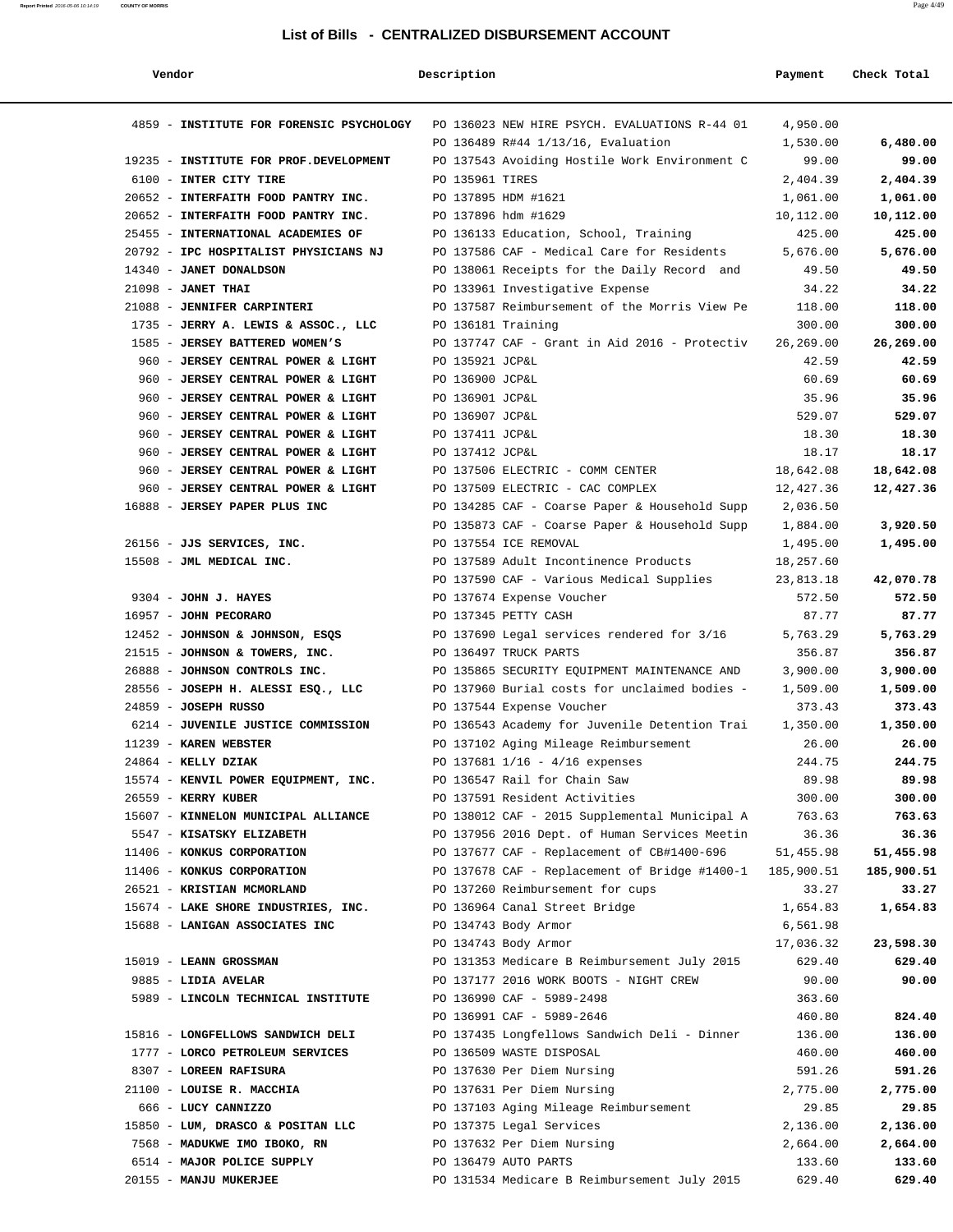## List of Bills - CENTRALIZED DISBURSEMENT ACCOUNT

| Vendor | Description | Payment | Check Total |
|---|---|---|---|
| 4859 - **INSTITUTE FOR FORENSIC PSYCHOLOGY** | PO 136023 NEW HIRE PSYCH. EVALUATIONS R-44 01 | 4,950.00 | |
| | PO 136489 R#44 1/13/16, Evaluation | 1,530.00 | **6,480.00** |
| 19235 - **INSTITUTE FOR PROF.DEVELOPMENT** | PO 137543 Avoiding Hostile Work Environment C | 99.00 | **99.00** |
| 6100 - **INTER CITY TIRE** | PO 135961 TIRES | 2,404.39 | **2,404.39** |
| 20652 - **INTERFAITH FOOD PANTRY INC.** | PO 137895 HDM #1621 | 1,061.00 | **1,061.00** |
| 20652 - **INTERFAITH FOOD PANTRY INC.** | PO 137896 hdm #1629 | 10,112.00 | **10,112.00** |
| 25455 - **INTERNATIONAL ACADEMIES OF** | PO 136133 Education, School, Training | 425.00 | **425.00** |
| 20792 - **IPC HOSPITALIST PHYSICIANS NJ** | PO 137586 CAF - Medical Care for Residents | 5,676.00 | **5,676.00** |
| 14340 - **JANET DONALDSON** | PO 138061 Receipts for the Daily Record and | 49.50 | **49.50** |
| 21098 - **JANET THAI** | PO 133961 Investigative Expense | 34.22 | **34.22** |
| 21088 - **JENNIFER CARPINTERI** | PO 137587 Reimbursement of the Morris View Pe | 118.00 | **118.00** |
| 1735 - **JERRY A. LEWIS & ASSOC., LLC** | PO 136181 Training | 300.00 | **300.00** |
| 1585 - **JERSEY BATTERED WOMEN'S** | PO 137747 CAF - Grant in Aid 2016 - Protectiv | 26,269.00 | **26,269.00** |
| 960 - **JERSEY CENTRAL POWER & LIGHT** | PO 135921 JCP&L | 42.59 | **42.59** |
| 960 - **JERSEY CENTRAL POWER & LIGHT** | PO 136900 JCP&L | 60.69 | **60.69** |
| 960 - **JERSEY CENTRAL POWER & LIGHT** | PO 136901 JCP&L | 35.96 | **35.96** |
| 960 - **JERSEY CENTRAL POWER & LIGHT** | PO 136907 JCP&L | 529.07 | **529.07** |
| 960 - **JERSEY CENTRAL POWER & LIGHT** | PO 137411 JCP&L | 18.30 | **18.30** |
| 960 - **JERSEY CENTRAL POWER & LIGHT** | PO 137412 JCP&L | 18.17 | **18.17** |
| 960 - **JERSEY CENTRAL POWER & LIGHT** | PO 137506 ELECTRIC - COMM CENTER | 18,642.08 | **18,642.08** |
| 960 - **JERSEY CENTRAL POWER & LIGHT** | PO 137509 ELECTRIC - CAC COMPLEX | 12,427.36 | **12,427.36** |
| 16888 - **JERSEY PAPER PLUS INC** | PO 134285 CAF - Coarse Paper & Household Supp | 2,036.50 | |
| | PO 135873 CAF - Coarse Paper & Household Supp | 1,884.00 | **3,920.50** |
| 26156 - **JJS SERVICES, INC.** | PO 137554 ICE REMOVAL | 1,495.00 | **1,495.00** |
| 15508 - **JML MEDICAL INC.** | PO 137589 Adult Incontinence Products | 18,257.60 | |
| | PO 137590 CAF - Various Medical Supplies | 23,813.18 | **42,070.78** |
| 9304 - **JOHN J. HAYES** | PO 137674 Expense Voucher | 572.50 | **572.50** |
| 16957 - **JOHN PECORARO** | PO 137345 PETTY CASH | 87.77 | **87.77** |
| 12452 - **JOHNSON & JOHNSON, ESQS** | PO 137690 Legal services rendered for 3/16 | 5,763.29 | **5,763.29** |
| 21515 - **JOHNSON & TOWERS, INC.** | PO 136497 TRUCK PARTS | 356.87 | **356.87** |
| 26888 - **JOHNSON CONTROLS INC.** | PO 135865 SECURITY EQUIPMENT MAINTENANCE AND | 3,900.00 | **3,900.00** |
| 28556 - **JOSEPH H. ALESSI ESQ., LLC** | PO 137960 Burial costs for unclaimed bodies - | 1,509.00 | **1,509.00** |
| 24859 - **JOSEPH RUSSO** | PO 137544 Expense Voucher | 373.43 | **373.43** |
| 6214 - **JUVENILE JUSTICE COMMISSION** | PO 136543 Academy for Juvenile Detention Trai | 1,350.00 | **1,350.00** |
| 11239 - **KAREN WEBSTER** | PO 137102 Aging Mileage Reimbursement | 26.00 | **26.00** |
| 24864 - **KELLY DZIAK** | PO 137681 1/16 - 4/16 expenses | 244.75 | **244.75** |
| 15574 - **KENVIL POWER EQUIPMENT, INC.** | PO 136547 Rail for Chain Saw | 89.98 | **89.98** |
| 26559 - **KERRY KUBER** | PO 137591 Resident Activities | 300.00 | **300.00** |
| 15607 - **KINNELON MUNICIPAL ALLIANCE** | PO 138012 CAF - 2015 Supplemental Municipal A | 763.63 | **763.63** |
| 5547 - **KISATSKY ELIZABETH** | PO 137956 2016 Dept. of Human Services Meetin | 36.36 | **36.36** |
| 11406 - **KONKUS CORPORATION** | PO 137677 CAF - Replacement of CB#1400-696 | 51,455.98 | **51,455.98** |
| 11406 - **KONKUS CORPORATION** | PO 137678 CAF - Replacement of Bridge #1400-1 | 185,900.51 | **185,900.51** |
| 26521 - **KRISTIAN MCMORLAND** | PO 137260 Reimbursement for cups | 33.27 | **33.27** |
| 15674 - **LAKE SHORE INDUSTRIES, INC.** | PO 136964 Canal Street Bridge | 1,654.83 | **1,654.83** |
| 15688 - **LANIGAN ASSOCIATES INC** | PO 134743 Body Armor | 6,561.98 | |
| | PO 134743 Body Armor | 17,036.32 | **23,598.30** |
| 15019 - **LEANN GROSSMAN** | PO 131353 Medicare B Reimbursement July 2015 | 629.40 | **629.40** |
| 9885 - **LIDIA AVELAR** | PO 137177 2016 WORK BOOTS - NIGHT CREW | 90.00 | **90.00** |
| 5989 - **LINCOLN TECHNICAL INSTITUTE** | PO 136990 CAF - 5989-2498 | 363.60 | |
| | PO 136991 CAF - 5989-2646 | 460.80 | **824.40** |
| 15816 - **LONGFELLOWS SANDWICH DELI** | PO 137435 Longfellows Sandwich Deli - Dinner | 136.00 | **136.00** |
| 1777 - **LORCO PETROLEUM SERVICES** | PO 136509 WASTE DISPOSAL | 460.00 | **460.00** |
| 8307 - **LOREEN RAFISURA** | PO 137630 Per Diem Nursing | 591.26 | **591.26** |
| 21100 - **LOUISE R. MACCHIA** | PO 137631 Per Diem Nursing | 2,775.00 | **2,775.00** |
| 666 - **LUCY CANNIZZO** | PO 137103 Aging Mileage Reimbursement | 29.85 | **29.85** |
| 15850 - **LUM, DRASCO & POSITAN LLC** | PO 137375 Legal Services | 2,136.00 | **2,136.00** |
| 7568 - **MADUKWE IMO IBOKO, RN** | PO 137632 Per Diem Nursing | 2,664.00 | **2,664.00** |
| 6514 - **MAJOR POLICE SUPPLY** | PO 136479 AUTO PARTS | 133.60 | **133.60** |
| 20155 - **MANJU MUKERJEE** | PO 131534 Medicare B Reimbursement July 2015 | 629.40 | **629.40** |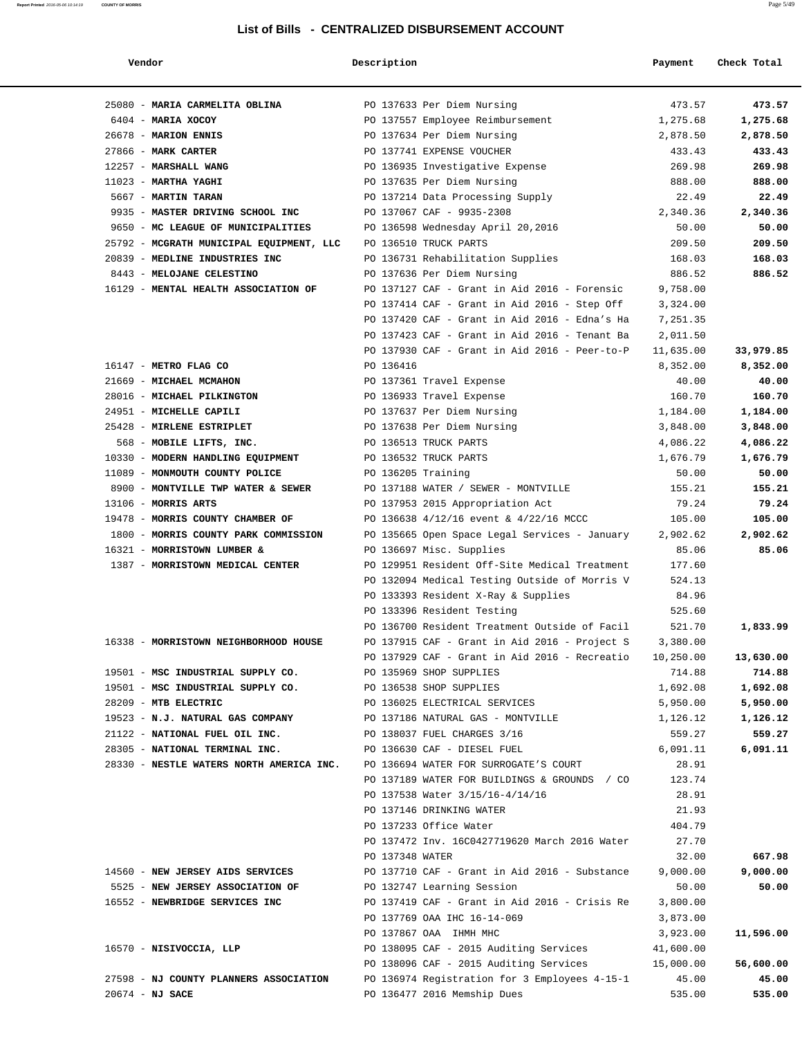# List of Bills - CENTRALIZED DISBURSEMENT ACCOUNT

| Vendor | Description | Payment | Check Total |
|---|---|---|---|
| 25080 - **MARIA CARMELITA OBLINA** | PO 137633 Per Diem Nursing | 473.57 | **473.57** |
| 6404 - **MARIA XOCOY** | PO 137557 Employee Reimbursement | 1,275.68 | **1,275.68** |
| 26678 - **MARION ENNIS** | PO 137634 Per Diem Nursing | 2,878.50 | **2,878.50** |
| 27866 - **MARK CARTER** | PO 137741 EXPENSE VOUCHER | 433.43 | **433.43** |
| 12257 - **MARSHALL WANG** | PO 136935 Investigative Expense | 269.98 | **269.98** |
| 11023 - **MARTHA YAGHI** | PO 137635 Per Diem Nursing | 888.00 | **888.00** |
| 5667 - **MARTIN TARAN** | PO 137214 Data Processing Supply | 22.49 | **22.49** |
| 9935 - **MASTER DRIVING SCHOOL INC** | PO 137067 CAF - 9935-2308 | 2,340.36 | **2,340.36** |
| 9650 - **MC LEAGUE OF MUNICIPALITIES** | PO 136598 Wednesday April 20,2016 | 50.00 | **50.00** |
| 25792 - **MCGRATH MUNICIPAL EQUIPMENT, LLC** | PO 136510 TRUCK PARTS | 209.50 | **209.50** |
| 20839 - **MEDLINE INDUSTRIES INC** | PO 136731 Rehabilitation Supplies | 168.03 | **168.03** |
| 8443 - **MELOJANE CELESTINO** | PO 137636 Per Diem Nursing | 886.52 | **886.52** |
| 16129 - **MENTAL HEALTH ASSOCIATION OF** | PO 137127 CAF - Grant in Aid 2016 - Forensic | 9,758.00 | |
| | PO 137414 CAF - Grant in Aid 2016 - Step Off | 3,324.00 | |
| | PO 137420 CAF - Grant in Aid 2016 - Edna's Ha | 7,251.35 | |
| | PO 137423 CAF - Grant in Aid 2016 - Tenant Ba | 2,011.50 | |
| | PO 137930 CAF - Grant in Aid 2016 - Peer-to-P | 11,635.00 | **33,979.85** |
| 16147 - **METRO FLAG CO** | PO 136416 | 8,352.00 | **8,352.00** |
| 21669 - **MICHAEL MCMAHON** | PO 137361 Travel Expense | 40.00 | **40.00** |
| 28016 - **MICHAEL PILKINGTON** | PO 136933 Travel Expense | 160.70 | **160.70** |
| 24951 - **MICHELLE CAPILI** | PO 137637 Per Diem Nursing | 1,184.00 | **1,184.00** |
| 25428 - **MIRLENE ESTRIPLET** | PO 137638 Per Diem Nursing | 3,848.00 | **3,848.00** |
| 568 - **MOBILE LIFTS, INC.** | PO 136513 TRUCK PARTS | 4,086.22 | **4,086.22** |
| 10330 - **MODERN HANDLING EQUIPMENT** | PO 136532 TRUCK PARTS | 1,676.79 | **1,676.79** |
| 11089 - **MONMOUTH COUNTY POLICE** | PO 136205 Training | 50.00 | **50.00** |
| 8900 - **MONTVILLE TWP WATER & SEWER** | PO 137188 WATER / SEWER - MONTVILLE | 155.21 | **155.21** |
| 13106 - **MORRIS ARTS** | PO 137953 2015 Appropriation Act | 79.24 | **79.24** |
| 19478 - **MORRIS COUNTY CHAMBER OF** | PO 136638 4/12/16 event & 4/22/16 MCCC | 105.00 | **105.00** |
| 1800 - **MORRIS COUNTY PARK COMMISSION** | PO 135665 Open Space Legal Services - January | 2,902.62 | **2,902.62** |
| 16321 - **MORRISTOWN LUMBER &** | PO 136697 Misc. Supplies | 85.06 | **85.06** |
| 1387 - **MORRISTOWN MEDICAL CENTER** | PO 129951 Resident Off-Site Medical Treatment | 177.60 | |
| | PO 132094 Medical Testing Outside of Morris V | 524.13 | |
| | PO 133393 Resident X-Ray & Supplies | 84.96 | |
| | PO 133396 Resident Testing | 525.60 | |
| | PO 136700 Resident Treatment Outside of Facil | 521.70 | **1,833.99** |
| 16338 - **MORRISTOWN NEIGHBORHOOD HOUSE** | PO 137915 CAF - Grant in Aid 2016 - Project S | 3,380.00 | |
| | PO 137929 CAF - Grant in Aid 2016 - Recreatio | 10,250.00 | **13,630.00** |
| 19501 - **MSC INDUSTRIAL SUPPLY CO.** | PO 135969 SHOP SUPPLIES | 714.88 | **714.88** |
| 19501 - **MSC INDUSTRIAL SUPPLY CO.** | PO 136538 SHOP SUPPLIES | 1,692.08 | **1,692.08** |
| 28209 - **MTB ELECTRIC** | PO 136025 ELECTRICAL SERVICES | 5,950.00 | **5,950.00** |
| 19523 - **N.J. NATURAL GAS COMPANY** | PO 137186 NATURAL GAS - MONTVILLE | 1,126.12 | **1,126.12** |
| 21122 - **NATIONAL FUEL OIL INC.** | PO 138037 FUEL CHARGES 3/16 | 559.27 | **559.27** |
| 28305 - **NATIONAL TERMINAL INC.** | PO 136630 CAF - DIESEL FUEL | 6,091.11 | **6,091.11** |
| 28330 - **NESTLE WATERS NORTH AMERICA INC.** | PO 136694 WATER FOR SURROGATE'S COURT | 28.91 | |
| | PO 137189 WATER FOR BUILDINGS & GROUNDS / CO | 123.74 | |
| | PO 137538 Water 3/15/16-4/14/16 | 28.91 | |
| | PO 137146 DRINKING WATER | 21.93 | |
| | PO 137233 Office Water | 404.79 | |
| | PO 137472 Inv. 16C0427719620 March 2016 Water | 27.70 | |
| | PO 137348 WATER | 32.00 | **667.98** |
| 14560 - **NEW JERSEY AIDS SERVICES** | PO 137710 CAF - Grant in Aid 2016 - Substance | 9,000.00 | **9,000.00** |
| 5525 - **NEW JERSEY ASSOCIATION OF** | PO 132747 Learning Session | 50.00 | **50.00** |
| 16552 - **NEWBRIDGE SERVICES INC** | PO 137419 CAF - Grant in Aid 2016 - Crisis Re | 3,800.00 | |
| | PO 137769 OAA IHC 16-14-069 | 3,873.00 | |
| | PO 137867 OAA IHMH MHC | 3,923.00 | **11,596.00** |
| 16570 - **NISIVOCCIA, LLP** | PO 138095 CAF - 2015 Auditing Services | 41,600.00 | |
| | PO 138096 CAF - 2015 Auditing Services | 15,000.00 | **56,600.00** |
| 27598 - **NJ COUNTY PLANNERS ASSOCIATION** | PO 136974 Registration for 3 Employees 4-15-1 | 45.00 | **45.00** |
| 20674 - **NJ SACE** | PO 136477 2016 Memship Dues | 535.00 | **535.00** |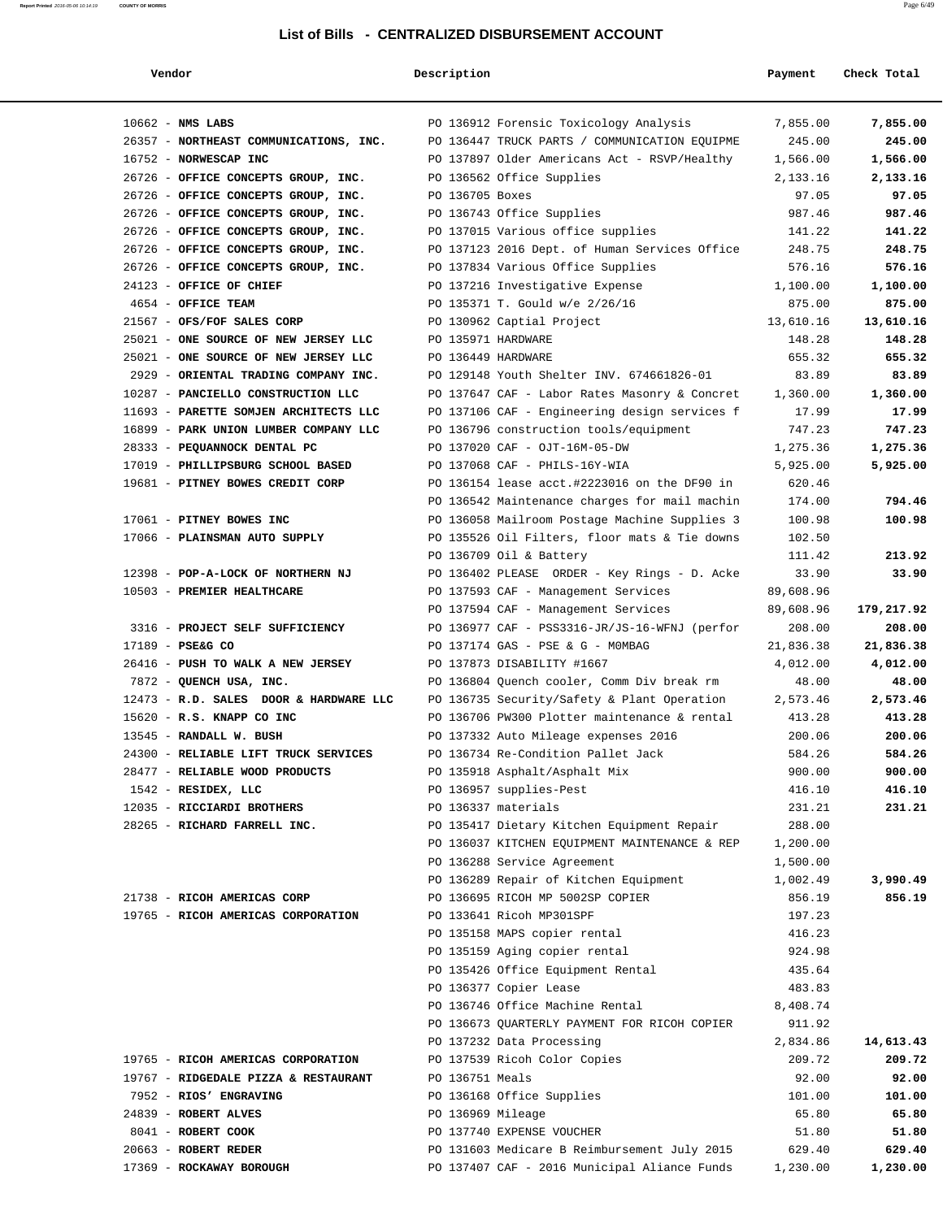# List of Bills - CENTRALIZED DISBURSEMENT ACCOUNT

| Vendor | Description | Payment | Check Total |
|---|---|---|---|
| 10662 - **NMS LABS** | PO 136912 Forensic Toxicology Analysis | 7,855.00 | **7,855.00** |
| 26357 - **NORTHEAST COMMUNICATIONS, INC.** | PO 136447 TRUCK PARTS / COMMUNICATION EQUIPME | 245.00 | **245.00** |
| 16752 - **NORWESCAP INC** | PO 137897 Older Americans Act - RSVP/Healthy | 1,566.00 | **1,566.00** |
| 26726 - **OFFICE CONCEPTS GROUP, INC.** | PO 136562 Office Supplies | 2,133.16 | **2,133.16** |
| 26726 - **OFFICE CONCEPTS GROUP, INC.** | PO 136705 Boxes | 97.05 | **97.05** |
| 26726 - **OFFICE CONCEPTS GROUP, INC.** | PO 136743 Office Supplies | 987.46 | **987.46** |
| 26726 - **OFFICE CONCEPTS GROUP, INC.** | PO 137015 Various office supplies | 141.22 | **141.22** |
| 26726 - **OFFICE CONCEPTS GROUP, INC.** | PO 137123 2016 Dept. of Human Services Office | 248.75 | **248.75** |
| 26726 - **OFFICE CONCEPTS GROUP, INC.** | PO 137834 Various Office Supplies | 576.16 | **576.16** |
| 24123 - **OFFICE OF CHIEF** | PO 137216 Investigative Expense | 1,100.00 | **1,100.00** |
| 4654 - **OFFICE TEAM** | PO 135371 T. Gould w/e 2/26/16 | 875.00 | **875.00** |
| 21567 - **OFS/FOF SALES CORP** | PO 130962 Captial Project | 13,610.16 | **13,610.16** |
| 25021 - **ONE SOURCE OF NEW JERSEY LLC** | PO 135971 HARDWARE | 148.28 | **148.28** |
| 25021 - **ONE SOURCE OF NEW JERSEY LLC** | PO 136449 HARDWARE | 655.32 | **655.32** |
| 2929 - **ORIENTAL TRADING COMPANY INC.** | PO 129148 Youth Shelter INV. 674661826-01 | 83.89 | **83.89** |
| 10287 - **PANCIELLO CONSTRUCTION LLC** | PO 137647 CAF - Labor Rates Masonry & Concret | 1,360.00 | **1,360.00** |
| 11693 - **PARETTE SOMJEN ARCHITECTS LLC** | PO 137106 CAF - Engineering design services f | 17.99 | **17.99** |
| 16899 - **PARK UNION LUMBER COMPANY LLC** | PO 136796 construction tools/equipment | 747.23 | **747.23** |
| 28333 - **PEQUANNOCK DENTAL PC** | PO 137020 CAF - OJT-16M-05-DW | 1,275.36 | **1,275.36** |
| 17019 - **PHILLIPSBURG SCHOOL BASED** | PO 137068 CAF - PHILS-16Y-WIA | 5,925.00 | **5,925.00** |
| 19681 - **PITNEY BOWES CREDIT CORP** | PO 136154 lease acct.#2223016 on the DF90 in | 620.46 | |
| | PO 136542 Maintenance charges for mail machin | 174.00 | **794.46** |
| 17061 - **PITNEY BOWES INC** | PO 136058 Mailroom Postage Machine Supplies 3 | 100.98 | **100.98** |
| 17066 - **PLAINSMAN AUTO SUPPLY** | PO 135526 Oil Filters, floor mats & Tie downs | 102.50 | |
| | PO 136709 Oil & Battery | 111.42 | **213.92** |
| 12398 - **POP-A-LOCK OF NORTHERN NJ** | PO 136402 PLEASE ORDER - Key Rings - D. Acke | 33.90 | **33.90** |
| 10503 - **PREMIER HEALTHCARE** | PO 137593 CAF - Management Services | 89,608.96 | |
| | PO 137594 CAF - Management Services | 89,608.96 | **179,217.92** |
| 3316 - **PROJECT SELF SUFFICIENCY** | PO 136977 CAF - PSS3316-JR/JS-16-WFNJ (perfor | 208.00 | **208.00** |
| 17189 - **PSE&G CO** | PO 137174 GAS - PSE & G - M0MBAG | 21,836.38 | **21,836.38** |
| 26416 - **PUSH TO WALK A NEW JERSEY** | PO 137873 DISABILITY #1667 | 4,012.00 | **4,012.00** |
| 7872 - **QUENCH USA, INC.** | PO 136804 Quench cooler, Comm Div break rm | 48.00 | **48.00** |
| 12473 - **R.D. SALES DOOR & HARDWARE LLC** | PO 136735 Security/Safety & Plant Operation | 2,573.46 | **2,573.46** |
| 15620 - **R.S. KNAPP CO INC** | PO 136706 PW300 Plotter maintenance & rental | 413.28 | **413.28** |
| 13545 - **RANDALL W. BUSH** | PO 137332 Auto Mileage expenses 2016 | 200.06 | **200.06** |
| 24300 - **RELIABLE LIFT TRUCK SERVICES** | PO 136734 Re-Condition Pallet Jack | 584.26 | **584.26** |
| 28477 - **RELIABLE WOOD PRODUCTS** | PO 135918 Asphalt/Asphalt Mix | 900.00 | **900.00** |
| 1542 - **RESIDEX, LLC** | PO 136957 supplies-Pest | 416.10 | **416.10** |
| 12035 - **RICCIARDI BROTHERS** | PO 136337 materials | 231.21 | **231.21** |
| 28265 - **RICHARD FARRELL INC.** | PO 135417 Dietary Kitchen Equipment Repair | 288.00 | |
| | PO 136037 KITCHEN EQUIPMENT MAINTENANCE & REP | 1,200.00 | |
| | PO 136288 Service Agreement | 1,500.00 | |
| | PO 136289 Repair of Kitchen Equipment | 1,002.49 | **3,990.49** |
| 21738 - **RICOH AMERICAS CORP** | PO 136695 RICOH MP 5002SP COPIER | 856.19 | **856.19** |
| 19765 - **RICOH AMERICAS CORPORATION** | PO 133641 Ricoh MP301SPF | 197.23 | |
| | PO 135158 MAPS copier rental | 416.23 | |
| | PO 135159 Aging copier rental | 924.98 | |
| | PO 135426 Office Equipment Rental | 435.64 | |
| | PO 136377 Copier Lease | 483.83 | |
| | PO 136746 Office Machine Rental | 8,408.74 | |
| | PO 136673 QUARTERLY PAYMENT FOR RICOH COPIER | 911.92 | |
| | PO 137232 Data Processing | 2,834.86 | **14,613.43** |
| 19765 - **RICOH AMERICAS CORPORATION** | PO 137539 Ricoh Color Copies | 209.72 | **209.72** |
| 19767 - **RIDGEDALE PIZZA & RESTAURANT** | PO 136751 Meals | 92.00 | **92.00** |
| 7952 - **RIOS' ENGRAVING** | PO 136168 Office Supplies | 101.00 | **101.00** |
| 24839 - **ROBERT ALVES** | PO 136969 Mileage | 65.80 | **65.80** |
| 8041 - **ROBERT COOK** | PO 137740 EXPENSE VOUCHER | 51.80 | **51.80** |
| 20663 - **ROBERT REDER** | PO 131603 Medicare B Reimbursement July 2015 | 629.40 | **629.40** |
| 17369 - **ROCKAWAY BOROUGH** | PO 137407 CAF - 2016 Municipal Aliance Funds | 1,230.00 | **1,230.00** |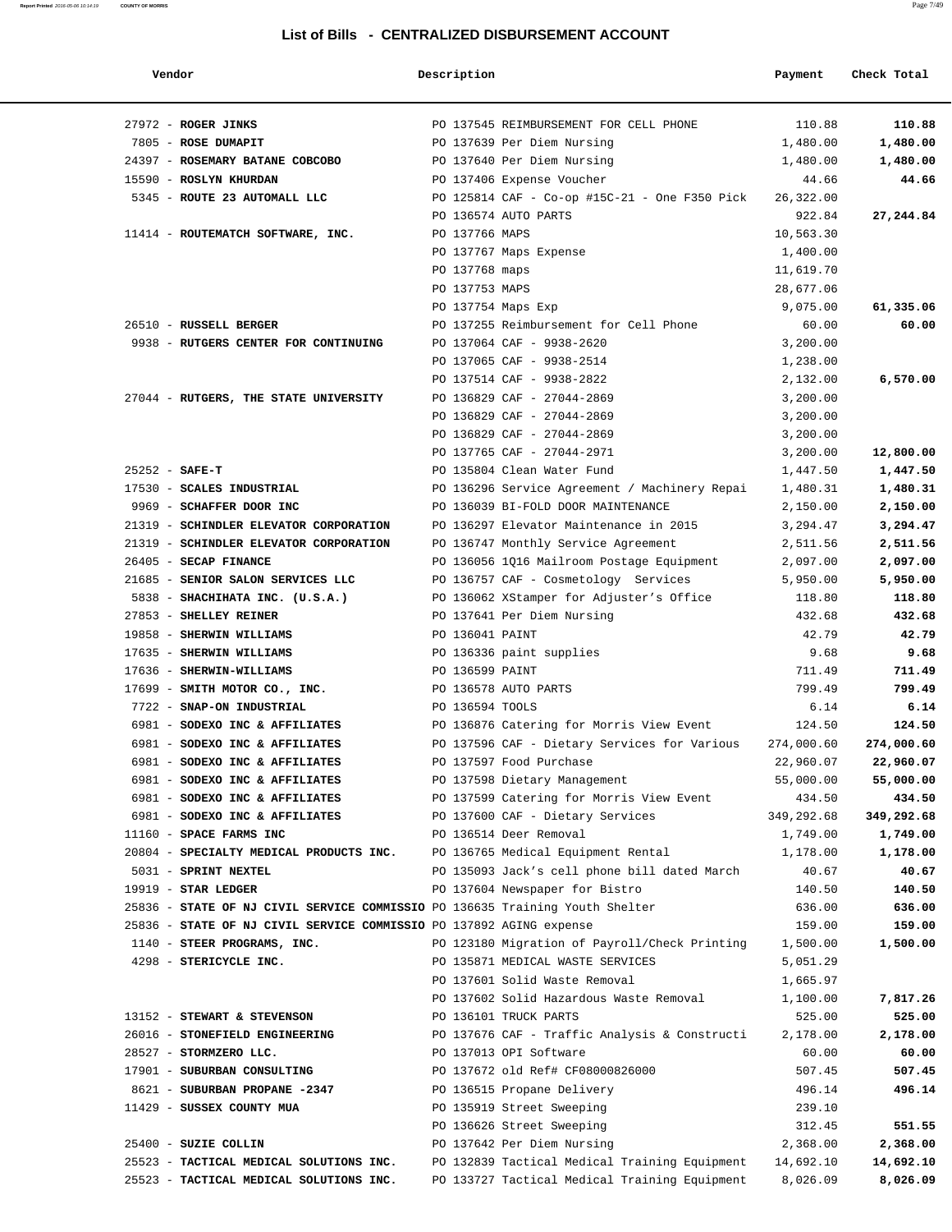## List of Bills - CENTRALIZED DISBURSEMENT ACCOUNT

| Vendor | Description | Payment | Check Total |
|---|---|---|---|
| 27972 - **ROGER JINKS** | PO 137545 REIMBURSEMENT FOR CELL PHONE | 110.88 | **110.88** |
| 7805 - **ROSE DUMAPIT** | PO 137639 Per Diem Nursing | 1,480.00 | **1,480.00** |
| 24397 - **ROSEMARY BATANE COBCOBO** | PO 137640 Per Diem Nursing | 1,480.00 | **1,480.00** |
| 15590 - **ROSLYN KHURDAN** | PO 137406 Expense Voucher | 44.66 | **44.66** |
| 5345 - **ROUTE 23 AUTOMALL LLC** | PO 125814 CAF - Co-op #15C-21 - One F350 Pick | 26,322.00 | |
| | PO 136574 AUTO PARTS | 922.84 | **27,244.84** |
| 11414 - **ROUTEMATCH SOFTWARE, INC.** | PO 137766 MAPS | 10,563.30 | |
| | PO 137767 Maps Expense | 1,400.00 | |
| | PO 137768 maps | 11,619.70 | |
| | PO 137753 MAPS | 28,677.06 | |
| | PO 137754 Maps Exp | 9,075.00 | **61,335.06** |
| 26510 - **RUSSELL BERGER** | PO 137255 Reimbursement for Cell Phone | 60.00 | **60.00** |
| 9938 - **RUTGERS CENTER FOR CONTINUING** | PO 137064 CAF - 9938-2620 | 3,200.00 | |
| | PO 137065 CAF - 9938-2514 | 1,238.00 | |
| | PO 137514 CAF - 9938-2822 | 2,132.00 | **6,570.00** |
| 27044 - **RUTGERS, THE STATE UNIVERSITY** | PO 136829 CAF - 27044-2869 | 3,200.00 | |
| | PO 136829 CAF - 27044-2869 | 3,200.00 | |
| | PO 136829 CAF - 27044-2869 | 3,200.00 | |
| | PO 137765 CAF - 27044-2971 | 3,200.00 | **12,800.00** |
| 25252 - **SAFE-T** | PO 135804 Clean Water Fund | 1,447.50 | **1,447.50** |
| 17530 - **SCALES INDUSTRIAL** | PO 136296 Service Agreement / Machinery Repai | 1,480.31 | **1,480.31** |
| 9969 - **SCHAFFER DOOR INC** | PO 136039 BI-FOLD DOOR MAINTENANCE | 2,150.00 | **2,150.00** |
| 21319 - **SCHINDLER ELEVATOR CORPORATION** | PO 136297 Elevator Maintenance in 2015 | 3,294.47 | **3,294.47** |
| 21319 - **SCHINDLER ELEVATOR CORPORATION** | PO 136747 Monthly Service Agreement | 2,511.56 | **2,511.56** |
| 26405 - **SECAP FINANCE** | PO 136056 1Q16 Mailroom Postage Equipment | 2,097.00 | **2,097.00** |
| 21685 - **SENIOR SALON SERVICES LLC** | PO 136757 CAF - Cosmetology Services | 5,950.00 | **5,950.00** |
| 5838 - **SHACHIHATA INC. (U.S.A.)** | PO 136062 XStamper for Adjuster's Office | 118.80 | **118.80** |
| 27853 - **SHELLEY REINER** | PO 137641 Per Diem Nursing | 432.68 | **432.68** |
| 19858 - **SHERWIN WILLIAMS** | PO 136041 PAINT | 42.79 | **42.79** |
| 17635 - **SHERWIN WILLIAMS** | PO 136336 paint supplies | 9.68 | **9.68** |
| 17636 - **SHERWIN-WILLIAMS** | PO 136599 PAINT | 711.49 | **711.49** |
| 17699 - **SMITH MOTOR CO., INC.** | PO 136578 AUTO PARTS | 799.49 | **799.49** |
| 7722 - **SNAP-ON INDUSTRIAL** | PO 136594 TOOLS | 6.14 | **6.14** |
| 6981 - **SODEXO INC & AFFILIATES** | PO 136876 Catering for Morris View Event | 124.50 | **124.50** |
| 6981 - **SODEXO INC & AFFILIATES** | PO 137596 CAF - Dietary Services for Various | 274,000.60 | **274,000.60** |
| 6981 - **SODEXO INC & AFFILIATES** | PO 137597 Food Purchase | 22,960.07 | **22,960.07** |
| 6981 - **SODEXO INC & AFFILIATES** | PO 137598 Dietary Management | 55,000.00 | **55,000.00** |
| 6981 - **SODEXO INC & AFFILIATES** | PO 137599 Catering for Morris View Event | 434.50 | **434.50** |
| 6981 - **SODEXO INC & AFFILIATES** | PO 137600 CAF - Dietary Services | 349,292.68 | **349,292.68** |
| 11160 - **SPACE FARMS INC** | PO 136514 Deer Removal | 1,749.00 | **1,749.00** |
| 20804 - **SPECIALTY MEDICAL PRODUCTS INC.** | PO 136765 Medical Equipment Rental | 1,178.00 | **1,178.00** |
| 5031 - **SPRINT NEXTEL** | PO 135093 Jack's cell phone bill dated March | 40.67 | **40.67** |
| 19919 - **STAR LEDGER** | PO 137604 Newspaper for Bistro | 140.50 | **140.50** |
| 25836 - **STATE OF NJ CIVIL SERVICE COMMISSIO** | PO 136635 Training Youth Shelter | 636.00 | **636.00** |
| 25836 - **STATE OF NJ CIVIL SERVICE COMMISSIO** | PO 137892 AGING expense | 159.00 | **159.00** |
| 1140 - **STEER PROGRAMS, INC.** | PO 123180 Migration of Payroll/Check Printing | 1,500.00 | **1,500.00** |
| 4298 - **STERICYCLE INC.** | PO 135871 MEDICAL WASTE SERVICES | 5,051.29 | |
| | PO 137601 Solid Waste Removal | 1,665.97 | |
| | PO 137602 Solid Hazardous Waste Removal | 1,100.00 | **7,817.26** |
| 13152 - **STEWART & STEVENSON** | PO 136101 TRUCK PARTS | 525.00 | **525.00** |
| 26016 - **STONEFIELD ENGINEERING** | PO 137676 CAF - Traffic Analysis & Constructi | 2,178.00 | **2,178.00** |
| 28527 - **STORMZERO LLC.** | PO 137013 OPI Software | 60.00 | **60.00** |
| 17901 - **SUBURBAN CONSULTING** | PO 137672 old Ref# CF08000826000 | 507.45 | **507.45** |
| 8621 - **SUBURBAN PROPANE -2347** | PO 136515 Propane Delivery | 496.14 | **496.14** |
| 11429 - **SUSSEX COUNTY MUA** | PO 135919 Street Sweeping | 239.10 | |
| | PO 136626 Street Sweeping | 312.45 | **551.55** |
| 25400 - **SUZIE COLLIN** | PO 137642 Per Diem Nursing | 2,368.00 | **2,368.00** |
| 25523 - **TACTICAL MEDICAL SOLUTIONS INC.** | PO 132839 Tactical Medical Training Equipment | 14,692.10 | **14,692.10** |
| 25523 - **TACTICAL MEDICAL SOLUTIONS INC.** | PO 133727 Tactical Medical Training Equipment | 8,026.09 | **8,026.09** |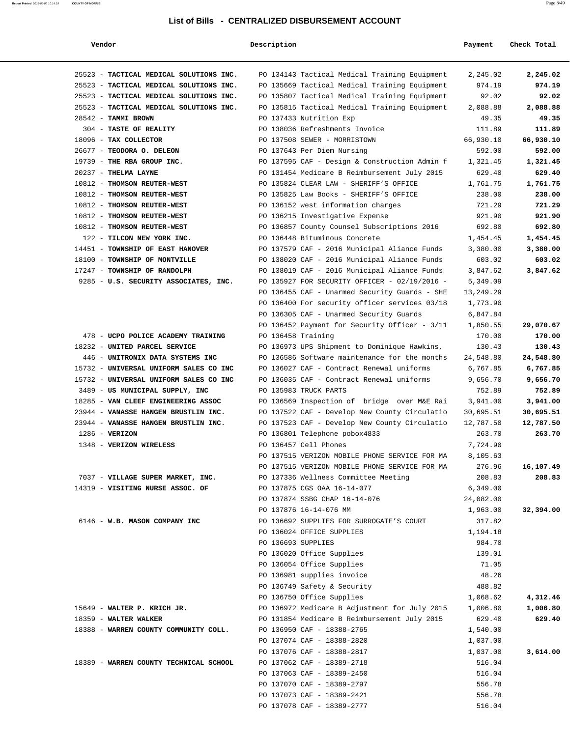# List of Bills - CENTRALIZED DISBURSEMENT ACCOUNT

| Vendor | Description | Payment | Check Total |
|---|---|---|---|
| 25523 - **TACTICAL MEDICAL SOLUTIONS INC.** | PO 134143 Tactical Medical Training Equipment | 2,245.02 | **2,245.02** |
| 25523 - **TACTICAL MEDICAL SOLUTIONS INC.** | PO 135669 Tactical Medical Training Equipment | 974.19 | **974.19** |
| 25523 - **TACTICAL MEDICAL SOLUTIONS INC.** | PO 135807 Tactical Medical Training Equipment | 92.02 | **92.02** |
| 25523 - **TACTICAL MEDICAL SOLUTIONS INC.** | PO 135815 Tactical Medical Training Equipment | 2,088.88 | **2,088.88** |
| 28542 - **TAMMI BROWN** | PO 137433 Nutrition Exp | 49.35 | **49.35** |
| 304 - **TASTE OF REALITY** | PO 138036 Refreshments Invoice | 111.89 | **111.89** |
| 18096 - **TAX COLLECTOR** | PO 137508 SEWER - MORRISTOWN | 66,930.10 | **66,930.10** |
| 26677 - **TEODORA O. DELEON** | PO 137643 Per Diem Nursing | 592.00 | **592.00** |
| 19739 - **THE RBA GROUP INC.** | PO 137595 CAF - Design & Construction Admin f | 1,321.45 | **1,321.45** |
| 20237 - **THELMA LAYNE** | PO 131454 Medicare B Reimbursement July 2015 | 629.40 | **629.40** |
| 10812 - **THOMSON REUTER-WEST** | PO 135824 CLEAR LAW - SHERIFF'S OFFICE | 1,761.75 | **1,761.75** |
| 10812 - **THOMSON REUTER-WEST** | PO 135825 Law Books - SHERIFF'S OFFICE | 238.00 | **238.00** |
| 10812 - **THOMSON REUTER-WEST** | PO 136152 west information charges | 721.29 | **721.29** |
| 10812 - **THOMSON REUTER-WEST** | PO 136215 Investigative Expense | 921.90 | **921.90** |
| 10812 - **THOMSON REUTER-WEST** | PO 136857 County Counsel Subscriptions 2016 | 692.80 | **692.80** |
| 122 - **TILCON NEW YORK INC.** | PO 136448 Bituminous Concrete | 1,454.45 | **1,454.45** |
| 14451 - **TOWNSHIP OF EAST HANOVER** | PO 137579 CAF - 2016 Municipal Aliance Funds | 3,380.00 | **3,380.00** |
| 18100 - **TOWNSHIP OF MONTVILLE** | PO 138020 CAF - 2016 Municipal Aliance Funds | 603.02 | **603.02** |
| 17247 - **TOWNSHIP OF RANDOLPH** | PO 138019 CAF - 2016 Municipal Aliance Funds | 3,847.62 | **3,847.62** |
| 9285 - **U.S. SECURITY ASSOCIATES, INC.** | PO 135927 FOR SECURITY OFFICER - 02/19/2016 - | 5,349.09 | |
| | PO 136455 CAF - Unarmed Security Guards - SHE | 13,249.29 | |
| | PO 136400 For security officer services 03/18 | 1,773.90 | |
| | PO 136305 CAF - Unarmed Security Guards | 6,847.84 | |
| | PO 136452 Payment for Security Officer - 3/11 | 1,850.55 | **29,070.67** |
| 478 - **UCPO POLICE ACADEMY TRAINING** | PO 136458 Training | 170.00 | **170.00** |
| 18232 - **UNITED PARCEL SERVICE** | PO 136973 UPS Shipment to Dominique Hawkins, | 130.43 | **130.43** |
| 446 - **UNITRONIX DATA SYSTEMS INC** | PO 136586 Software maintenance for the months | 24,548.80 | **24,548.80** |
| 15732 - **UNIVERSAL UNIFORM SALES CO INC** | PO 136027 CAF - Contract Renewal uniforms | 6,767.85 | **6,767.85** |
| 15732 - **UNIVERSAL UNIFORM SALES CO INC** | PO 136035 CAF - Contract Renewal uniforms | 9,656.70 | **9,656.70** |
| 3489 - **US MUNICIPAL SUPPLY, INC** | PO 135983 TRUCK PARTS | 752.89 | **752.89** |
| 18285 - **VAN CLEEF ENGINEERING ASSOC** | PO 136569 Inspection of bridge over M&E Rai | 3,941.00 | **3,941.00** |
| 23944 - **VANASSE HANGEN BRUSTLIN INC.** | PO 137522 CAF - Develop New County Circulatio | 30,695.51 | **30,695.51** |
| 23944 - **VANASSE HANGEN BRUSTLIN INC.** | PO 137523 CAF - Develop New County Circulatio | 12,787.50 | **12,787.50** |
| 1286 - **VERIZON** | PO 136801 Telephone pobox4833 | 263.70 | **263.70** |
| 1348 - **VERIZON WIRELESS** | PO 136457 Cell Phones | 7,724.90 | |
| | PO 137515 VERIZON MOBILE PHONE SERVICE FOR MA | 8,105.63 | |
| | PO 137515 VERIZON MOBILE PHONE SERVICE FOR MA | 276.96 | **16,107.49** |
| 7037 - **VILLAGE SUPER MARKET, INC.** | PO 137336 Wellness Committee Meeting | 208.83 | **208.83** |
| 14319 - **VISITING NURSE ASSOC. OF** | PO 137875 CGS OAA 16-14-077 | 6,349.00 | |
| | PO 137874 SSBG CHAP 16-14-076 | 24,082.00 | |
| | PO 137876 16-14-076 MM | 1,963.00 | **32,394.00** |
| 6146 - **W.B. MASON COMPANY INC** | PO 136692 SUPPLIES FOR SURROGATE'S COURT | 317.82 | |
| | PO 136024 OFFICE SUPPLIES | 1,194.18 | |
| | PO 136693 SUPPLIES | 984.70 | |
| | PO 136020 Office Supplies | 139.01 | |
| | PO 136054 Office Supplies | 71.05 | |
| | PO 136981 supplies invoice | 48.26 | |
| | PO 136749 Safety & Security | 488.82 | |
| | PO 136750 Office Supplies | 1,068.62 | **4,312.46** |
| 15649 - **WALTER P. KRICH JR.** | PO 136972 Medicare B Adjustment for July 2015 | 1,006.80 | **1,006.80** |
| 18359 - **WALTER WALKER** | PO 131854 Medicare B Reimbursement July 2015 | 629.40 | **629.40** |
| 18388 - **WARREN COUNTY COMMUNITY COLL.** | PO 136950 CAF - 18388-2765 | 1,540.00 | |
| | PO 137074 CAF - 18388-2820 | 1,037.00 | |
| | PO 137076 CAF - 18388-2817 | 1,037.00 | **3,614.00** |
| 18389 - **WARREN COUNTY TECHNICAL SCHOOL** | PO 137062 CAF - 18389-2718 | 516.04 | |
| | PO 137063 CAF - 18389-2450 | 516.04 | |
| | PO 137070 CAF - 18389-2797 | 556.78 | |
| | PO 137073 CAF - 18389-2421 | 556.78 | |
| | PO 137078 CAF - 18389-2777 | 516.04 | |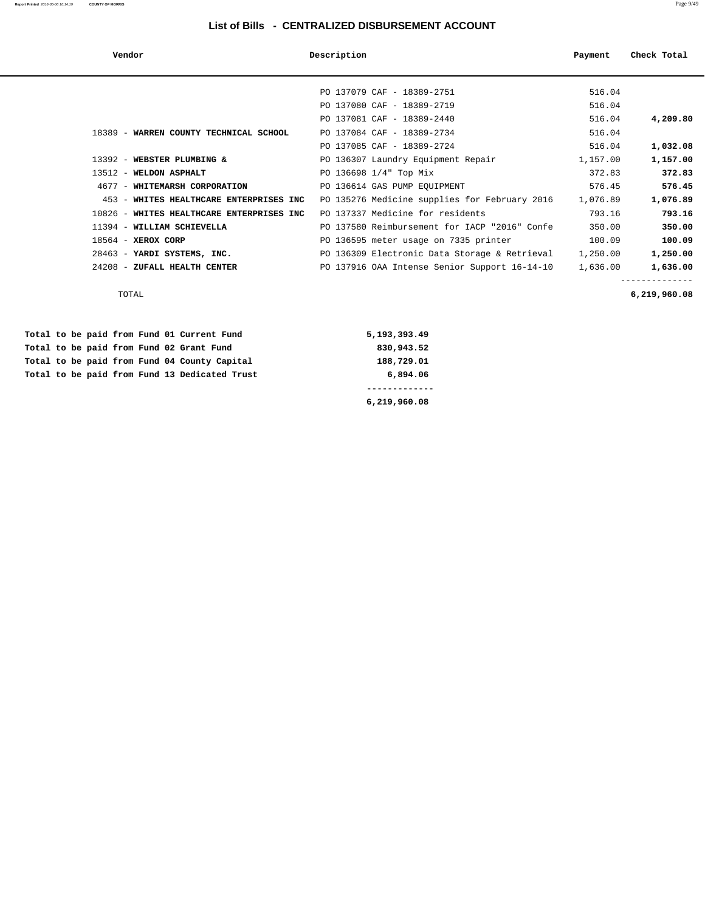# List of Bills - CENTRALIZED DISBURSEMENT ACCOUNT

| Vendor | Description | Payment | Check Total |
|---|---|---|---|
| | PO 137079 CAF - 18389-2751 | 516.04 | |
| | PO 137080 CAF - 18389-2719 | 516.04 | |
| | PO 137081 CAF - 18389-2440 | 516.04 | **4,209.80** |
| 18389 - **WARREN COUNTY TECHNICAL SCHOOL** | PO 137084 CAF - 18389-2734 | 516.04 | |
| | PO 137085 CAF - 18389-2724 | 516.04 | **1,032.08** |
| 13392 - **WEBSTER PLUMBING &** | PO 136307 Laundry Equipment Repair | 1,157.00 | **1,157.00** |
| 13512 - **WELDON ASPHALT** | PO 136698 1/4" Top Mix | 372.83 | **372.83** |
| 4677 - **WHITEMARSH CORPORATION** | PO 136614 GAS PUMP EQUIPMENT | 576.45 | **576.45** |
| 453 - **WHITES HEALTHCARE ENTERPRISES INC** | PO 135276 Medicine supplies for February 2016 | 1,076.89 | **1,076.89** |
| 10826 - **WHITES HEALTHCARE ENTERPRISES INC** | PO 137337 Medicine for residents | 793.16 | **793.16** |
| 11394 - **WILLIAM SCHIEVELLA** | PO 137580 Reimbursement for IACP "2016" Confe | 350.00 | **350.00** |
| 18564 - **XEROX CORP** | PO 136595 meter usage on 7335 printer | 100.09 | **100.09** |
| 28463 - **YARDI SYSTEMS, INC.** | PO 136309 Electronic Data Storage & Retrieval | 1,250.00 | **1,250.00** |
| 24208 - **ZUFALL HEALTH CENTER** | PO 137916 OAA Intense Senior Support 16-14-10 | 1,636.00 | **1,636.00** |
| TOTAL | | | **6,219,960.08** |

| | |
|---|---|
| **Total to be paid from Fund 01 Current Fund** | **5,193,393.49** |
| **Total to be paid from Fund 02 Grant Fund** | **830,943.52** |
| **Total to be paid from Fund 04 County Capital** | **188,729.01** |
| **Total to be paid from Fund 13 Dedicated Trust** | **6,894.06** |
| | **6,219,960.08** |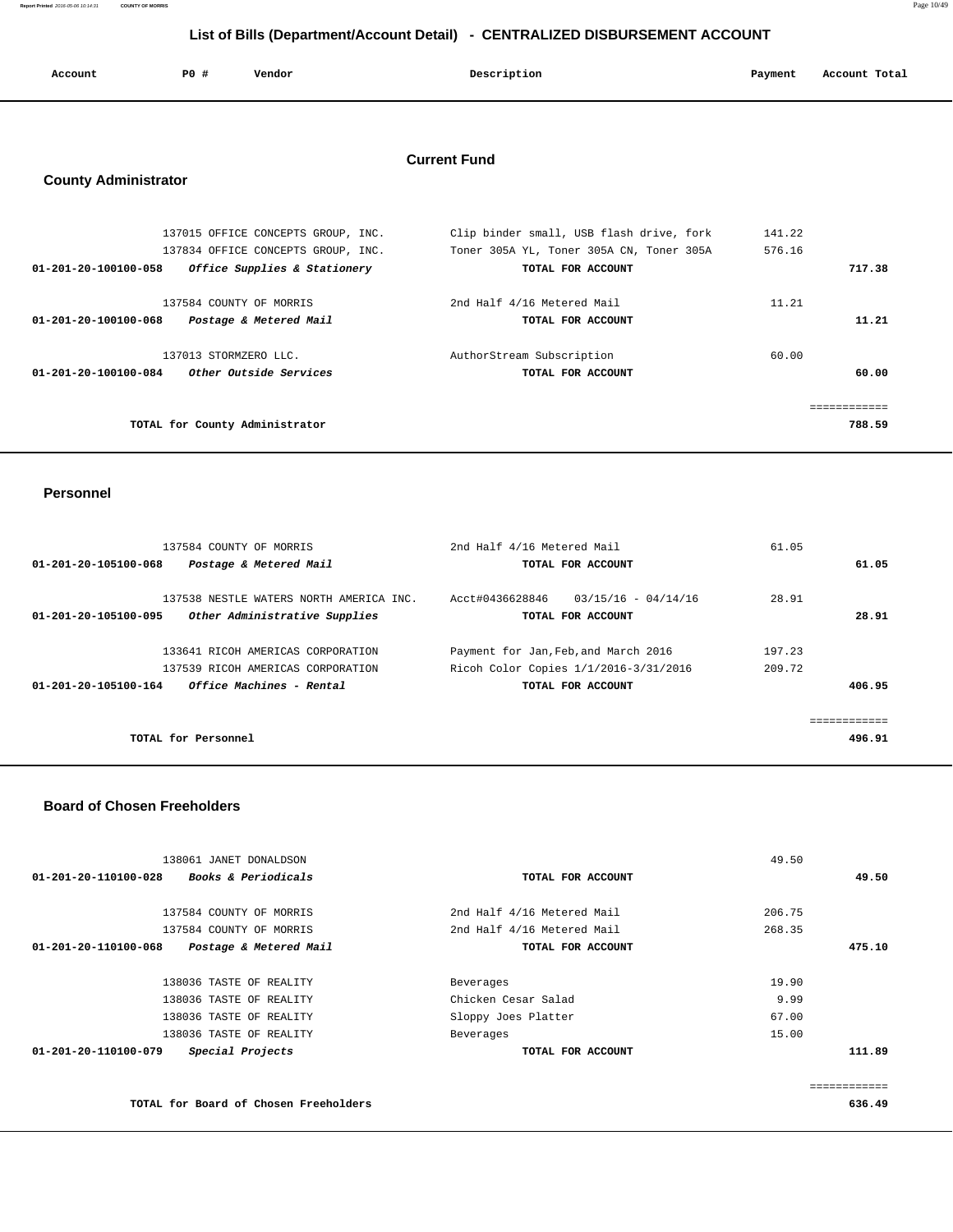## List of Bills (Department/Account Detail) - CENTRALIZED DISBURSEMENT ACCOUNT

| Account | PO # | Vendor | Description | Payment | Account Total |
|---|---|---|---|---|---|

### Current Fund

### County Administrator

| Account | PO # | Vendor | Description | Payment | Account Total |
|---|---|---|---|---|---|
| | 137015 | OFFICE CONCEPTS GROUP, INC. | Clip binder small, USB flash drive, fork | 141.22 | |
| | 137834 | OFFICE CONCEPTS GROUP, INC. | Toner 305A YL, Toner 305A CN, Toner 305A | 576.16 | |
| 01-201-20-100100-058 | | *Office Supplies & Stationery* | TOTAL FOR ACCOUNT | | 717.38 |
| | 137584 | COUNTY OF MORRIS | 2nd Half 4/16 Metered Mail | 11.21 | |
| 01-201-20-100100-068 | | *Postage & Metered Mail* | TOTAL FOR ACCOUNT | | 11.21 |
| | 137013 | STORMZERO LLC. | AuthorStream Subscription | 60.00 | |
| 01-201-20-100100-084 | | *Other Outside Services* | TOTAL FOR ACCOUNT | | 60.00 |
| | | TOTAL for County Administrator | | | 788.59 |

### Personnel

| Account | PO # | Vendor | Description | Payment | Account Total |
|---|---|---|---|---|---|
| | 137584 | COUNTY OF MORRIS | 2nd Half 4/16 Metered Mail | 61.05 | |
| 01-201-20-105100-068 | | *Postage & Metered Mail* | TOTAL FOR ACCOUNT | | 61.05 |
| | 137538 | NESTLE WATERS NORTH AMERICA INC. | Acct#0436628846 03/15/16 - 04/14/16 | 28.91 | |
| 01-201-20-105100-095 | | *Other Administrative Supplies* | TOTAL FOR ACCOUNT | | 28.91 |
| | 133641 | RICOH AMERICAS CORPORATION | Payment for Jan,Feb,and March 2016 | 197.23 | |
| | 137539 | RICOH AMERICAS CORPORATION | Ricoh Color Copies 1/1/2016-3/31/2016 | 209.72 | |
| 01-201-20-105100-164 | | *Office Machines - Rental* | TOTAL FOR ACCOUNT | | 406.95 |
| | | TOTAL for Personnel | | | 496.91 |

### Board of Chosen Freeholders

| Account | PO # | Vendor | Description | Payment | Account Total |
|---|---|---|---|---|---|
| | 138061 | JANET DONALDSON | | 49.50 | |
| 01-201-20-110100-028 | | *Books & Periodicals* | TOTAL FOR ACCOUNT | | 49.50 |
| | 137584 | COUNTY OF MORRIS | 2nd Half 4/16 Metered Mail | 206.75 | |
| | 137584 | COUNTY OF MORRIS | 2nd Half 4/16 Metered Mail | 268.35 | |
| 01-201-20-110100-068 | | *Postage & Metered Mail* | TOTAL FOR ACCOUNT | | 475.10 |
| | 138036 | TASTE OF REALITY | Beverages | 19.90 | |
| | 138036 | TASTE OF REALITY | Chicken Cesar Salad | 9.99 | |
| | 138036 | TASTE OF REALITY | Sloppy Joes Platter | 67.00 | |
| | 138036 | TASTE OF REALITY | Beverages | 15.00 | |
| 01-201-20-110100-079 | | *Special Projects* | TOTAL FOR ACCOUNT | | 111.89 |
| | | TOTAL for Board of Chosen Freeholders | | | 636.49 |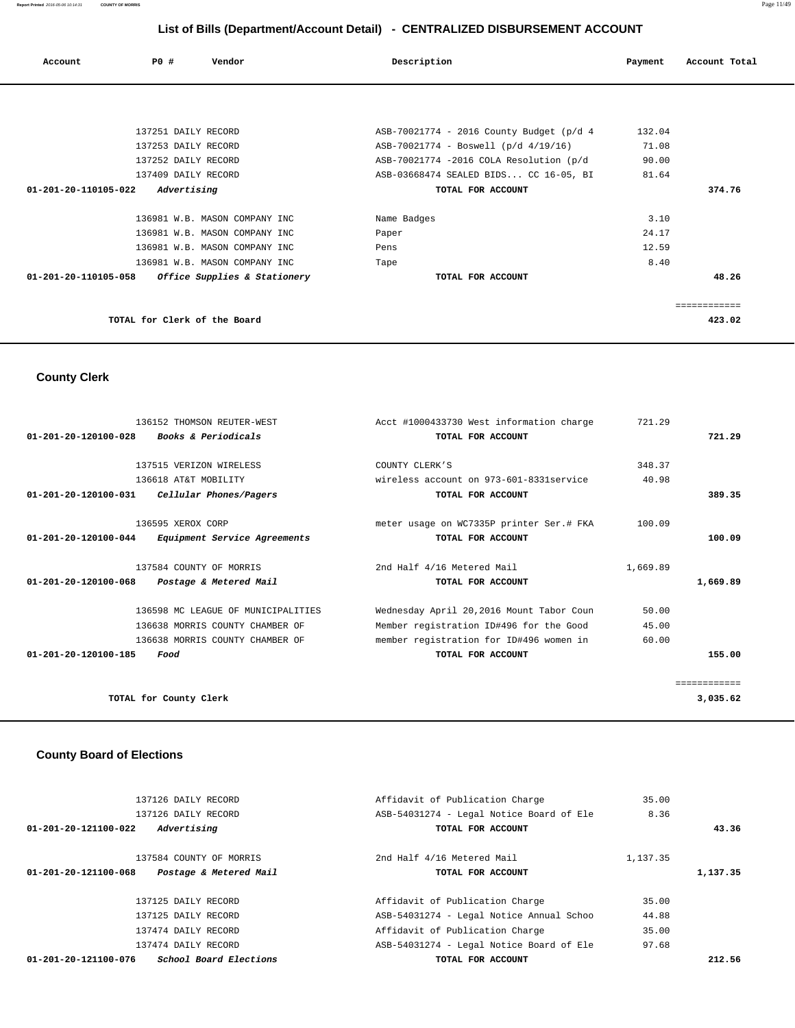# List of Bills (Department/Account Detail) - CENTRALIZED DISBURSEMENT ACCOUNT

| Account | PO # | Vendor | Description | Payment | Account Total |
|---|---|---|---|---|---|
| | 137251 | DAILY RECORD | ASB-70021774 - 2016 County Budget (p/d 4 | 132.04 | |
| | 137253 | DAILY RECORD | ASB-70021774 - Boswell (p/d 4/19/16) | 71.08 | |
| | 137252 | DAILY RECORD | ASB-70021774 -2016 COLA Resolution (p/d | 90.00 | |
| | 137409 | DAILY RECORD | ASB-03668474 SEALED BIDS... CC 16-05, BI | 81.64 | |
| **01-201-20-110105-022** | | ***Advertising*** | **TOTAL FOR ACCOUNT** | | **374.76** |
| | 136981 | W.B. MASON COMPANY INC | Name Badges | 3.10 | |
| | 136981 | W.B. MASON COMPANY INC | Paper | 24.17 | |
| | 136981 | W.B. MASON COMPANY INC | Pens | 12.59 | |
| | 136981 | W.B. MASON COMPANY INC | Tape | 8.40 | |
| **01-201-20-110105-058** | | ***Office Supplies & Stationery*** | **TOTAL FOR ACCOUNT** | | **48.26** |
| | | | | | ============ |
| | | **TOTAL for Clerk of the Board** | | | **423.02** |

## County Clerk

| Account | PO # | Vendor | Description | Payment | Account Total |
|---|---|---|---|---|---|
| | 136152 | THOMSON REUTER-WEST | Acct #1000433730 West information charge | 721.29 | |
| **01-201-20-120100-028** | | ***Books & Periodicals*** | **TOTAL FOR ACCOUNT** | | **721.29** |
| | 137515 | VERIZON WIRELESS | COUNTY CLERK'S | 348.37 | |
| | 136618 | AT&T MOBILITY | wireless account on 973-601-8331service | 40.98 | |
| **01-201-20-120100-031** | | ***Cellular Phones/Pagers*** | **TOTAL FOR ACCOUNT** | | **389.35** |
| | 136595 | XEROX CORP | meter usage on WC7335P printer Ser.# FKA | 100.09 | |
| **01-201-20-120100-044** | | ***Equipment Service Agreements*** | **TOTAL FOR ACCOUNT** | | **100.09** |
| | 137584 | COUNTY OF MORRIS | 2nd Half 4/16 Metered Mail | 1,669.89 | |
| **01-201-20-120100-068** | | ***Postage & Metered Mail*** | **TOTAL FOR ACCOUNT** | | **1,669.89** |
| | 136598 | MC LEAGUE OF MUNICIPALITIES | Wednesday April 20,2016 Mount Tabor Coun | 50.00 | |
| | 136638 | MORRIS COUNTY CHAMBER OF | Member registration ID#496 for the Good | 45.00 | |
| | 136638 | MORRIS COUNTY CHAMBER OF | member registration for ID#496 women in | 60.00 | |
| **01-201-20-120100-185** | | ***Food*** | **TOTAL FOR ACCOUNT** | | **155.00** |
| | | | | | ============ |
| | | **TOTAL for County Clerk** | | | **3,035.62** |

## County Board of Elections

| Account | PO # | Vendor | Description | Payment | Account Total |
|---|---|---|---|---|---|
| | 137126 | DAILY RECORD | Affidavit of Publication Charge | 35.00 | |
| | 137126 | DAILY RECORD | ASB-54031274 - Legal Notice Board of Ele | 8.36 | |
| **01-201-20-121100-022** | | ***Advertising*** | **TOTAL FOR ACCOUNT** | | **43.36** |
| | 137584 | COUNTY OF MORRIS | 2nd Half 4/16 Metered Mail | 1,137.35 | |
| **01-201-20-121100-068** | | ***Postage & Metered Mail*** | **TOTAL FOR ACCOUNT** | | **1,137.35** |
| | 137125 | DAILY RECORD | Affidavit of Publication Charge | 35.00 | |
| | 137125 | DAILY RECORD | ASB-54031274 - Legal Notice Annual Schoo | 44.88 | |
| | 137474 | DAILY RECORD | Affidavit of Publication Charge | 35.00 | |
| | 137474 | DAILY RECORD | ASB-54031274 - Legal Notice Board of Ele | 97.68 | |
| **01-201-20-121100-076** | | ***School Board Elections*** | **TOTAL FOR ACCOUNT** | | **212.56** |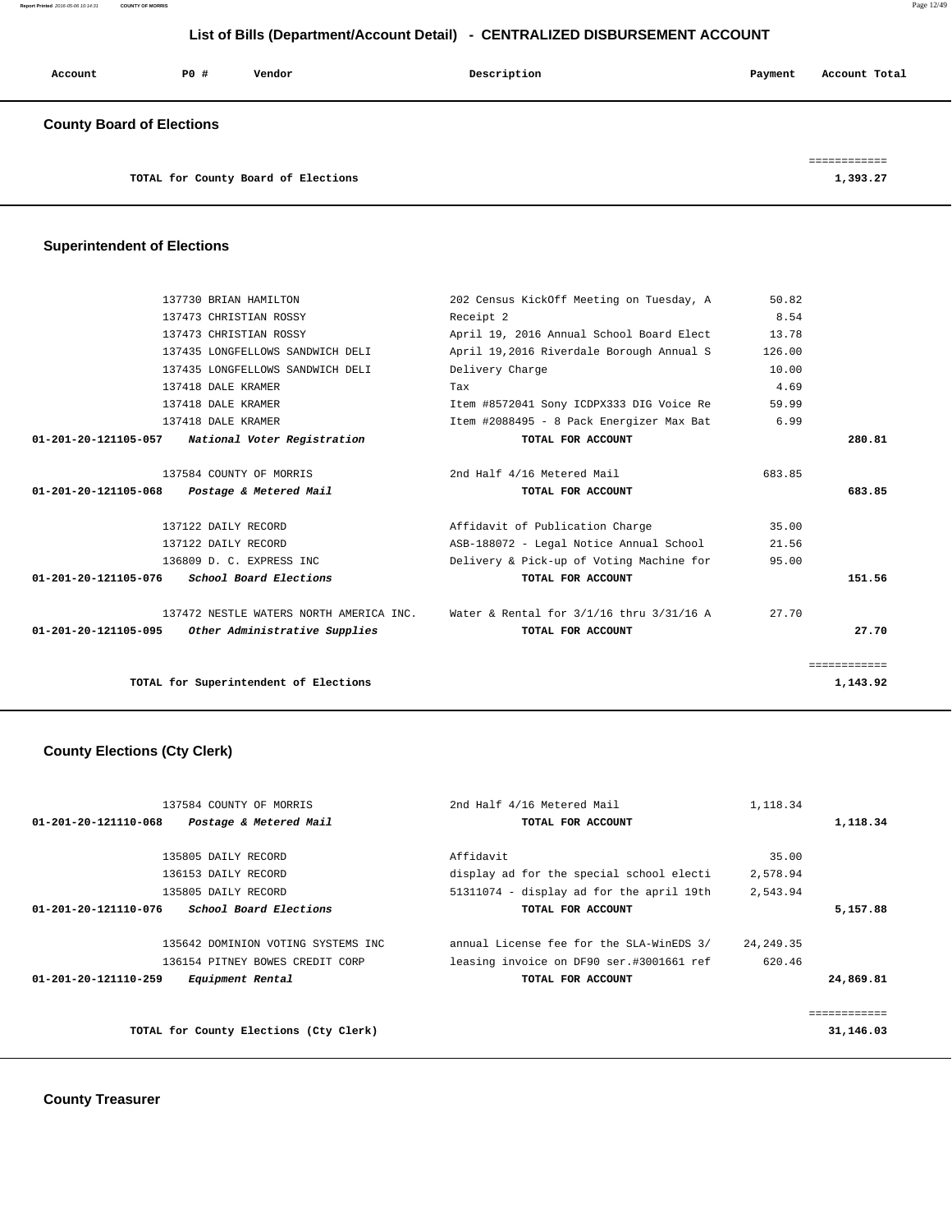# List of Bills (Department/Account Detail) - CENTRALIZED DISBURSEMENT ACCOUNT

| Account | PO # | Vendor | Description | Payment | Account Total |
|---|---|---|---|---|---|

## County Board of Elections

| | | | | | |
|---|---|---|---|---|---|
| | | TOTAL for County Board of Elections | | | 1,393.27 |

## Superintendent of Elections

| Account | PO # | Vendor | Description | Payment | Account Total |
|---|---|---|---|---|---|
| | 137730 | BRIAN HAMILTON | 202 Census KickOff Meeting on Tuesday, A | 50.82 | |
| | 137473 | CHRISTIAN ROSSY | Receipt 2 | 8.54 | |
| | 137473 | CHRISTIAN ROSSY | April 19, 2016 Annual School Board Elect | 13.78 | |
| | 137435 | LONGFELLOWS SANDWICH DELI | April 19,2016 Riverdale Borough Annual S | 126.00 | |
| | 137435 | LONGFELLOWS SANDWICH DELI | Delivery Charge | 10.00 | |
| | 137418 | DALE KRAMER | Tax | 4.69 | |
| | 137418 | DALE KRAMER | Item #8572041 Sony ICDPX333 DIG Voice Re | 59.99 | |
| | 137418 | DALE KRAMER | Item #2088495 - 8 Pack Energizer Max Bat | 6.99 | |
| 01-201-20-121105-057 | | *National Voter Registration* | TOTAL FOR ACCOUNT | | 280.81 |
| | 137584 | COUNTY OF MORRIS | 2nd Half 4/16 Metered Mail | 683.85 | |
| 01-201-20-121105-068 | | *Postage & Metered Mail* | TOTAL FOR ACCOUNT | | 683.85 |
| | 137122 | DAILY RECORD | Affidavit of Publication Charge | 35.00 | |
| | 137122 | DAILY RECORD | ASB-188072 - Legal Notice Annual School | 21.56 | |
| | 136809 | D. C. EXPRESS INC | Delivery & Pick-up of Voting Machine for | 95.00 | |
| 01-201-20-121105-076 | | *School Board Elections* | TOTAL FOR ACCOUNT | | 151.56 |
| | 137472 | NESTLE WATERS NORTH AMERICA INC. | Water & Rental for 3/1/16 thru 3/31/16 A | 27.70 | |
| 01-201-20-121105-095 | | *Other Administrative Supplies* | TOTAL FOR ACCOUNT | | 27.70 |
| | | TOTAL for Superintendent of Elections | | | 1,143.92 |

## County Elections (Cty Clerk)

| Account | PO # | Vendor | Description | Payment | Account Total |
|---|---|---|---|---|---|
| | 137584 | COUNTY OF MORRIS | 2nd Half 4/16 Metered Mail | 1,118.34 | |
| 01-201-20-121110-068 | | *Postage & Metered Mail* | TOTAL FOR ACCOUNT | | 1,118.34 |
| | 135805 | DAILY RECORD | Affidavit | 35.00 | |
| | 136153 | DAILY RECORD | display ad for the special school electi | 2,578.94 | |
| | 135805 | DAILY RECORD | 51311074 - display ad for the april 19th | 2,543.94 | |
| 01-201-20-121110-076 | | *School Board Elections* | TOTAL FOR ACCOUNT | | 5,157.88 |
| | 135642 | DOMINION VOTING SYSTEMS INC | annual License fee for the SLA-WinEDS 3/ | 24,249.35 | |
| | 136154 | PITNEY BOWES CREDIT CORP | leasing invoice on DF90 ser.#3001661 ref | 620.46 | |
| 01-201-20-121110-259 | | *Equipment Rental* | TOTAL FOR ACCOUNT | | 24,869.81 |
| | | TOTAL for County Elections (Cty Clerk) | | | 31,146.03 |

## County Treasurer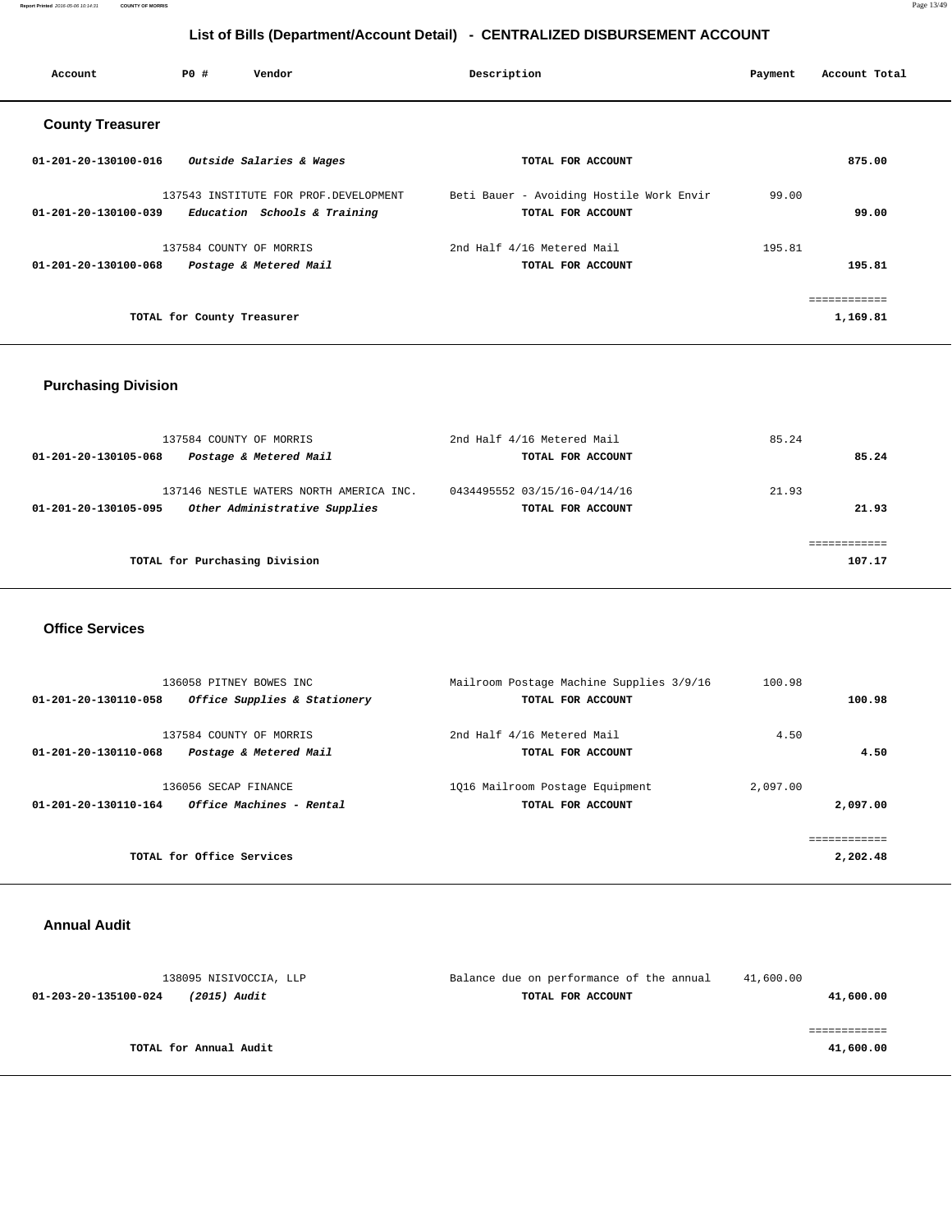## List of Bills (Department/Account Detail) - CENTRALIZED DISBURSEMENT ACCOUNT

| Account | PO # | Vendor | Description | Payment | Account Total |
|---|---|---|---|---|---|

### County Treasurer

| Account | PO # | Vendor | Description | Payment | Account Total |
|---|---|---|---|---|---|
| 01-201-20-130100-016 | | *Outside Salaries & Wages* | TOTAL FOR ACCOUNT | | 875.00 |
| | 137543 | INSTITUTE FOR PROF.DEVELOPMENT | Beti Bauer - Avoiding Hostile Work Envir | 99.00 | |
| 01-201-20-130100-039 | | *Education Schools & Training* | TOTAL FOR ACCOUNT | | 99.00 |
| | 137584 | COUNTY OF MORRIS | 2nd Half 4/16 Metered Mail | 195.81 | |
| 01-201-20-130100-068 | | *Postage & Metered Mail* | TOTAL FOR ACCOUNT | | 195.81 |
| | | | | | ============ |
| | | TOTAL for County Treasurer | | | 1,169.81 |

### Purchasing Division

| Account | PO # | Vendor | Description | Payment | Account Total |
|---|---|---|---|---|---|
| | 137584 | COUNTY OF MORRIS | 2nd Half 4/16 Metered Mail | 85.24 | |
| 01-201-20-130105-068 | | *Postage & Metered Mail* | TOTAL FOR ACCOUNT | | 85.24 |
| | 137146 | NESTLE WATERS NORTH AMERICA INC. | 0434495552 03/15/16-04/14/16 | 21.93 | |
| 01-201-20-130105-095 | | *Other Administrative Supplies* | TOTAL FOR ACCOUNT | | 21.93 |
| | | | | | ============ |
| | | TOTAL for Purchasing Division | | | 107.17 |

### Office Services

| Account | PO # | Vendor | Description | Payment | Account Total |
|---|---|---|---|---|---|
| | 136058 | PITNEY BOWES INC | Mailroom Postage Machine Supplies 3/9/16 | 100.98 | |
| 01-201-20-130110-058 | | *Office Supplies & Stationery* | TOTAL FOR ACCOUNT | | 100.98 |
| | 137584 | COUNTY OF MORRIS | 2nd Half 4/16 Metered Mail | 4.50 | |
| 01-201-20-130110-068 | | *Postage & Metered Mail* | TOTAL FOR ACCOUNT | | 4.50 |
| | 136056 | SECAP FINANCE | 1Q16 Mailroom Postage Equipment | 2,097.00 | |
| 01-201-20-130110-164 | | *Office Machines - Rental* | TOTAL FOR ACCOUNT | | 2,097.00 |
| | | | | | ============ |
| | | TOTAL for Office Services | | | 2,202.48 |

### Annual Audit

| Account | PO # | Vendor | Description | Payment | Account Total |
|---|---|---|---|---|---|
| | 138095 | NISIVOCCIA, LLP | Balance due on performance of the annual | 41,600.00 | |
| 01-203-20-135100-024 | | *(2015) Audit* | TOTAL FOR ACCOUNT | | 41,600.00 |
| | | | | | ============ |
| | | TOTAL for Annual Audit | | | 41,600.00 |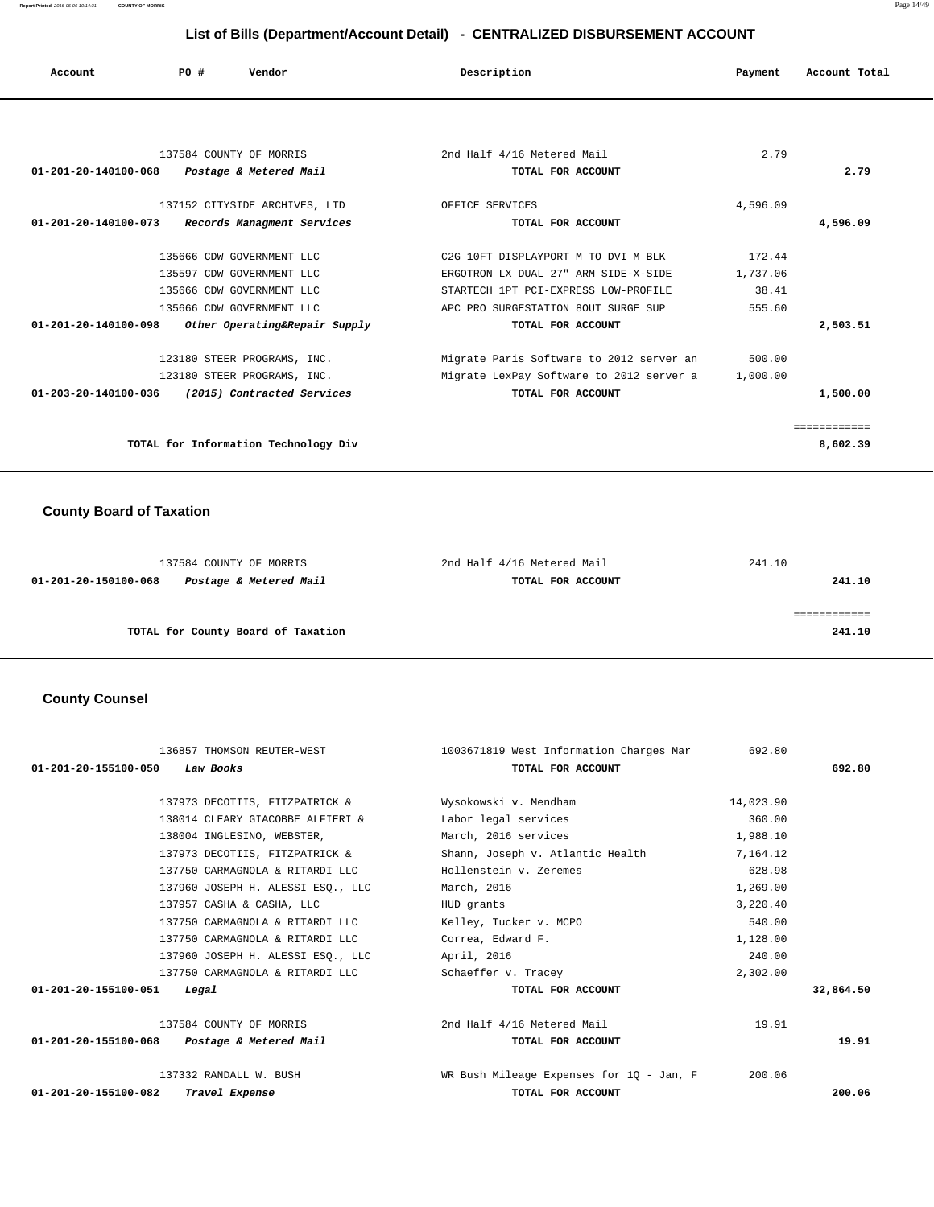# List of Bills (Department/Account Detail) - CENTRALIZED DISBURSEMENT ACCOUNT

| Account | PO # | Vendor | Description | Payment | Account Total |
|---|---|---|---|---|---|
| | 137584 | COUNTY OF MORRIS | 2nd Half 4/16 Metered Mail | 2.79 | |
| 01-201-20-140100-068 | | *Postage & Metered Mail* | TOTAL FOR ACCOUNT | | 2.79 |
| | 137152 | CITYSIDE ARCHIVES, LTD | OFFICE SERVICES | 4,596.09 | |
| 01-201-20-140100-073 | | *Records Managment Services* | TOTAL FOR ACCOUNT | | 4,596.09 |
| | 135666 | CDW GOVERNMENT LLC | C2G 10FT DISPLAYPORT M TO DVI M BLK | 172.44 | |
| | 135597 | CDW GOVERNMENT LLC | ERGOTRON LX DUAL 27" ARM SIDE-X-SIDE | 1,737.06 | |
| | 135666 | CDW GOVERNMENT LLC | STARTECH 1PT PCI-EXPRESS LOW-PROFILE | 38.41 | |
| | 135666 | CDW GOVERNMENT LLC | APC PRO SURGESTATION 8OUT SURGE SUP | 555.60 | |
| 01-201-20-140100-098 | | *Other Operating&Repair Supply* | TOTAL FOR ACCOUNT | | 2,503.51 |
| | 123180 | STEER PROGRAMS, INC. | Migrate Paris Software to 2012 server an | 500.00 | |
| | 123180 | STEER PROGRAMS, INC. | Migrate LexPay Software to 2012 server a | 1,000.00 | |
| 01-203-20-140100-036 | | *(2015) Contracted Services* | TOTAL FOR ACCOUNT | | 1,500.00 |
| | | | | | ============ |
| | | TOTAL for Information Technology Div | | | 8,602.39 |

## County Board of Taxation

| Account | PO # | Vendor | Description | Payment | Account Total |
|---|---|---|---|---|---|
| | 137584 | COUNTY OF MORRIS | 2nd Half 4/16 Metered Mail | 241.10 | |
| 01-201-20-150100-068 | | *Postage & Metered Mail* | TOTAL FOR ACCOUNT | | 241.10 |
| | | | | | ============ |
| | | TOTAL for County Board of Taxation | | | 241.10 |

## County Counsel

| Account | PO # | Vendor | Description | Payment | Account Total |
|---|---|---|---|---|---|
| | 136857 | THOMSON REUTER-WEST | 1003671819 West Information Charges Mar | 692.80 | |
| 01-201-20-155100-050 | | *Law Books* | TOTAL FOR ACCOUNT | | 692.80 |
| | 137973 | DECOTIIS, FITZPATRICK & | Wysokowski v. Mendham | 14,023.90 | |
| | 138014 | CLEARY GIACOBBE ALFIERI & | Labor legal services | 360.00 | |
| | 138004 | INGLESINO, WEBSTER, | March, 2016 services | 1,988.10 | |
| | 137973 | DECOTIIS, FITZPATRICK & | Shann, Joseph v. Atlantic Health | 7,164.12 | |
| | 137750 | CARMAGNOLA & RITARDI LLC | Hollenstein v. Zeremes | 628.98 | |
| | 137960 | JOSEPH H. ALESSI ESQ., LLC | March, 2016 | 1,269.00 | |
| | 137957 | CASHA & CASHA, LLC | HUD grants | 3,220.40 | |
| | 137750 | CARMAGNOLA & RITARDI LLC | Kelley, Tucker v. MCPO | 540.00 | |
| | 137750 | CARMAGNOLA & RITARDI LLC | Correa, Edward F. | 1,128.00 | |
| | 137960 | JOSEPH H. ALESSI ESQ., LLC | April, 2016 | 240.00 | |
| | 137750 | CARMAGNOLA & RITARDI LLC | Schaeffer v. Tracey | 2,302.00 | |
| 01-201-20-155100-051 | | *Legal* | TOTAL FOR ACCOUNT | | 32,864.50 |
| | 137584 | COUNTY OF MORRIS | 2nd Half 4/16 Metered Mail | 19.91 | |
| 01-201-20-155100-068 | | *Postage & Metered Mail* | TOTAL FOR ACCOUNT | | 19.91 |
| | 137332 | RANDALL W. BUSH | WR Bush Mileage Expenses for 1Q - Jan, F | 200.06 | |
| 01-201-20-155100-082 | | *Travel Expense* | TOTAL FOR ACCOUNT | | 200.06 |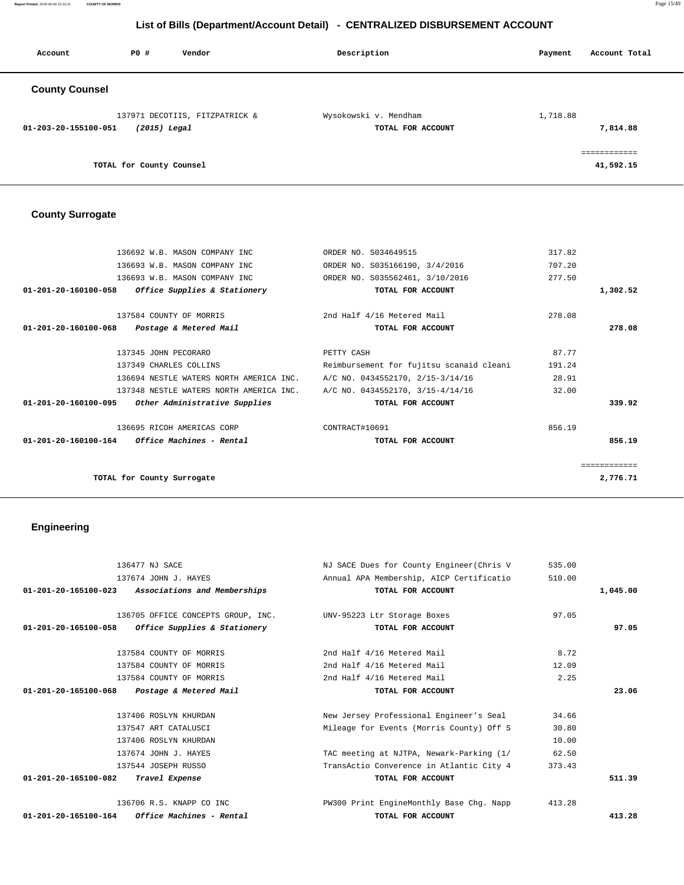## List of Bills (Department/Account Detail) - CENTRALIZED DISBURSEMENT ACCOUNT

| Account | PO # | Vendor | Description | Payment | Account Total |
|---|---|---|---|---|---|

### County Counsel

| Account | PO # | Vendor | Description | Payment | Account Total |
|---|---|---|---|---|---|
| | 137971 | DECOTIIS, FITZPATRICK & | Wysokowski v. Mendham | 1,718.88 | |
| 01-203-20-155100-051 | | *(2015) Legal* | **TOTAL FOR ACCOUNT** | | **7,814.88** |
| | | | | | ============ |
| | | **TOTAL for County Counsel** | | | **41,592.15** |

### County Surrogate

| Account | PO # | Vendor | Description | Payment | Account Total |
|---|---|---|---|---|---|
| | 136692 | W.B. MASON COMPANY INC | ORDER NO. S034649515 | 317.82 | |
| | 136693 | W.B. MASON COMPANY INC | ORDER NO. S035166190, 3/4/2016 | 707.20 | |
| | 136693 | W.B. MASON COMPANY INC | ORDER NO. S035562461, 3/10/2016 | 277.50 | |
| 01-201-20-160100-058 | | *Office Supplies & Stationery* | **TOTAL FOR ACCOUNT** | | **1,302.52** |
| | 137584 | COUNTY OF MORRIS | 2nd Half 4/16 Metered Mail | 278.08 | |
| 01-201-20-160100-068 | | *Postage & Metered Mail* | **TOTAL FOR ACCOUNT** | | **278.08** |
| | 137345 | JOHN PECORARO | PETTY CASH | 87.77 | |
| | 137349 | CHARLES COLLINS | Reimbursement for fujitsu scanaid cleani | 191.24 | |
| | 136694 | NESTLE WATERS NORTH AMERICA INC. | A/C NO. 0434552170, 2/15-3/14/16 | 28.91 | |
| | 137348 | NESTLE WATERS NORTH AMERICA INC. | A/C NO. 0434552170, 3/15-4/14/16 | 32.00 | |
| 01-201-20-160100-095 | | *Other Administrative Supplies* | **TOTAL FOR ACCOUNT** | | **339.92** |
| | 136695 | RICOH AMERICAS CORP | CONTRACT#10691 | 856.19 | |
| 01-201-20-160100-164 | | *Office Machines - Rental* | **TOTAL FOR ACCOUNT** | | **856.19** |
| | | | | | ============ |
| | | **TOTAL for County Surrogate** | | | **2,776.71** |

### Engineering

| Account | PO # | Vendor | Description | Payment | Account Total |
|---|---|---|---|---|---|
| | 136477 | NJ SACE | NJ SACE Dues for County Engineer(Chris V | 535.00 | |
| | 137674 | JOHN J. HAYES | Annual APA Membership, AICP Certificatio | 510.00 | |
| 01-201-20-165100-023 | | *Associations and Memberships* | **TOTAL FOR ACCOUNT** | | **1,045.00** |
| | 136705 | OFFICE CONCEPTS GROUP, INC. | UNV-95223 Ltr Storage Boxes | 97.05 | |
| 01-201-20-165100-058 | | *Office Supplies & Stationery* | **TOTAL FOR ACCOUNT** | | **97.05** |
| | 137584 | COUNTY OF MORRIS | 2nd Half 4/16 Metered Mail | 8.72 | |
| | 137584 | COUNTY OF MORRIS | 2nd Half 4/16 Metered Mail | 12.09 | |
| | 137584 | COUNTY OF MORRIS | 2nd Half 4/16 Metered Mail | 2.25 | |
| 01-201-20-165100-068 | | *Postage & Metered Mail* | **TOTAL FOR ACCOUNT** | | **23.06** |
| | 137406 | ROSLYN KHURDAN | New Jersey Professional Engineer's Seal | 34.66 | |
| | 137547 | ART CATALUSCI | Mileage for Events (Morris County) Off S | 30.80 | |
| | 137406 | ROSLYN KHURDAN | | 10.00 | |
| | 137674 | JOHN J. HAYES | TAC meeting at NJTPA, Newark-Parking (1/ | 62.50 | |
| | 137544 | JOSEPH RUSSO | TransActio Converence in Atlantic City 4 | 373.43 | |
| 01-201-20-165100-082 | | *Travel Expense* | **TOTAL FOR ACCOUNT** | | **511.39** |
| | 136706 | R.S. KNAPP CO INC | PW300 Print EngineMonthly Base Chg. Napp | 413.28 | |
| 01-201-20-165100-164 | | *Office Machines - Rental* | **TOTAL FOR ACCOUNT** | | **413.28** |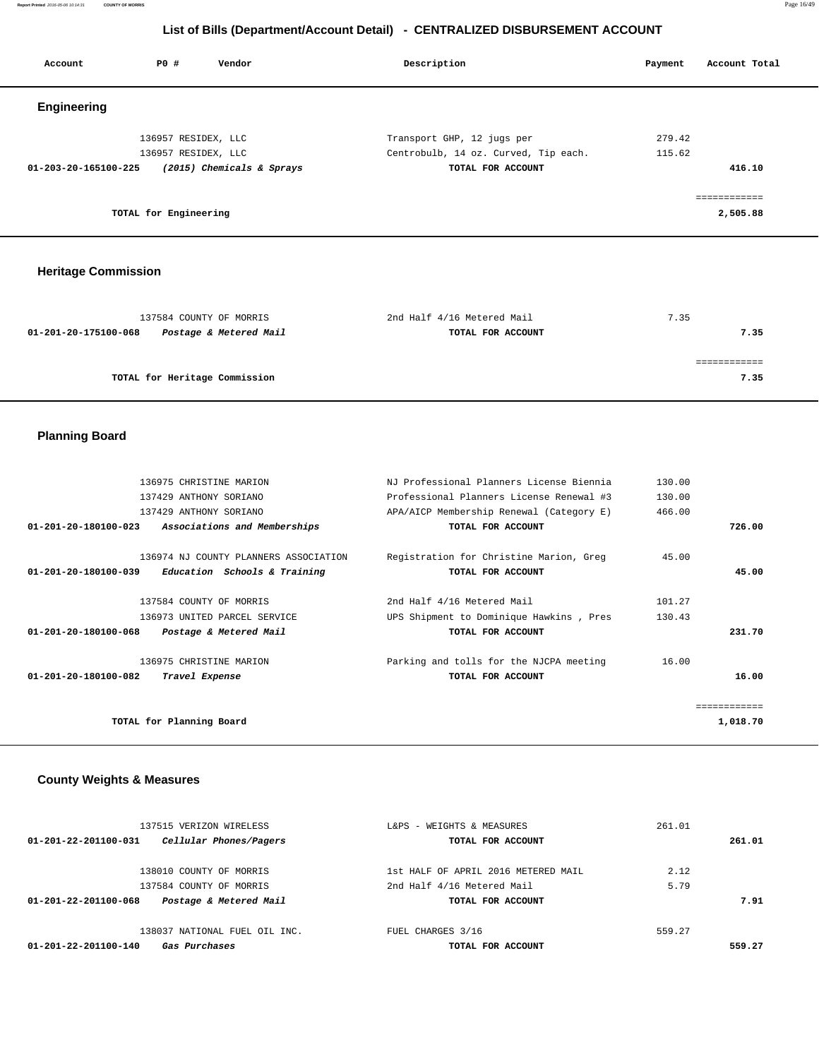## List of Bills (Department/Account Detail) - CENTRALIZED DISBURSEMENT ACCOUNT

| Account | PO # | Vendor | Description | Payment | Account Total |
|---|---|---|---|---|---|

### Engineering

| Account | PO # | Vendor | Description | Payment | Account Total |
|---|---|---|---|---|---|
| | 136957 | RESIDEX, LLC | Transport GHP, 12 jugs per | 279.42 | |
| | 136957 | RESIDEX, LLC | Centrobulb, 14 oz. Curved, Tip each. | 115.62 | |
| 01-203-20-165100-225 | | *(2015) Chemicals & Sprays* | TOTAL FOR ACCOUNT | | 416.10 |
| | | TOTAL for Engineering | | | 2,505.88 |

### Heritage Commission

| Account | PO # | Vendor | Description | Payment | Account Total |
|---|---|---|---|---|---|
| | 137584 | COUNTY OF MORRIS | 2nd Half 4/16 Metered Mail | 7.35 | |
| 01-201-20-175100-068 | | *Postage & Metered Mail* | TOTAL FOR ACCOUNT | | 7.35 |
| | | TOTAL for Heritage Commission | | | 7.35 |

### Planning Board

| Account | PO # | Vendor | Description | Payment | Account Total |
|---|---|---|---|---|---|
| | 136975 | CHRISTINE MARION | NJ Professional Planners License Biennia | 130.00 | |
| | 137429 | ANTHONY SORIANO | Professional Planners License Renewal #3 | 130.00 | |
| | 137429 | ANTHONY SORIANO | APA/AICP Membership Renewal (Category E) | 466.00 | |
| 01-201-20-180100-023 | | *Associations and Memberships* | TOTAL FOR ACCOUNT | | 726.00 |
| | 136974 | NJ COUNTY PLANNERS ASSOCIATION | Registration for Christine Marion, Greg | 45.00 | |
| 01-201-20-180100-039 | | *Education Schools & Training* | TOTAL FOR ACCOUNT | | 45.00 |
| | 137584 | COUNTY OF MORRIS | 2nd Half 4/16 Metered Mail | 101.27 | |
| | 136973 | UNITED PARCEL SERVICE | UPS Shipment to Dominique Hawkins , Pres | 130.43 | |
| 01-201-20-180100-068 | | *Postage & Metered Mail* | TOTAL FOR ACCOUNT | | 231.70 |
| | 136975 | CHRISTINE MARION | Parking and tolls for the NJCPA meeting | 16.00 | |
| 01-201-20-180100-082 | | *Travel Expense* | TOTAL FOR ACCOUNT | | 16.00 |
| | | TOTAL for Planning Board | | | 1,018.70 |

### County Weights & Measures

| Account | PO # | Vendor | Description | Payment | Account Total |
|---|---|---|---|---|---|
| | 137515 | VERIZON WIRELESS | L&PS - WEIGHTS & MEASURES | 261.01 | |
| 01-201-22-201100-031 | | *Cellular Phones/Pagers* | TOTAL FOR ACCOUNT | | 261.01 |
| | 138010 | COUNTY OF MORRIS | 1st HALF OF APRIL 2016 METERED MAIL | 2.12 | |
| | 137584 | COUNTY OF MORRIS | 2nd Half 4/16 Metered Mail | 5.79 | |
| 01-201-22-201100-068 | | *Postage & Metered Mail* | TOTAL FOR ACCOUNT | | 7.91 |
| | 138037 | NATIONAL FUEL OIL INC. | FUEL CHARGES 3/16 | 559.27 | |
| 01-201-22-201100-140 | | *Gas Purchases* | TOTAL FOR ACCOUNT | | 559.27 |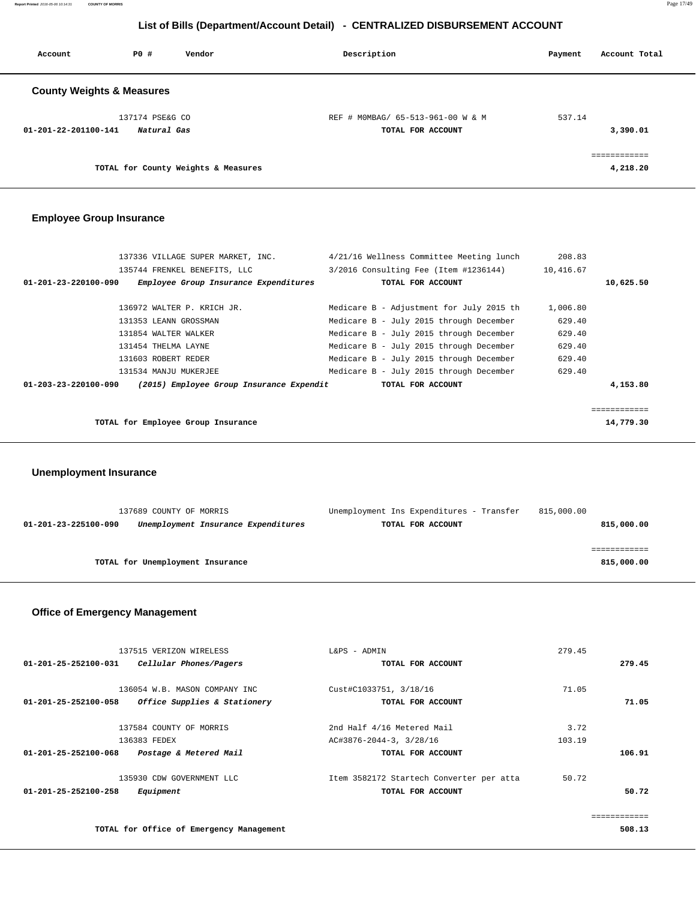# List of Bills (Department/Account Detail) - CENTRALIZED DISBURSEMENT ACCOUNT

| Account | PO # | Vendor | Description | Payment | Account Total |
|---|---|---|---|---|---|

## County Weights & Measures

| Account | PO # | Vendor | Description | Payment | Account Total |
|---|---|---|---|---|---|
| | 137174 | PSE&G CO | REF # M0MBAG/ 65-513-961-00 W & M | 537.14 | |
| 01-201-22-201100-141 | | *Natural Gas* | TOTAL FOR ACCOUNT | | 3,390.01 |
| | | | | | ============ |
| | | TOTAL for County Weights & Measures | | | 4,218.20 |

## Employee Group Insurance

| Account | PO # | Vendor | Description | Payment | Account Total |
|---|---|---|---|---|---|
| | 137336 | VILLAGE SUPER MARKET, INC. | 4/21/16 Wellness Committee Meeting lunch | 208.83 | |
| | 135744 | FRENKEL BENEFITS, LLC | 3/2016 Consulting Fee (Item #1236144) | 10,416.67 | |
| 01-201-23-220100-090 | | *Employee Group Insurance Expenditures* | TOTAL FOR ACCOUNT | | 10,625.50 |
| | 136972 | WALTER P. KRICH JR. | Medicare B - Adjustment for July 2015 th | 1,006.80 | |
| | 131353 | LEANN GROSSMAN | Medicare B - July 2015 through December | 629.40 | |
| | 131854 | WALTER WALKER | Medicare B - July 2015 through December | 629.40 | |
| | 131454 | THELMA LAYNE | Medicare B - July 2015 through December | 629.40 | |
| | 131603 | ROBERT REDER | Medicare B - July 2015 through December | 629.40 | |
| | 131534 | MANJU MUKERJEE | Medicare B - July 2015 through December | 629.40 | |
| 01-203-23-220100-090 | | *(2015) Employee Group Insurance Expendit* | TOTAL FOR ACCOUNT | | 4,153.80 |
| | | | | | ============ |
| | | TOTAL for Employee Group Insurance | | | 14,779.30 |

## Unemployment Insurance

| Account | PO # | Vendor | Description | Payment | Account Total |
|---|---|---|---|---|---|
| | 137689 | COUNTY OF MORRIS | Unemployment Ins Expenditures - Transfer | 815,000.00 | |
| 01-201-23-225100-090 | | *Unemployment Insurance Expenditures* | TOTAL FOR ACCOUNT | | 815,000.00 |
| | | | | | ============ |
| | | TOTAL for Unemployment Insurance | | | 815,000.00 |

## Office of Emergency Management

| Account | PO # | Vendor | Description | Payment | Account Total |
|---|---|---|---|---|---|
| | 137515 | VERIZON WIRELESS | L&PS - ADMIN | 279.45 | |
| 01-201-25-252100-031 | | *Cellular Phones/Pagers* | TOTAL FOR ACCOUNT | | 279.45 |
| | 136054 | W.B. MASON COMPANY INC | Cust#C1033751, 3/18/16 | 71.05 | |
| 01-201-25-252100-058 | | *Office Supplies & Stationery* | TOTAL FOR ACCOUNT | | 71.05 |
| | 137584 | COUNTY OF MORRIS | 2nd Half 4/16 Metered Mail | 3.72 | |
| | 136383 | FEDEX | AC#3876-2044-3, 3/28/16 | 103.19 | |
| 01-201-25-252100-068 | | *Postage & Metered Mail* | TOTAL FOR ACCOUNT | | 106.91 |
| | 135930 | CDW GOVERNMENT LLC | Item 3582172 Startech Converter per atta | 50.72 | |
| 01-201-25-252100-258 | | *Equipment* | TOTAL FOR ACCOUNT | | 50.72 |
| | | | | | ============ |
| | | TOTAL for Office of Emergency Management | | | 508.13 |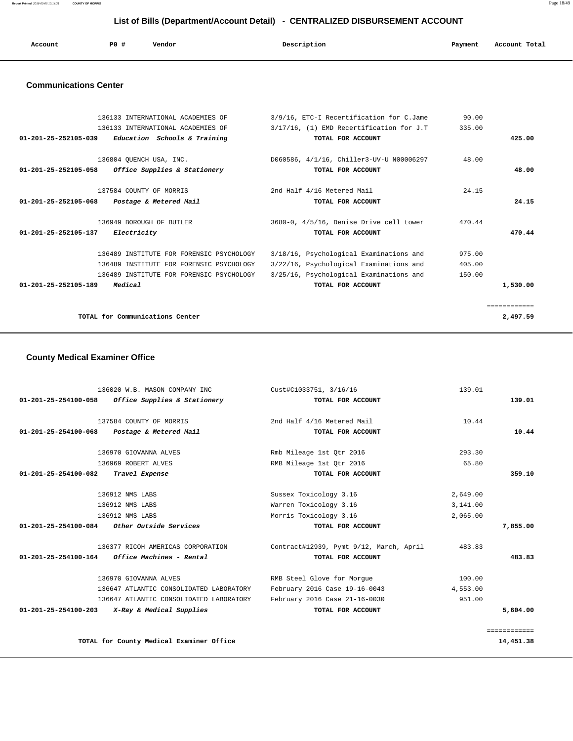# List of Bills (Department/Account Detail) - CENTRALIZED DISBURSEMENT ACCOUNT

| Account | PO # | Vendor | Description | Payment | Account Total |
|---|---|---|---|---|---|

## Communications Center

| Account | PO # | Vendor | Description | Payment | Account Total |
|---|---|---|---|---|---|
| | 136133 | INTERNATIONAL ACADEMIES OF | 3/9/16, ETC-I Recertification for C.Jame | 90.00 | |
| | 136133 | INTERNATIONAL ACADEMIES OF | 3/17/16, (1) EMD Recertification for J.T | 335.00 | |
| **01-201-25-252105-039** | | ***Education Schools & Training*** | **TOTAL FOR ACCOUNT** | | **425.00** |
| | 136804 | QUENCH USA, INC. | D060586, 4/1/16, Chiller3-UV-U N00006297 | 48.00 | |
| **01-201-25-252105-058** | | ***Office Supplies & Stationery*** | **TOTAL FOR ACCOUNT** | | **48.00** |
| | 137584 | COUNTY OF MORRIS | 2nd Half 4/16 Metered Mail | 24.15 | |
| **01-201-25-252105-068** | | ***Postage & Metered Mail*** | **TOTAL FOR ACCOUNT** | | **24.15** |
| | 136949 | BOROUGH OF BUTLER | 3680-0, 4/5/16, Denise Drive cell tower | 470.44 | |
| **01-201-25-252105-137** | | ***Electricity*** | **TOTAL FOR ACCOUNT** | | **470.44** |
| | 136489 | INSTITUTE FOR FORENSIC PSYCHOLOGY | 3/18/16, Psychological Examinations and | 975.00 | |
| | 136489 | INSTITUTE FOR FORENSIC PSYCHOLOGY | 3/22/16, Psychological Examinations and | 405.00 | |
| | 136489 | INSTITUTE FOR FORENSIC PSYCHOLOGY | 3/25/16, Psychological Examinations and | 150.00 | |
| **01-201-25-252105-189** | | ***Medical*** | **TOTAL FOR ACCOUNT** | | **1,530.00** |
| | | | | | ============ |
| | | **TOTAL for Communications Center** | | | **2,497.59** |

## County Medical Examiner Office

| Account | PO # | Vendor | Description | Payment | Account Total |
|---|---|---|---|---|---|
| | 136020 | W.B. MASON COMPANY INC | Cust#C1033751, 3/16/16 | 139.01 | |
| **01-201-25-254100-058** | | ***Office Supplies & Stationery*** | **TOTAL FOR ACCOUNT** | | **139.01** |
| | 137584 | COUNTY OF MORRIS | 2nd Half 4/16 Metered Mail | 10.44 | |
| **01-201-25-254100-068** | | ***Postage & Metered Mail*** | **TOTAL FOR ACCOUNT** | | **10.44** |
| | 136970 | GIOVANNA ALVES | Rmb Mileage 1st Qtr 2016 | 293.30 | |
| | 136969 | ROBERT ALVES | RMB Mileage 1st Qtr 2016 | 65.80 | |
| **01-201-25-254100-082** | | ***Travel Expense*** | **TOTAL FOR ACCOUNT** | | **359.10** |
| | 136912 | NMS LABS | Sussex Toxicology 3.16 | 2,649.00 | |
| | 136912 | NMS LABS | Warren Toxicology 3.16 | 3,141.00 | |
| | 136912 | NMS LABS | Morris Toxicology 3.16 | 2,065.00 | |
| **01-201-25-254100-084** | | ***Other Outside Services*** | **TOTAL FOR ACCOUNT** | | **7,855.00** |
| | 136377 | RICOH AMERICAS CORPORATION | Contract#12939, Pymt 9/12, March, April | 483.83 | |
| **01-201-25-254100-164** | | ***Office Machines - Rental*** | **TOTAL FOR ACCOUNT** | | **483.83** |
| | 136970 | GIOVANNA ALVES | RMB Steel Glove for Morgue | 100.00 | |
| | 136647 | ATLANTIC CONSOLIDATED LABORATORY | February 2016 Case 19-16-0043 | 4,553.00 | |
| | 136647 | ATLANTIC CONSOLIDATED LABORATORY | February 2016 Case 21-16-0030 | 951.00 | |
| **01-201-25-254100-203** | | ***X-Ray & Medical Supplies*** | **TOTAL FOR ACCOUNT** | | **5,604.00** |
| | | | | | ============ |
| | | **TOTAL for County Medical Examiner Office** | | | **14,451.38** |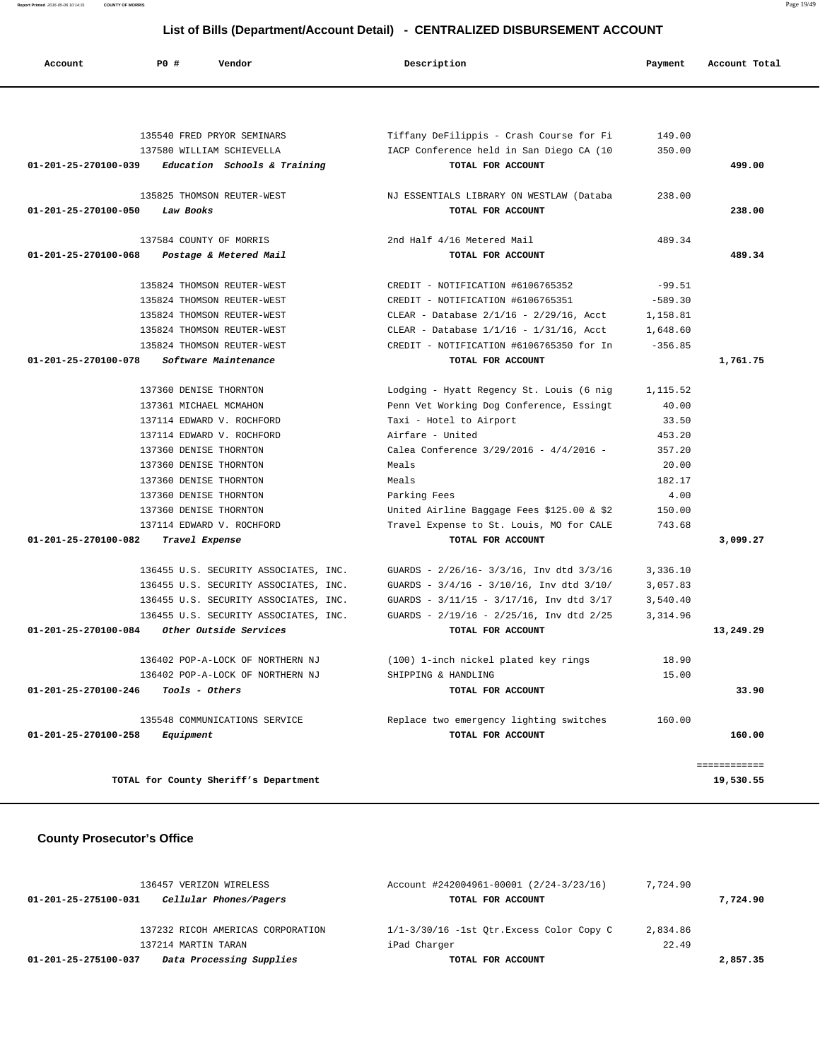# List of Bills (Department/Account Detail) - CENTRALIZED DISBURSEMENT ACCOUNT

| Account | PO # | Vendor | Description | Payment | Account Total |
|---|---|---|---|---|---|
| | 135540 | FRED PRYOR SEMINARS | Tiffany DeFilippis - Crash Course for Fi | 149.00 | |
| | 137580 | WILLIAM SCHIEVELLA | IACP Conference held in San Diego CA (10 | 350.00 | |
| **01-201-25-270100-039** | | *Education Schools & Training* | **TOTAL FOR ACCOUNT** | | **499.00** |
| | 135825 | THOMSON REUTER-WEST | NJ ESSENTIALS LIBRARY ON WESTLAW (Databa | 238.00 | |
| **01-201-25-270100-050** | | *Law Books* | **TOTAL FOR ACCOUNT** | | **238.00** |
| | 137584 | COUNTY OF MORRIS | 2nd Half 4/16 Metered Mail | 489.34 | |
| **01-201-25-270100-068** | | *Postage & Metered Mail* | **TOTAL FOR ACCOUNT** | | **489.34** |
| | 135824 | THOMSON REUTER-WEST | CREDIT - NOTIFICATION #6106765352 | -99.51 | |
| | 135824 | THOMSON REUTER-WEST | CREDIT - NOTIFICATION #6106765351 | -589.30 | |
| | 135824 | THOMSON REUTER-WEST | CLEAR - Database 2/1/16 - 2/29/16, Acct | 1,158.81 | |
| | 135824 | THOMSON REUTER-WEST | CLEAR - Database 1/1/16 - 1/31/16, Acct | 1,648.60 | |
| | 135824 | THOMSON REUTER-WEST | CREDIT - NOTIFICATION #6106765350 for In | -356.85 | |
| **01-201-25-270100-078** | | *Software Maintenance* | **TOTAL FOR ACCOUNT** | | **1,761.75** |
| | 137360 | DENISE THORNTON | Lodging - Hyatt Regency St. Louis (6 nig | 1,115.52 | |
| | 137361 | MICHAEL MCMAHON | Penn Vet Working Dog Conference, Essingt | 40.00 | |
| | 137114 | EDWARD V. ROCHFORD | Taxi - Hotel to Airport | 33.50 | |
| | 137114 | EDWARD V. ROCHFORD | Airfare - United | 453.20 | |
| | 137360 | DENISE THORNTON | Calea Conference 3/29/2016 - 4/4/2016 - | 357.20 | |
| | 137360 | DENISE THORNTON | Meals | 20.00 | |
| | 137360 | DENISE THORNTON | Meals | 182.17 | |
| | 137360 | DENISE THORNTON | Parking Fees | 4.00 | |
| | 137360 | DENISE THORNTON | United Airline Baggage Fees $125.00 & $2 | 150.00 | |
| | 137114 | EDWARD V. ROCHFORD | Travel Expense to St. Louis, MO for CALE | 743.68 | |
| **01-201-25-270100-082** | | *Travel Expense* | **TOTAL FOR ACCOUNT** | | **3,099.27** |
| | 136455 | U.S. SECURITY ASSOCIATES, INC. | GUARDS - 2/26/16- 3/3/16, Inv dtd 3/3/16 | 3,336.10 | |
| | 136455 | U.S. SECURITY ASSOCIATES, INC. | GUARDS - 3/4/16 - 3/10/16, Inv dtd 3/10/ | 3,057.83 | |
| | 136455 | U.S. SECURITY ASSOCIATES, INC. | GUARDS - 3/11/15 - 3/17/16, Inv dtd 3/17 | 3,540.40 | |
| | 136455 | U.S. SECURITY ASSOCIATES, INC. | GUARDS - 2/19/16 - 2/25/16, Inv dtd 2/25 | 3,314.96 | |
| **01-201-25-270100-084** | | *Other Outside Services* | **TOTAL FOR ACCOUNT** | | **13,249.29** |
| | 136402 | POP-A-LOCK OF NORTHERN NJ | (100) 1-inch nickel plated key rings | 18.90 | |
| | 136402 | POP-A-LOCK OF NORTHERN NJ | SHIPPING & HANDLING | 15.00 | |
| **01-201-25-270100-246** | | *Tools - Others* | **TOTAL FOR ACCOUNT** | | **33.90** |
| | 135548 | COMMUNICATIONS SERVICE | Replace two emergency lighting switches | 160.00 | |
| **01-201-25-270100-258** | | *Equipment* | **TOTAL FOR ACCOUNT** | | **160.00** |
| | | | | | ============ |
| | | **TOTAL for County Sheriff's Department** | | | **19,530.55** |

## County Prosecutor's Office

| Account | PO # | Vendor | Description | Payment | Account Total |
|---|---|---|---|---|---|
| | 136457 | VERIZON WIRELESS | Account #242004961-00001 (2/24-3/23/16) | 7,724.90 | |
| **01-201-25-275100-031** | | *Cellular Phones/Pagers* | **TOTAL FOR ACCOUNT** | | **7,724.90** |
| | 137232 | RICOH AMERICAS CORPORATION | 1/1-3/30/16 -1st Qtr.Excess Color Copy C | 2,834.86 | |
| | 137214 | MARTIN TARAN | iPad Charger | 22.49 | |
| **01-201-25-275100-037** | | *Data Processing Supplies* | **TOTAL FOR ACCOUNT** | | **2,857.35** |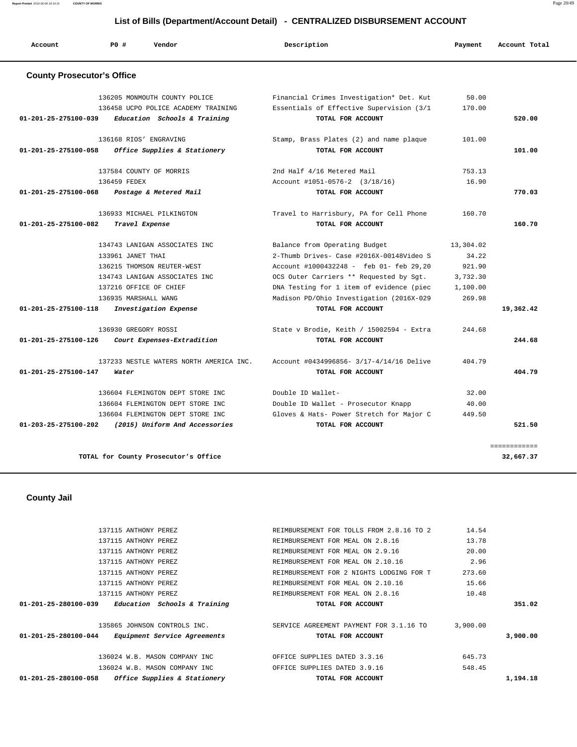# List of Bills (Department/Account Detail) - CENTRALIZED DISBURSEMENT ACCOUNT

## County Prosecutor's Office

| Account | PO # | Vendor | Description | Payment | Account Total |
|---|---|---|---|---|---|
| | 136205 | MONMOUTH COUNTY POLICE | Financial Crimes Investigation* Det. Kut | 50.00 | |
| | 136458 | UCPO POLICE ACADEMY TRAINING | Essentials of Effective Supervision (3/1 | 170.00 | |
| **01-201-25-275100-039** | | ***Education Schools & Training*** | **TOTAL FOR ACCOUNT** | | **520.00** |
| | 136168 | RIOS' ENGRAVING | Stamp, Brass Plates (2) and name plaque | 101.00 | |
| **01-201-25-275100-058** | | ***Office Supplies & Stationery*** | **TOTAL FOR ACCOUNT** | | **101.00** |
| | 137584 | COUNTY OF MORRIS | 2nd Half 4/16 Metered Mail | 753.13 | |
| | 136459 | FEDEX | Account #1051-0576-2 (3/18/16) | 16.90 | |
| **01-201-25-275100-068** | | ***Postage & Metered Mail*** | **TOTAL FOR ACCOUNT** | | **770.03** |
| | 136933 | MICHAEL PILKINGTON | Travel to Harrisburg, PA for Cell Phone | 160.70 | |
| **01-201-25-275100-082** | | ***Travel Expense*** | **TOTAL FOR ACCOUNT** | | **160.70** |
| | 134743 | LANIGAN ASSOCIATES INC | Balance from Operating Budget | 13,304.02 | |
| | 133961 | JANET THAI | 2-Thumb Drives- Case #2016X-00148Video S | 34.22 | |
| | 136215 | THOMSON REUTER-WEST | Account #1000432248 - feb 01- feb 29,20 | 921.90 | |
| | 134743 | LANIGAN ASSOCIATES INC | OCS Outer Carriers ** Requested by Sgt. | 3,732.30 | |
| | 137216 | OFFICE OF CHIEF | DNA Testing for 1 item of evidence (piec | 1,100.00 | |
| | 136935 | MARSHALL WANG | Madison PD/Ohio Investigation (2016X-029 | 269.98 | |
| **01-201-25-275100-118** | | ***Investigation Expense*** | **TOTAL FOR ACCOUNT** | | **19,362.42** |
| | 136930 | GREGORY ROSSI | State v Brodie, Keith / 15002594 - Extra | 244.68 | |
| **01-201-25-275100-126** | | ***Court Expenses-Extradition*** | **TOTAL FOR ACCOUNT** | | **244.68** |
| | 137233 | NESTLE WATERS NORTH AMERICA INC. | Account #0434996856- 3/17-4/14/16 Delive | 404.79 | |
| **01-201-25-275100-147** | | ***Water*** | **TOTAL FOR ACCOUNT** | | **404.79** |
| | 136604 | FLEMINGTON DEPT STORE INC | Double ID Wallet- | 32.00 | |
| | 136604 | FLEMINGTON DEPT STORE INC | Double ID Wallet - Prosecutor Knapp | 40.00 | |
| | 136604 | FLEMINGTON DEPT STORE INC | Gloves & Hats- Power Stretch for Major C | 449.50 | |
| **01-203-25-275100-202** | | ***(2015) Uniform And Accessories*** | **TOTAL FOR ACCOUNT** | | **521.50** |
| | | **TOTAL for County Prosecutor's Office** | | | **32,667.37** |

## County Jail

| Account | PO # | Vendor | Description | Payment | Account Total |
|---|---|---|---|---|---|
| | 137115 | ANTHONY PEREZ | REIMBURSEMENT FOR TOLLS FROM 2.8.16 TO 2 | 14.54 | |
| | 137115 | ANTHONY PEREZ | REIMBURSEMENT FOR MEAL ON 2.8.16 | 13.78 | |
| | 137115 | ANTHONY PEREZ | REIMBURSEMENT FOR MEAL ON 2.9.16 | 20.00 | |
| | 137115 | ANTHONY PEREZ | REIMBURSEMENT FOR MEAL ON 2.10.16 | 2.96 | |
| | 137115 | ANTHONY PEREZ | REIMBURSEMENT FOR 2 NIGHTS LODGING FOR T | 273.60 | |
| | 137115 | ANTHONY PEREZ | REIMBURSEMENT FOR MEAL ON 2.10.16 | 15.66 | |
| | 137115 | ANTHONY PEREZ | REIMBURSEMENT FOR MEAL ON 2.8.16 | 10.48 | |
| **01-201-25-280100-039** | | ***Education Schools & Training*** | **TOTAL FOR ACCOUNT** | | **351.02** |
| | 135865 | JOHNSON CONTROLS INC. | SERVICE AGREEMENT PAYMENT FOR 3.1.16 TO | 3,900.00 | |
| **01-201-25-280100-044** | | ***Equipment Service Agreements*** | **TOTAL FOR ACCOUNT** | | **3,900.00** |
| | 136024 | W.B. MASON COMPANY INC | OFFICE SUPPLIES DATED 3.3.16 | 645.73 | |
| | 136024 | W.B. MASON COMPANY INC | OFFICE SUPPLIES DATED 3.9.16 | 548.45 | |
| **01-201-25-280100-058** | | ***Office Supplies & Stationery*** | **TOTAL FOR ACCOUNT** | | **1,194.18** |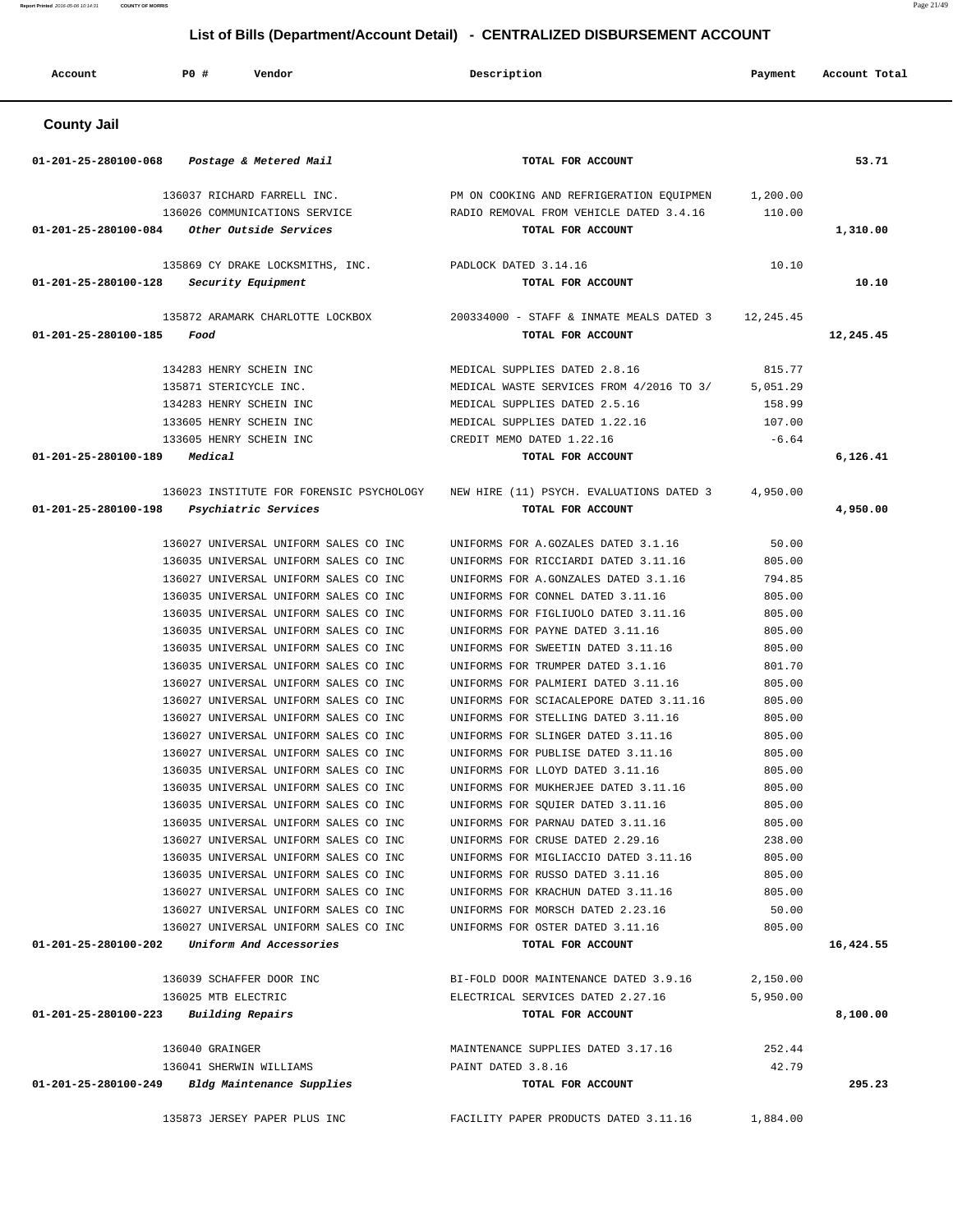## List of Bills (Department/Account Detail) - CENTRALIZED DISBURSEMENT ACCOUNT

| Account | PO # | Vendor | Description | Payment | Account Total |
|---|---|---|---|---|---|

### County Jail

| Account | PO # | Vendor | Description | Payment | Account Total |
|---|---|---|---|---|---|
| 01-201-25-280100-068 | | *Postage & Metered Mail* | TOTAL FOR ACCOUNT | | 53.71 |
| | 136037 | RICHARD FARRELL INC. | PM ON COOKING AND REFRIGERATION EQUIPMEN | 1,200.00 | |
| | 136026 | COMMUNICATIONS SERVICE | RADIO REMOVAL FROM VEHICLE DATED 3.4.16 | 110.00 | |
| 01-201-25-280100-084 | | *Other Outside Services* | TOTAL FOR ACCOUNT | | 1,310.00 |
| | 135869 | CY DRAKE LOCKSMITHS, INC. | PADLOCK DATED 3.14.16 | 10.10 | |
| 01-201-25-280100-128 | | *Security Equipment* | TOTAL FOR ACCOUNT | | 10.10 |
| | 135872 | ARAMARK CHARLOTTE LOCKBOX | 200334000 - STAFF & INMATE MEALS DATED 3 | 12,245.45 | |
| 01-201-25-280100-185 | | *Food* | TOTAL FOR ACCOUNT | | 12,245.45 |
| | 134283 | HENRY SCHEIN INC | MEDICAL SUPPLIES DATED 2.8.16 | 815.77 | |
| | 135871 | STERICYCLE INC. | MEDICAL WASTE SERVICES FROM 4/2016 TO 3/ | 5,051.29 | |
| | 134283 | HENRY SCHEIN INC | MEDICAL SUPPLIES DATED 2.5.16 | 158.99 | |
| | 133605 | HENRY SCHEIN INC | MEDICAL SUPPLIES DATED 1.22.16 | 107.00 | |
| | 133605 | HENRY SCHEIN INC | CREDIT MEMO DATED 1.22.16 | -6.64 | |
| 01-201-25-280100-189 | | *Medical* | TOTAL FOR ACCOUNT | | 6,126.41 |
| | 136023 | INSTITUTE FOR FORENSIC PSYCHOLOGY | NEW HIRE (11) PSYCH. EVALUATIONS DATED 3 | 4,950.00 | |
| 01-201-25-280100-198 | | *Psychiatric Services* | TOTAL FOR ACCOUNT | | 4,950.00 |
| | 136027 | UNIVERSAL UNIFORM SALES CO INC | UNIFORMS FOR A.GOZALES DATED 3.1.16 | 50.00 | |
| | 136035 | UNIVERSAL UNIFORM SALES CO INC | UNIFORMS FOR RICCIARDI DATED 3.11.16 | 805.00 | |
| | 136027 | UNIVERSAL UNIFORM SALES CO INC | UNIFORMS FOR A.GONZALES DATED 3.1.16 | 794.85 | |
| | 136035 | UNIVERSAL UNIFORM SALES CO INC | UNIFORMS FOR CONNEL DATED 3.11.16 | 805.00 | |
| | 136035 | UNIVERSAL UNIFORM SALES CO INC | UNIFORMS FOR FIGLIUOLO DATED 3.11.16 | 805.00 | |
| | 136035 | UNIVERSAL UNIFORM SALES CO INC | UNIFORMS FOR PAYNE DATED 3.11.16 | 805.00 | |
| | 136035 | UNIVERSAL UNIFORM SALES CO INC | UNIFORMS FOR SWEETIN DATED 3.11.16 | 805.00 | |
| | 136035 | UNIVERSAL UNIFORM SALES CO INC | UNIFORMS FOR TRUMPER DATED 3.1.16 | 801.70 | |
| | 136027 | UNIVERSAL UNIFORM SALES CO INC | UNIFORMS FOR PALMIERI DATED 3.11.16 | 805.00 | |
| | 136027 | UNIVERSAL UNIFORM SALES CO INC | UNIFORMS FOR SCIACALEPORE DATED 3.11.16 | 805.00 | |
| | 136027 | UNIVERSAL UNIFORM SALES CO INC | UNIFORMS FOR STELLING DATED 3.11.16 | 805.00 | |
| | 136027 | UNIVERSAL UNIFORM SALES CO INC | UNIFORMS FOR SLINGER DATED 3.11.16 | 805.00 | |
| | 136027 | UNIVERSAL UNIFORM SALES CO INC | UNIFORMS FOR PUBLISE DATED 3.11.16 | 805.00 | |
| | 136035 | UNIVERSAL UNIFORM SALES CO INC | UNIFORMS FOR LLOYD DATED 3.11.16 | 805.00 | |
| | 136035 | UNIVERSAL UNIFORM SALES CO INC | UNIFORMS FOR MUKHERJEE DATED 3.11.16 | 805.00 | |
| | 136035 | UNIVERSAL UNIFORM SALES CO INC | UNIFORMS FOR SQUIER DATED 3.11.16 | 805.00 | |
| | 136035 | UNIVERSAL UNIFORM SALES CO INC | UNIFORMS FOR PARNAU DATED 3.11.16 | 805.00 | |
| | 136027 | UNIVERSAL UNIFORM SALES CO INC | UNIFORMS FOR CRUSE DATED 2.29.16 | 238.00 | |
| | 136035 | UNIVERSAL UNIFORM SALES CO INC | UNIFORMS FOR MIGLIACCIO DATED 3.11.16 | 805.00 | |
| | 136035 | UNIVERSAL UNIFORM SALES CO INC | UNIFORMS FOR RUSSO DATED 3.11.16 | 805.00 | |
| | 136027 | UNIVERSAL UNIFORM SALES CO INC | UNIFORMS FOR KRACHUN DATED 3.11.16 | 805.00 | |
| | 136027 | UNIVERSAL UNIFORM SALES CO INC | UNIFORMS FOR MORSCH DATED 2.23.16 | 50.00 | |
| | 136027 | UNIVERSAL UNIFORM SALES CO INC | UNIFORMS FOR OSTER DATED 3.11.16 | 805.00 | |
| 01-201-25-280100-202 | | *Uniform And Accessories* | TOTAL FOR ACCOUNT | | 16,424.55 |
| | 136039 | SCHAFFER DOOR INC | BI-FOLD DOOR MAINTENANCE DATED 3.9.16 | 2,150.00 | |
| | 136025 | MTB ELECTRIC | ELECTRICAL SERVICES DATED 2.27.16 | 5,950.00 | |
| 01-201-25-280100-223 | | *Building Repairs* | TOTAL FOR ACCOUNT | | 8,100.00 |
| | 136040 | GRAINGER | MAINTENANCE SUPPLIES DATED 3.17.16 | 252.44 | |
| | 136041 | SHERWIN WILLIAMS | PAINT DATED 3.8.16 | 42.79 | |
| 01-201-25-280100-249 | | *Bldg Maintenance Supplies* | TOTAL FOR ACCOUNT | | 295.23 |
| | 135873 | JERSEY PAPER PLUS INC | FACILITY PAPER PRODUCTS DATED 3.11.16 | 1,884.00 | |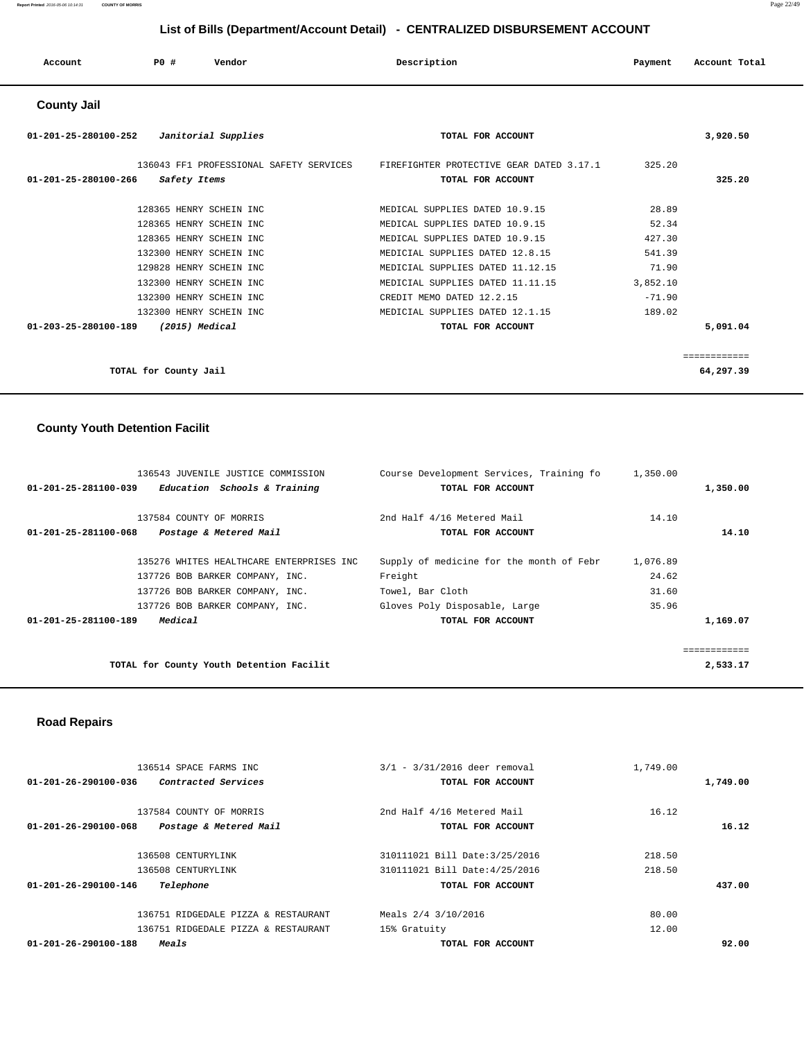## List of Bills (Department/Account Detail) - CENTRALIZED DISBURSEMENT ACCOUNT

| Account | PO # | Vendor | Description | Payment | Account Total |
|---|---|---|---|---|---|

### County Jail

| Account | PO # | Vendor | Description | Payment | Account Total |
|---|---|---|---|---|---|
| 01-201-25-280100-252 | | *Janitorial Supplies* | TOTAL FOR ACCOUNT | | 3,920.50 |
| | 136043 | FF1 PROFESSIONAL SAFETY SERVICES | FIREFIGHTER PROTECTIVE GEAR DATED 3.17.1 | 325.20 | |
| 01-201-25-280100-266 | | *Safety Items* | TOTAL FOR ACCOUNT | | 325.20 |
| | 128365 | HENRY SCHEIN INC | MEDICAL SUPPLIES DATED 10.9.15 | 28.89 | |
| | 128365 | HENRY SCHEIN INC | MEDICAL SUPPLIES DATED 10.9.15 | 52.34 | |
| | 128365 | HENRY SCHEIN INC | MEDICAL SUPPLIES DATED 10.9.15 | 427.30 | |
| | 132300 | HENRY SCHEIN INC | MEDICIAL SUPPLIES DATED 12.8.15 | 541.39 | |
| | 129828 | HENRY SCHEIN INC | MEDICIAL SUPPLIES DATED 11.12.15 | 71.90 | |
| | 132300 | HENRY SCHEIN INC | MEDICIAL SUPPLIES DATED 11.11.15 | 3,852.10 | |
| | 132300 | HENRY SCHEIN INC | CREDIT MEMO DATED 12.2.15 | -71.90 | |
| | 132300 | HENRY SCHEIN INC | MEDICIAL SUPPLIES DATED 12.1.15 | 189.02 | |
| 01-203-25-280100-189 | | *(2015) Medical* | TOTAL FOR ACCOUNT | | 5,091.04 |
| | | TOTAL for County Jail | | | 64,297.39 |

### County Youth Detention Facilit

| Account | PO # | Vendor | Description | Payment | Account Total |
|---|---|---|---|---|---|
| | 136543 | JUVENILE JUSTICE COMMISSION | Course Development Services, Training fo | 1,350.00 | |
| 01-201-25-281100-039 | | *Education Schools & Training* | TOTAL FOR ACCOUNT | | 1,350.00 |
| | 137584 | COUNTY OF MORRIS | 2nd Half 4/16 Metered Mail | 14.10 | |
| 01-201-25-281100-068 | | *Postage & Metered Mail* | TOTAL FOR ACCOUNT | | 14.10 |
| | 135276 | WHITES HEALTHCARE ENTERPRISES INC | Supply of medicine for the month of Febr | 1,076.89 | |
| | 137726 | BOB BARKER COMPANY, INC. | Freight | 24.62 | |
| | 137726 | BOB BARKER COMPANY, INC. | Towel, Bar Cloth | 31.60 | |
| | 137726 | BOB BARKER COMPANY, INC. | Gloves Poly Disposable, Large | 35.96 | |
| 01-201-25-281100-189 | | *Medical* | TOTAL FOR ACCOUNT | | 1,169.07 |
| | | TOTAL for County Youth Detention Facilit | | | 2,533.17 |

### Road Repairs

| Account | PO # | Vendor | Description | Payment | Account Total |
|---|---|---|---|---|---|
| | 136514 | SPACE FARMS INC | 3/1 - 3/31/2016 deer removal | 1,749.00 | |
| 01-201-26-290100-036 | | *Contracted Services* | TOTAL FOR ACCOUNT | | 1,749.00 |
| | 137584 | COUNTY OF MORRIS | 2nd Half 4/16 Metered Mail | 16.12 | |
| 01-201-26-290100-068 | | *Postage & Metered Mail* | TOTAL FOR ACCOUNT | | 16.12 |
| | 136508 | CENTURYLINK | 310111021 Bill Date:3/25/2016 | 218.50 | |
| | 136508 | CENTURYLINK | 310111021 Bill Date:4/25/2016 | 218.50 | |
| 01-201-26-290100-146 | | *Telephone* | TOTAL FOR ACCOUNT | | 437.00 |
| | 136751 | RIDGEDALE PIZZA & RESTAURANT | Meals 2/4 3/10/2016 | 80.00 | |
| | 136751 | RIDGEDALE PIZZA & RESTAURANT | 15% Gratuity | 12.00 | |
| 01-201-26-290100-188 | | *Meals* | TOTAL FOR ACCOUNT | | 92.00 |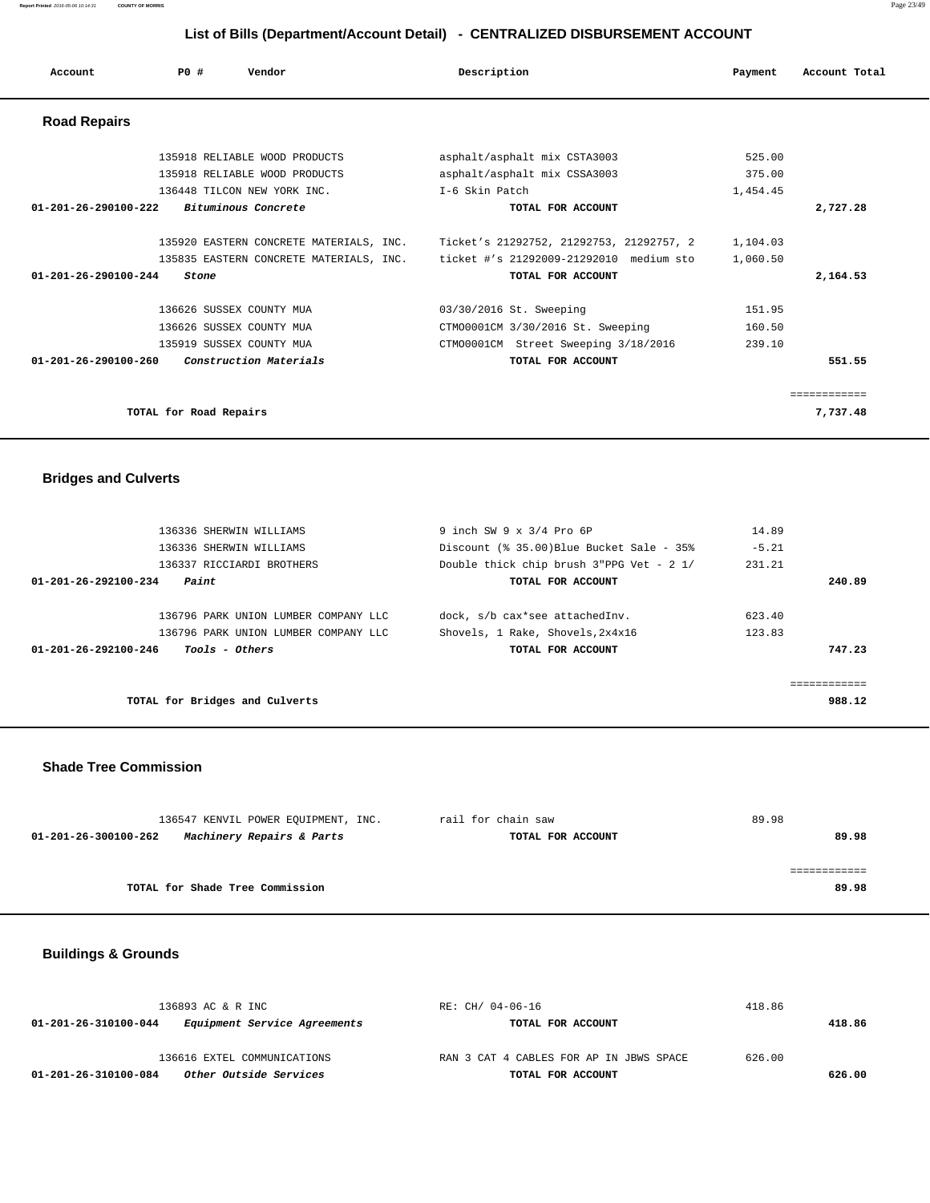## List of Bills (Department/Account Detail) - CENTRALIZED DISBURSEMENT ACCOUNT

| Account | PO # | Vendor | Description | Payment | Account Total |
|---|---|---|---|---|---|

### Road Repairs

| Account | PO # | Vendor | Description | Payment | Account Total |
|---|---|---|---|---|---|
| | 135918 | RELIABLE WOOD PRODUCTS | asphalt/asphalt mix CSTA3003 | 525.00 | |
| | 135918 | RELIABLE WOOD PRODUCTS | asphalt/asphalt mix CSSA3003 | 375.00 | |
| | 136448 | TILCON NEW YORK INC. | I-6 Skin Patch | 1,454.45 | |
| **01-201-26-290100-222** | | ***Bituminous Concrete*** | **TOTAL FOR ACCOUNT** | | **2,727.28** |
| | 135920 | EASTERN CONCRETE MATERIALS, INC. | Ticket's 21292752, 21292753, 21292757, 2 | 1,104.03 | |
| | 135835 | EASTERN CONCRETE MATERIALS, INC. | ticket #'s 21292009-21292010 medium sto | 1,060.50 | |
| **01-201-26-290100-244** | | ***Stone*** | **TOTAL FOR ACCOUNT** | | **2,164.53** |
| | 136626 | SUSSEX COUNTY MUA | 03/30/2016 St. Sweeping | 151.95 | |
| | 136626 | SUSSEX COUNTY MUA | CTMO0001CM 3/30/2016 St. Sweeping | 160.50 | |
| | 135919 | SUSSEX COUNTY MUA | CTMO0001CM Street Sweeping 3/18/2016 | 239.10 | |
| **01-201-26-290100-260** | | ***Construction Materials*** | **TOTAL FOR ACCOUNT** | | **551.55** |
| | | | | | ============ |
| | | **TOTAL for Road Repairs** | | | **7,737.48** |

### Bridges and Culverts

| Account | PO # | Vendor | Description | Payment | Account Total |
|---|---|---|---|---|---|
| | 136336 | SHERWIN WILLIAMS | 9 inch SW 9 x 3/4 Pro 6P | 14.89 | |
| | 136336 | SHERWIN WILLIAMS | Discount (% 35.00)Blue Bucket Sale - 35% | -5.21 | |
| | 136337 | RICCIARDI BROTHERS | Double thick chip brush 3"PPG Vet - 2 1/ | 231.21 | |
| **01-201-26-292100-234** | | ***Paint*** | **TOTAL FOR ACCOUNT** | | **240.89** |
| | 136796 | PARK UNION LUMBER COMPANY LLC | dock, s/b cax*see attachedInv. | 623.40 | |
| | 136796 | PARK UNION LUMBER COMPANY LLC | Shovels, 1 Rake, Shovels,2x4x16 | 123.83 | |
| **01-201-26-292100-246** | | ***Tools - Others*** | **TOTAL FOR ACCOUNT** | | **747.23** |
| | | | | | ============ |
| | | **TOTAL for Bridges and Culverts** | | | **988.12** |

### Shade Tree Commission

| Account | PO # | Vendor | Description | Payment | Account Total |
|---|---|---|---|---|---|
| | 136547 | KENVIL POWER EQUIPMENT, INC. | rail for chain saw | 89.98 | |
| **01-201-26-300100-262** | | ***Machinery Repairs & Parts*** | **TOTAL FOR ACCOUNT** | | **89.98** |
| | | | | | ============ |
| | | **TOTAL for Shade Tree Commission** | | | **89.98** |

### Buildings & Grounds

| Account | PO # | Vendor | Description | Payment | Account Total |
|---|---|---|---|---|---|
| | 136893 | AC & R INC | RE: CH/ 04-06-16 | 418.86 | |
| **01-201-26-310100-044** | | ***Equipment Service Agreements*** | **TOTAL FOR ACCOUNT** | | **418.86** |
| | 136616 | EXTEL COMMUNICATIONS | RAN 3 CAT 4 CABLES FOR AP IN JBWS SPACE | 626.00 | |
| **01-201-26-310100-084** | | ***Other Outside Services*** | **TOTAL FOR ACCOUNT** | | **626.00** |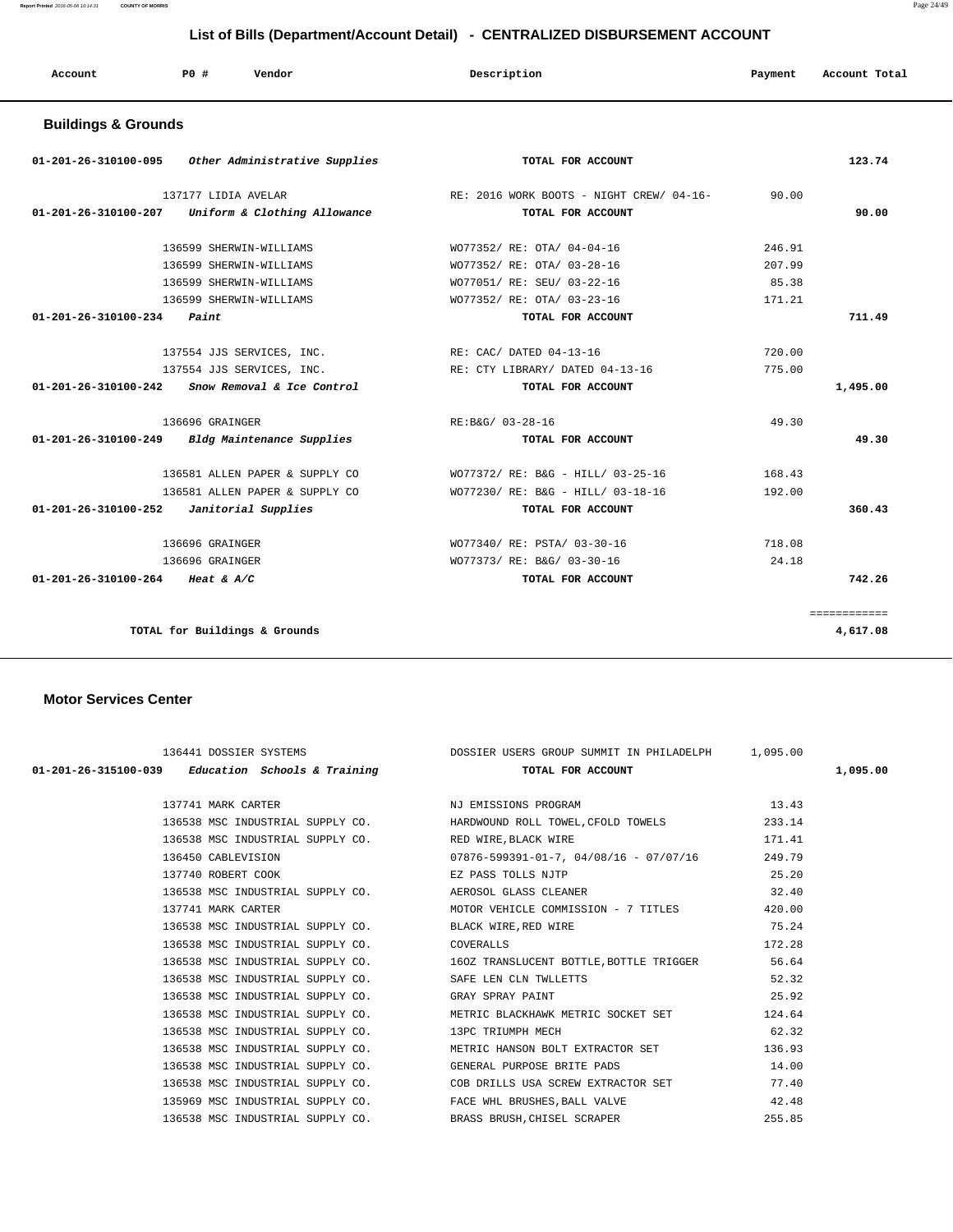## List of Bills (Department/Account Detail) - CENTRALIZED DISBURSEMENT ACCOUNT

| Account | PO # | Vendor | Description | Payment | Account Total |
|---|---|---|---|---|---|

### Buildings & Grounds

| Account | PO # | Vendor | Description | Payment | Account Total |
|---|---|---|---|---|---|
| 01-201-26-310100-095 *Other Administrative Supplies* | | | TOTAL FOR ACCOUNT | | 123.74 |
| | 137177 | LIDIA AVELAR | RE: 2016 WORK BOOTS - NIGHT CREW/ 04-16- | 90.00 | |
| 01-201-26-310100-207 *Uniform & Clothing Allowance* | | | TOTAL FOR ACCOUNT | | 90.00 |
| | 136599 | SHERWIN-WILLIAMS | WO77352/ RE: OTA/ 04-04-16 | 246.91 | |
| | 136599 | SHERWIN-WILLIAMS | WO77352/ RE: OTA/ 03-28-16 | 207.99 | |
| | 136599 | SHERWIN-WILLIAMS | WO77051/ RE: SEU/ 03-22-16 | 85.38 | |
| | 136599 | SHERWIN-WILLIAMS | WO77352/ RE: OTA/ 03-23-16 | 171.21 | |
| 01-201-26-310100-234 *Paint* | | | TOTAL FOR ACCOUNT | | 711.49 |
| | 137554 | JJS SERVICES, INC. | RE: CAC/ DATED 04-13-16 | 720.00 | |
| | 137554 | JJS SERVICES, INC. | RE: CTY LIBRARY/ DATED 04-13-16 | 775.00 | |
| 01-201-26-310100-242 *Snow Removal & Ice Control* | | | TOTAL FOR ACCOUNT | | 1,495.00 |
| | 136696 | GRAINGER | RE:B&G/ 03-28-16 | 49.30 | |
| 01-201-26-310100-249 *Bldg Maintenance Supplies* | | | TOTAL FOR ACCOUNT | | 49.30 |
| | 136581 | ALLEN PAPER & SUPPLY CO | WO77372/ RE: B&G - HILL/ 03-25-16 | 168.43 | |
| | 136581 | ALLEN PAPER & SUPPLY CO | WO77230/ RE: B&G - HILL/ 03-18-16 | 192.00 | |
| 01-201-26-310100-252 *Janitorial Supplies* | | | TOTAL FOR ACCOUNT | | 360.43 |
| | 136696 | GRAINGER | WO77340/ RE: PSTA/ 03-30-16 | 718.08 | |
| | 136696 | GRAINGER | WO77373/ RE: B&G/ 03-30-16 | 24.18 | |
| 01-201-26-310100-264 *Heat & A/C* | | | TOTAL FOR ACCOUNT | | 742.26 |
| | | | | | ============ |
| | | TOTAL for Buildings & Grounds | | | 4,617.08 |

### Motor Services Center

| Account | PO # | Vendor | Description | Payment | Account Total |
|---|---|---|---|---|---|
| | 136441 | DOSSIER SYSTEMS | DOSSIER USERS GROUP SUMMIT IN PHILADELPH | 1,095.00 | |
| 01-201-26-315100-039 *Education Schools & Training* | | | TOTAL FOR ACCOUNT | | 1,095.00 |
| | 137741 | MARK CARTER | NJ EMISSIONS PROGRAM | 13.43 | |
| | 136538 | MSC INDUSTRIAL SUPPLY CO. | HARDWOUND ROLL TOWEL,CFOLD TOWELS | 233.14 | |
| | 136538 | MSC INDUSTRIAL SUPPLY CO. | RED WIRE,BLACK WIRE | 171.41 | |
| | 136450 | CABLEVISION | 07876-599391-01-7, 04/08/16 - 07/07/16 | 249.79 | |
| | 137740 | ROBERT COOK | EZ PASS TOLLS NJTP | 25.20 | |
| | 136538 | MSC INDUSTRIAL SUPPLY CO. | AEROSOL GLASS CLEANER | 32.40 | |
| | 137741 | MARK CARTER | MOTOR VEHICLE COMMISSION - 7 TITLES | 420.00 | |
| | 136538 | MSC INDUSTRIAL SUPPLY CO. | BLACK WIRE,RED WIRE | 75.24 | |
| | 136538 | MSC INDUSTRIAL SUPPLY CO. | COVERALLS | 172.28 | |
| | 136538 | MSC INDUSTRIAL SUPPLY CO. | 16OZ TRANSLUCENT BOTTLE,BOTTLE TRIGGER | 56.64 | |
| | 136538 | MSC INDUSTRIAL SUPPLY CO. | SAFE LEN CLN TWLLETTS | 52.32 | |
| | 136538 | MSC INDUSTRIAL SUPPLY CO. | GRAY SPRAY PAINT | 25.92 | |
| | 136538 | MSC INDUSTRIAL SUPPLY CO. | METRIC BLACKHAWK METRIC SOCKET SET | 124.64 | |
| | 136538 | MSC INDUSTRIAL SUPPLY CO. | 13PC TRIUMPH MECH | 62.32 | |
| | 136538 | MSC INDUSTRIAL SUPPLY CO. | METRIC HANSON BOLT EXTRACTOR SET | 136.93 | |
| | 136538 | MSC INDUSTRIAL SUPPLY CO. | GENERAL PURPOSE BRITE PADS | 14.00 | |
| | 136538 | MSC INDUSTRIAL SUPPLY CO. | COB DRILLS USA SCREW EXTRACTOR SET | 77.40 | |
| | 135969 | MSC INDUSTRIAL SUPPLY CO. | FACE WHL BRUSHES,BALL VALVE | 42.48 | |
| | 136538 | MSC INDUSTRIAL SUPPLY CO. | BRASS BRUSH,CHISEL SCRAPER | 255.85 | |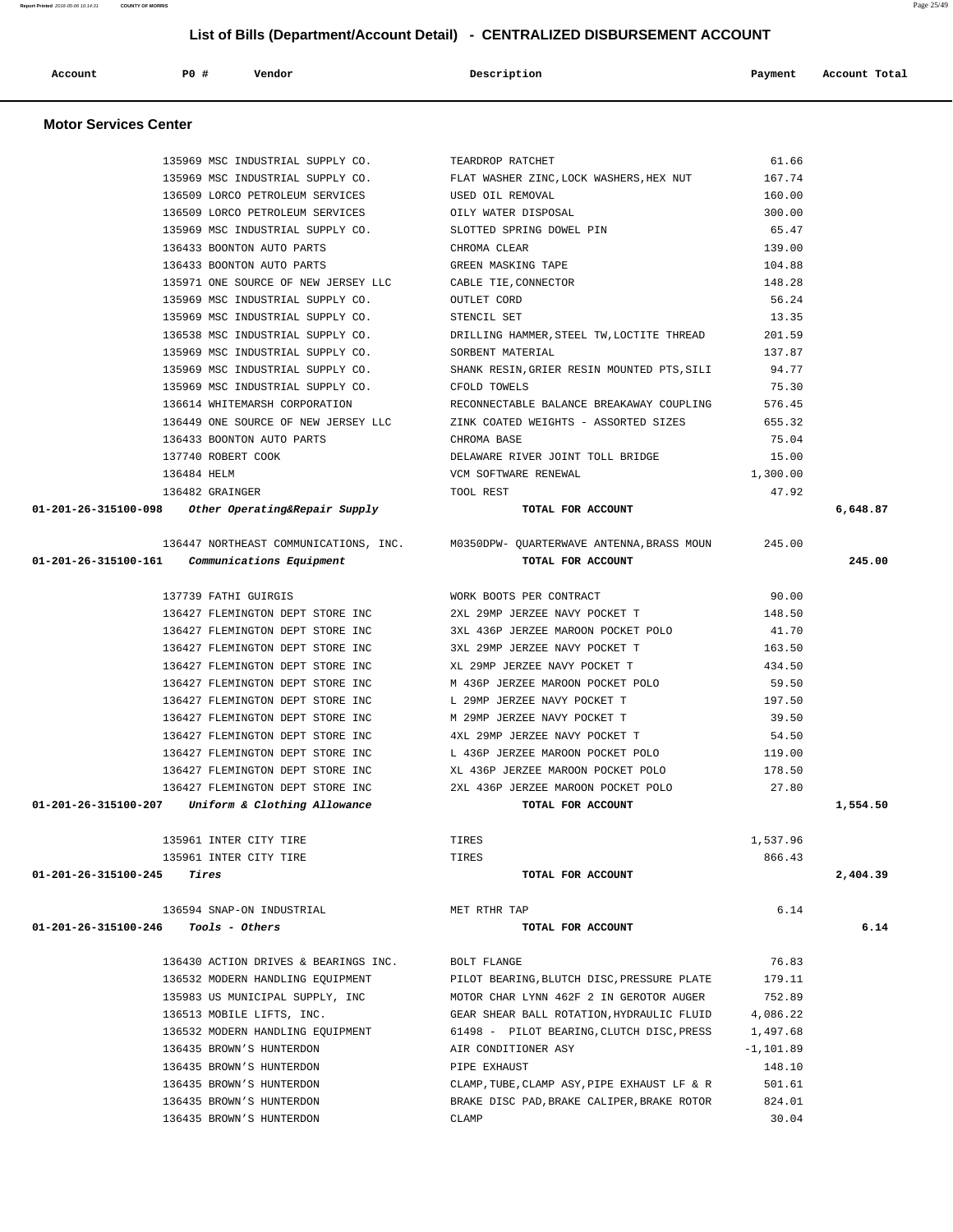## List of Bills (Department/Account Detail) - CENTRALIZED DISBURSEMENT ACCOUNT

| Account | PO # | Vendor | Description | Payment | Account Total |
|---|---|---|---|---|---|

### Motor Services Center

| Account | PO # | Vendor | Description | Payment | Account Total |
|---|---|---|---|---|---|
| | 135969 | MSC INDUSTRIAL SUPPLY CO. | TEARDROP RATCHET | 61.66 | |
| | 135969 | MSC INDUSTRIAL SUPPLY CO. | FLAT WASHER ZINC,LOCK WASHERS,HEX NUT | 167.74 | |
| | 136509 | LORCO PETROLEUM SERVICES | USED OIL REMOVAL | 160.00 | |
| | 136509 | LORCO PETROLEUM SERVICES | OILY WATER DISPOSAL | 300.00 | |
| | 135969 | MSC INDUSTRIAL SUPPLY CO. | SLOTTED SPRING DOWEL PIN | 65.47 | |
| | 136433 | BOONTON AUTO PARTS | CHROMA CLEAR | 139.00 | |
| | 136433 | BOONTON AUTO PARTS | GREEN MASKING TAPE | 104.88 | |
| | 135971 | ONE SOURCE OF NEW JERSEY LLC | CABLE TIE,CONNECTOR | 148.28 | |
| | 135969 | MSC INDUSTRIAL SUPPLY CO. | OUTLET CORD | 56.24 | |
| | 135969 | MSC INDUSTRIAL SUPPLY CO. | STENCIL SET | 13.35 | |
| | 136538 | MSC INDUSTRIAL SUPPLY CO. | DRILLING HAMMER,STEEL TW,LOCTITE THREAD | 201.59 | |
| | 135969 | MSC INDUSTRIAL SUPPLY CO. | SORBENT MATERIAL | 137.87 | |
| | 135969 | MSC INDUSTRIAL SUPPLY CO. | SHANK RESIN,GRIER RESIN MOUNTED PTS,SILI | 94.77 | |
| | 135969 | MSC INDUSTRIAL SUPPLY CO. | CFOLD TOWELS | 75.30 | |
| | 136614 | WHITEMARSH CORPORATION | RECONNECTABLE BALANCE BREAKAWAY COUPLING | 576.45 | |
| | 136449 | ONE SOURCE OF NEW JERSEY LLC | ZINK COATED WEIGHTS - ASSORTED SIZES | 655.32 | |
| | 136433 | BOONTON AUTO PARTS | CHROMA BASE | 75.04 | |
| | 137740 | ROBERT COOK | DELAWARE RIVER JOINT TOLL BRIDGE | 15.00 | |
| | 136484 | HELM | VCM SOFTWARE RENEWAL | 1,300.00 | |
| | 136482 | GRAINGER | TOOL REST | 47.92 | |
| **01-201-26-315100-098** | | ***Other Operating&Repair Supply*** | **TOTAL FOR ACCOUNT** | | **6,648.87** |
| | 136447 | NORTHEAST COMMUNICATIONS, INC. | M0350DPW- QUARTERWAVE ANTENNA,BRASS MOUN | 245.00 | |
| **01-201-26-315100-161** | | ***Communications Equipment*** | **TOTAL FOR ACCOUNT** | | **245.00** |
| | 137739 | FATHI GUIRGIS | WORK BOOTS PER CONTRACT | 90.00 | |
| | 136427 | FLEMINGTON DEPT STORE INC | 2XL 29MP JERZEE NAVY POCKET T | 148.50 | |
| | 136427 | FLEMINGTON DEPT STORE INC | 3XL 436P JERZEE MAROON POCKET POLO | 41.70 | |
| | 136427 | FLEMINGTON DEPT STORE INC | 3XL 29MP JERZEE NAVY POCKET T | 163.50 | |
| | 136427 | FLEMINGTON DEPT STORE INC | XL 29MP JERZEE NAVY POCKET T | 434.50 | |
| | 136427 | FLEMINGTON DEPT STORE INC | M 436P JERZEE MAROON POCKET POLO | 59.50 | |
| | 136427 | FLEMINGTON DEPT STORE INC | L 29MP JERZEE NAVY POCKET T | 197.50 | |
| | 136427 | FLEMINGTON DEPT STORE INC | M 29MP JERZEE NAVY POCKET T | 39.50 | |
| | 136427 | FLEMINGTON DEPT STORE INC | 4XL 29MP JERZEE NAVY POCKET T | 54.50 | |
| | 136427 | FLEMINGTON DEPT STORE INC | L 436P JERZEE MAROON POCKET POLO | 119.00 | |
| | 136427 | FLEMINGTON DEPT STORE INC | XL 436P JERZEE MAROON POCKET POLO | 178.50 | |
| | 136427 | FLEMINGTON DEPT STORE INC | 2XL 436P JERZEE MAROON POCKET POLO | 27.80 | |
| **01-201-26-315100-207** | | ***Uniform & Clothing Allowance*** | **TOTAL FOR ACCOUNT** | | **1,554.50** |
| | 135961 | INTER CITY TIRE | TIRES | 1,537.96 | |
| | 135961 | INTER CITY TIRE | TIRES | 866.43 | |
| **01-201-26-315100-245** | | ***Tires*** | **TOTAL FOR ACCOUNT** | | **2,404.39** |
| | 136594 | SNAP-ON INDUSTRIAL | MET RTHR TAP | 6.14 | |
| **01-201-26-315100-246** | | ***Tools - Others*** | **TOTAL FOR ACCOUNT** | | **6.14** |
| | 136430 | ACTION DRIVES & BEARINGS INC. | BOLT FLANGE | 76.83 | |
| | 136532 | MODERN HANDLING EQUIPMENT | PILOT BEARING,BLUTCH DISC,PRESSURE PLATE | 179.11 | |
| | 135983 | US MUNICIPAL SUPPLY, INC | MOTOR CHAR LYNN 462F 2 IN GEROTOR AUGER | 752.89 | |
| | 136513 | MOBILE LIFTS, INC. | GEAR SHEAR BALL ROTATION,HYDRAULIC FLUID | 4,086.22 | |
| | 136532 | MODERN HANDLING EQUIPMENT | 61498 - PILOT BEARING,CLUTCH DISC,PRESS | 1,497.68 | |
| | 136435 | BROWN'S HUNTERDON | AIR CONDITIONER ASY | -1,101.89 | |
| | 136435 | BROWN'S HUNTERDON | PIPE EXHAUST | 148.10 | |
| | 136435 | BROWN'S HUNTERDON | CLAMP,TUBE,CLAMP ASY,PIPE EXHAUST LF & R | 501.61 | |
| | 136435 | BROWN'S HUNTERDON | BRAKE DISC PAD,BRAKE CALIPER,BRAKE ROTOR | 824.01 | |
| | 136435 | BROWN'S HUNTERDON | CLAMP | 30.04 | |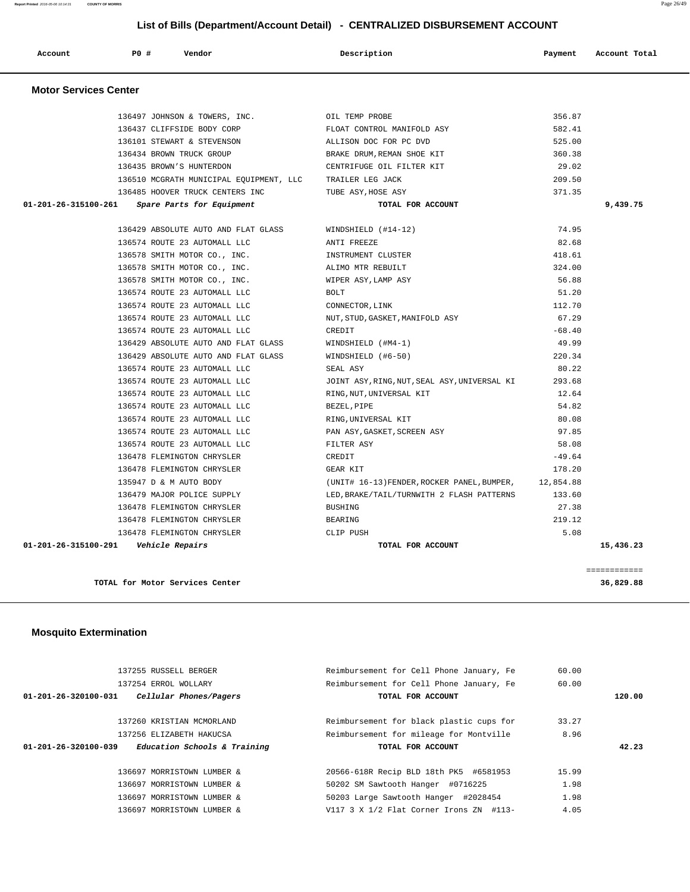## List of Bills (Department/Account Detail) - CENTRALIZED DISBURSEMENT ACCOUNT

| Account | PO # | Vendor | Description | Payment | Account Total |
|---|---|---|---|---|---|

### Motor Services Center

| Account | PO # | Vendor | Description | Payment | Account Total |
|---|---|---|---|---|---|
| | 136497 | JOHNSON & TOWERS, INC. | OIL TEMP PROBE | 356.87 | |
| | 136437 | CLIFFSIDE BODY CORP | FLOAT CONTROL MANIFOLD ASY | 582.41 | |
| | 136101 | STEWART & STEVENSON | ALLISON DOC FOR PC DVD | 525.00 | |
| | 136434 | BROWN TRUCK GROUP | BRAKE DRUM,REMAN SHOE KIT | 360.38 | |
| | 136435 | BROWN'S HUNTERDON | CENTRIFUGE OIL FILTER KIT | 29.02 | |
| | 136510 | MCGRATH MUNICIPAL EQUIPMENT, LLC | TRAILER LEG JACK | 209.50 | |
| | 136485 | HOOVER TRUCK CENTERS INC | TUBE ASY,HOSE ASY | 371.35 | |
| **01-201-26-315100-261** | | *Spare Parts for Equipment* | **TOTAL FOR ACCOUNT** | | **9,439.75** |
| | 136429 | ABSOLUTE AUTO AND FLAT GLASS | WINDSHIELD (#14-12) | 74.95 | |
| | 136574 | ROUTE 23 AUTOMALL LLC | ANTI FREEZE | 82.68 | |
| | 136578 | SMITH MOTOR CO., INC. | INSTRUMENT CLUSTER | 418.61 | |
| | 136578 | SMITH MOTOR CO., INC. | ALIMO MTR REBUILT | 324.00 | |
| | 136578 | SMITH MOTOR CO., INC. | WIPER ASY,LAMP ASY | 56.88 | |
| | 136574 | ROUTE 23 AUTOMALL LLC | BOLT | 51.20 | |
| | 136574 | ROUTE 23 AUTOMALL LLC | CONNECTOR,LINK | 112.70 | |
| | 136574 | ROUTE 23 AUTOMALL LLC | NUT,STUD,GASKET,MANIFOLD ASY | 67.29 | |
| | 136574 | ROUTE 23 AUTOMALL LLC | CREDIT | -68.40 | |
| | 136429 | ABSOLUTE AUTO AND FLAT GLASS | WINDSHIELD (#M4-1) | 49.99 | |
| | 136429 | ABSOLUTE AUTO AND FLAT GLASS | WINDSHIELD (#6-50) | 220.34 | |
| | 136574 | ROUTE 23 AUTOMALL LLC | SEAL ASY | 80.22 | |
| | 136574 | ROUTE 23 AUTOMALL LLC | JOINT ASY,RING,NUT,SEAL ASY,UNIVERSAL KI | 293.68 | |
| | 136574 | ROUTE 23 AUTOMALL LLC | RING,NUT,UNIVERSAL KIT | 12.64 | |
| | 136574 | ROUTE 23 AUTOMALL LLC | BEZEL,PIPE | 54.82 | |
| | 136574 | ROUTE 23 AUTOMALL LLC | RING,UNIVERSAL KIT | 80.08 | |
| | 136574 | ROUTE 23 AUTOMALL LLC | PAN ASY,GASKET,SCREEN ASY | 97.85 | |
| | 136574 | ROUTE 23 AUTOMALL LLC | FILTER ASY | 58.08 | |
| | 136478 | FLEMINGTON CHRYSLER | CREDIT | -49.64 | |
| | 136478 | FLEMINGTON CHRYSLER | GEAR KIT | 178.20 | |
| | 135947 | D & M AUTO BODY | (UNIT# 16-13)FENDER,ROCKER PANEL,BUMPER, | 12,854.88 | |
| | 136479 | MAJOR POLICE SUPPLY | LED,BRAKE/TAIL/TURNWITH 2 FLASH PATTERNS | 133.60 | |
| | 136478 | FLEMINGTON CHRYSLER | BUSHING | 27.38 | |
| | 136478 | FLEMINGTON CHRYSLER | BEARING | 219.12 | |
| | 136478 | FLEMINGTON CHRYSLER | CLIP PUSH | 5.08 | |
| **01-201-26-315100-291** | | *Vehicle Repairs* | **TOTAL FOR ACCOUNT** | | **15,436.23** |
| | | | | | ============ |
| | | **TOTAL for Motor Services Center** | | | **36,829.88** |

### Mosquito Extermination

| Account | PO # | Vendor | Description | Payment | Account Total |
|---|---|---|---|---|---|
| | 137255 | RUSSELL BERGER | Reimbursement for Cell Phone January, Fe | 60.00 | |
| | 137254 | ERROL WOLLARY | Reimbursement for Cell Phone January, Fe | 60.00 | |
| **01-201-26-320100-031** | | *Cellular Phones/Pagers* | **TOTAL FOR ACCOUNT** | | **120.00** |
| | 137260 | KRISTIAN MCMORLAND | Reimbursement for black plastic cups for | 33.27 | |
| | 137256 | ELIZABETH HAKUCSA | Reimbursement for mileage for Montville | 8.96 | |
| **01-201-26-320100-039** | | *Education Schools & Training* | **TOTAL FOR ACCOUNT** | | **42.23** |
| | 136697 | MORRISTOWN LUMBER & | 20566-618R Recip BLD 18th PK5 #6581953 | 15.99 | |
| | 136697 | MORRISTOWN LUMBER & | 50202 SM Sawtooth Hanger #0716225 | 1.98 | |
| | 136697 | MORRISTOWN LUMBER & | 50203 Large Sawtooth Hanger #2028454 | 1.98 | |
| | 136697 | MORRISTOWN LUMBER & | V117 3 X 1/2 Flat Corner Irons ZN #113- | 4.05 | |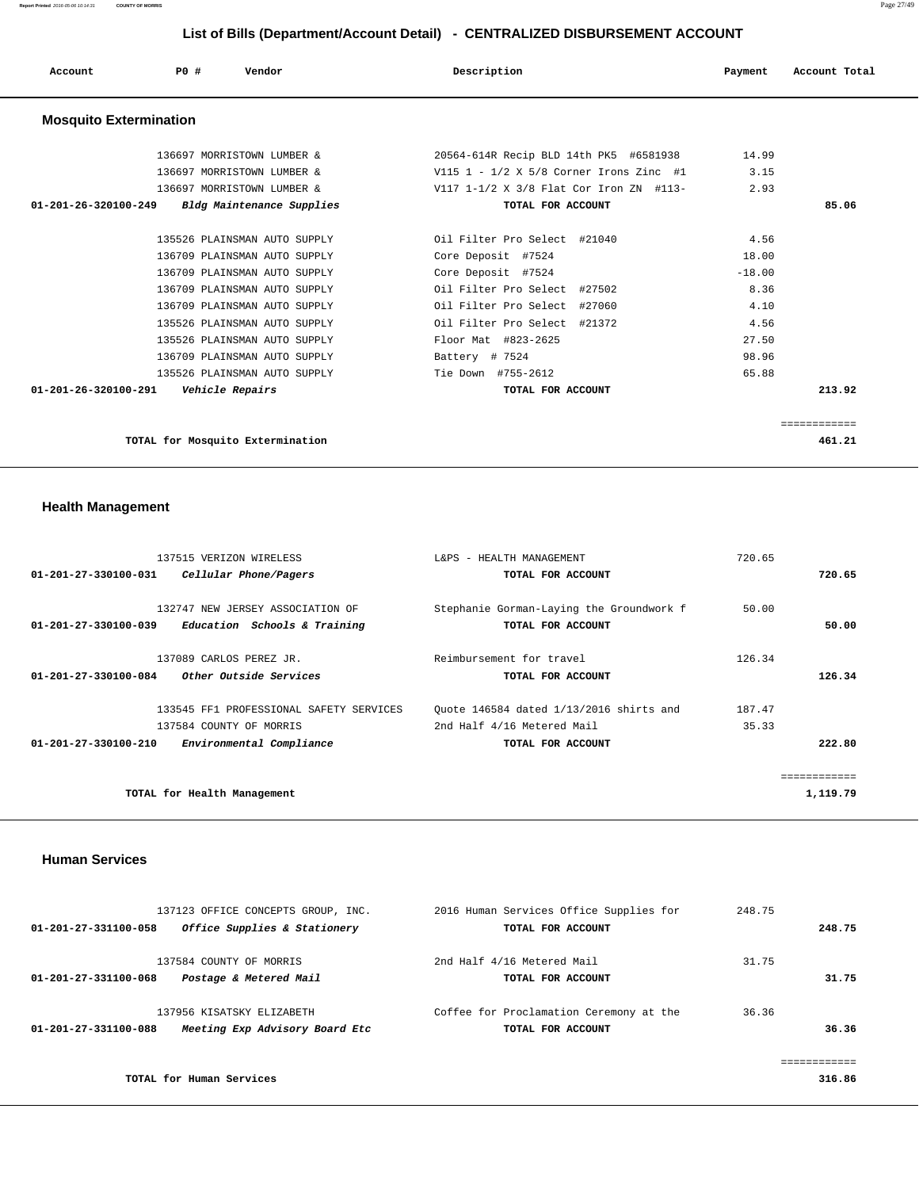# List of Bills (Department/Account Detail) - CENTRALIZED DISBURSEMENT ACCOUNT

| Account | PO # | Vendor | Description | Payment | Account Total |
|---|---|---|---|---|---|

## Mosquito Extermination

| Account | PO # | Vendor | Description | Payment | Account Total |
|---|---|---|---|---|---|
| | 136697 | MORRISTOWN LUMBER & | 20564-614R Recip BLD 14th PK5 #6581938 | 14.99 | |
| | 136697 | MORRISTOWN LUMBER & | V115 1 - 1/2 X 5/8 Corner Irons Zinc #1 | 3.15 | |
| | 136697 | MORRISTOWN LUMBER & | V117 1-1/2 X 3/8 Flat Cor Iron ZN #113- | 2.93 | |
| **01-201-26-320100-249** | | ***Bldg Maintenance Supplies*** | **TOTAL FOR ACCOUNT** | | **85.06** |
| | 135526 | PLAINSMAN AUTO SUPPLY | Oil Filter Pro Select #21040 | 4.56 | |
| | 136709 | PLAINSMAN AUTO SUPPLY | Core Deposit #7524 | 18.00 | |
| | 136709 | PLAINSMAN AUTO SUPPLY | Core Deposit #7524 | -18.00 | |
| | 136709 | PLAINSMAN AUTO SUPPLY | Oil Filter Pro Select #27502 | 8.36 | |
| | 136709 | PLAINSMAN AUTO SUPPLY | Oil Filter Pro Select #27060 | 4.10 | |
| | 135526 | PLAINSMAN AUTO SUPPLY | Oil Filter Pro Select #21372 | 4.56 | |
| | 135526 | PLAINSMAN AUTO SUPPLY | Floor Mat #823-2625 | 27.50 | |
| | 136709 | PLAINSMAN AUTO SUPPLY | Battery # 7524 | 98.96 | |
| | 135526 | PLAINSMAN AUTO SUPPLY | Tie Down #755-2612 | 65.88 | |
| **01-201-26-320100-291** | | ***Vehicle Repairs*** | **TOTAL FOR ACCOUNT** | | **213.92** |
| | | **TOTAL for Mosquito Extermination** | | | **461.21** |

## Health Management

| Account | PO # | Vendor | Description | Payment | Account Total |
|---|---|---|---|---|---|
| | 137515 | VERIZON WIRELESS | L&PS - HEALTH MANAGEMENT | 720.65 | |
| **01-201-27-330100-031** | | ***Cellular Phone/Pagers*** | **TOTAL FOR ACCOUNT** | | **720.65** |
| | 132747 | NEW JERSEY ASSOCIATION OF | Stephanie Gorman-Laying the Groundwork f | 50.00 | |
| **01-201-27-330100-039** | | ***Education Schools & Training*** | **TOTAL FOR ACCOUNT** | | **50.00** |
| | 137089 | CARLOS PEREZ JR. | Reimbursement for travel | 126.34 | |
| **01-201-27-330100-084** | | ***Other Outside Services*** | **TOTAL FOR ACCOUNT** | | **126.34** |
| | 133545 | FF1 PROFESSIONAL SAFETY SERVICES | Quote 146584 dated 1/13/2016 shirts and | 187.47 | |
| | 137584 | COUNTY OF MORRIS | 2nd Half 4/16 Metered Mail | 35.33 | |
| **01-201-27-330100-210** | | ***Environmental Compliance*** | **TOTAL FOR ACCOUNT** | | **222.80** |
| | | **TOTAL for Health Management** | | | **1,119.79** |

## Human Services

| Account | PO # | Vendor | Description | Payment | Account Total |
|---|---|---|---|---|---|
| | 137123 | OFFICE CONCEPTS GROUP, INC. | 2016 Human Services Office Supplies for | 248.75 | |
| **01-201-27-331100-058** | | ***Office Supplies & Stationery*** | **TOTAL FOR ACCOUNT** | | **248.75** |
| | 137584 | COUNTY OF MORRIS | 2nd Half 4/16 Metered Mail | 31.75 | |
| **01-201-27-331100-068** | | ***Postage & Metered Mail*** | **TOTAL FOR ACCOUNT** | | **31.75** |
| | 137956 | KISATSKY ELIZABETH | Coffee for Proclamation Ceremony at the | 36.36 | |
| **01-201-27-331100-088** | | ***Meeting Exp Advisory Board Etc*** | **TOTAL FOR ACCOUNT** | | **36.36** |
| | | **TOTAL for Human Services** | | | **316.86** |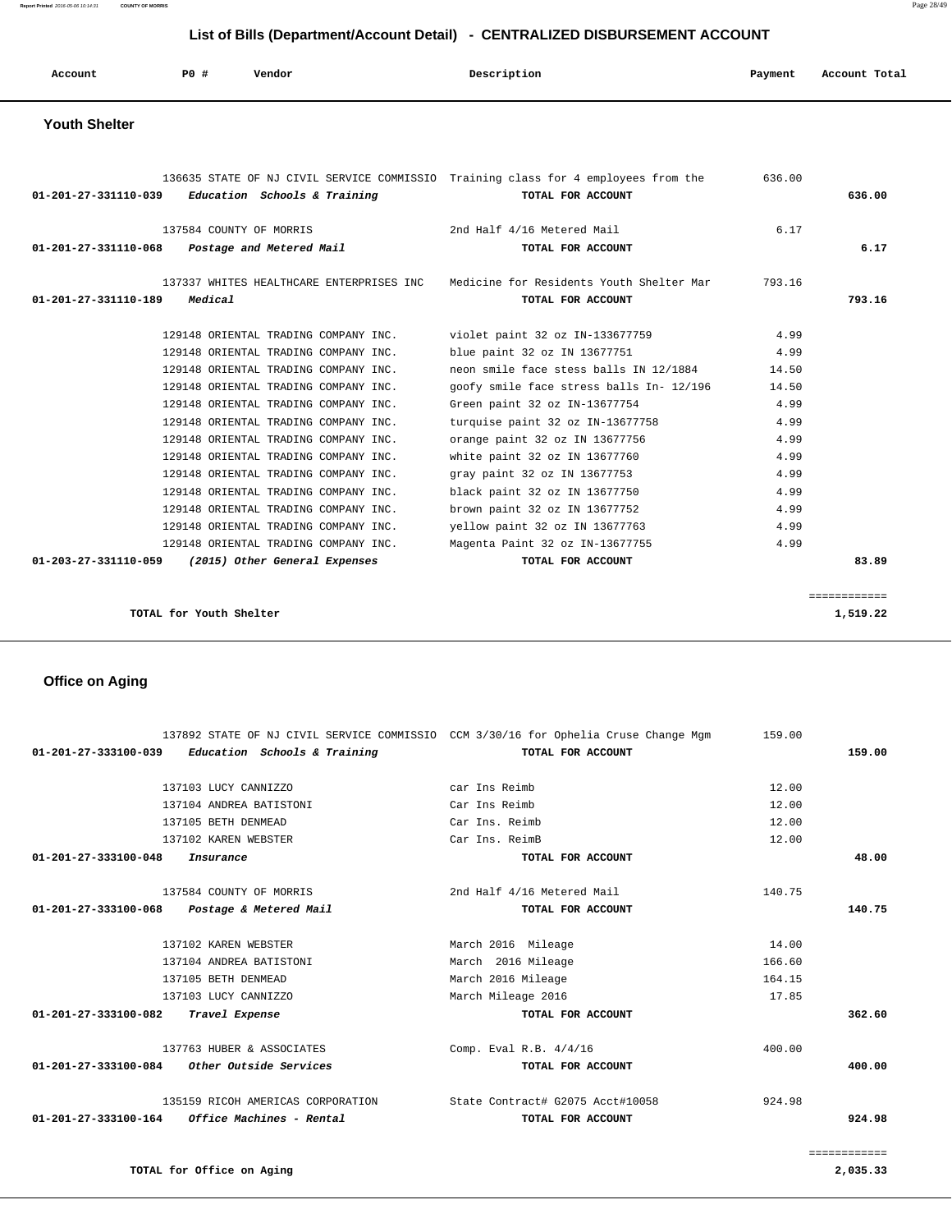## List of Bills (Department/Account Detail) - CENTRALIZED DISBURSEMENT ACCOUNT

| Account | PO # | Vendor | Description | Payment | Account Total |
|---|---|---|---|---|---|

### Youth Shelter

| Account | PO # | Vendor | Description | Payment | Account Total |
|---|---|---|---|---|---|
| | 136635 | STATE OF NJ CIVIL SERVICE COMMISSIO | Training class for 4 employees from the | 636.00 | |
| 01-201-27-331110-039 | | *Education Schools & Training* | TOTAL FOR ACCOUNT | | 636.00 |
| | 137584 | COUNTY OF MORRIS | 2nd Half 4/16 Metered Mail | 6.17 | |
| 01-201-27-331110-068 | | *Postage and Metered Mail* | TOTAL FOR ACCOUNT | | 6.17 |
| | 137337 | WHITES HEALTHCARE ENTERPRISES INC | Medicine for Residents Youth Shelter Mar | 793.16 | |
| 01-201-27-331110-189 | | *Medical* | TOTAL FOR ACCOUNT | | 793.16 |
| | 129148 | ORIENTAL TRADING COMPANY INC. | violet paint 32 oz IN-133677759 | 4.99 | |
| | 129148 | ORIENTAL TRADING COMPANY INC. | blue paint 32 oz IN 13677751 | 4.99 | |
| | 129148 | ORIENTAL TRADING COMPANY INC. | neon smile face stess balls IN 12/1884 | 14.50 | |
| | 129148 | ORIENTAL TRADING COMPANY INC. | goofy smile face stress balls In- 12/196 | 14.50 | |
| | 129148 | ORIENTAL TRADING COMPANY INC. | Green paint 32 oz IN-13677754 | 4.99 | |
| | 129148 | ORIENTAL TRADING COMPANY INC. | turquise paint 32 oz IN-13677758 | 4.99 | |
| | 129148 | ORIENTAL TRADING COMPANY INC. | orange paint 32 oz IN 13677756 | 4.99 | |
| | 129148 | ORIENTAL TRADING COMPANY INC. | white paint 32 oz IN 13677760 | 4.99 | |
| | 129148 | ORIENTAL TRADING COMPANY INC. | gray paint 32 oz IN 13677753 | 4.99 | |
| | 129148 | ORIENTAL TRADING COMPANY INC. | black paint 32 oz IN 13677750 | 4.99 | |
| | 129148 | ORIENTAL TRADING COMPANY INC. | brown paint 32 oz IN 13677752 | 4.99 | |
| | 129148 | ORIENTAL TRADING COMPANY INC. | yellow paint 32 oz IN 13677763 | 4.99 | |
| | 129148 | ORIENTAL TRADING COMPANY INC. | Magenta Paint 32 oz IN-13677755 | 4.99 | |
| 01-203-27-331110-059 | | *(2015) Other General Expenses* | TOTAL FOR ACCOUNT | | 83.89 |
| | | | | | ============ |
| | **TOTAL for Youth Shelter** | | | | **1,519.22** |

### Office on Aging

| Account | PO # | Vendor | Description | Payment | Account Total |
|---|---|---|---|---|---|
| | 137892 | STATE OF NJ CIVIL SERVICE COMMISSIO | CCM 3/30/16 for Ophelia Cruse Change Mgm | 159.00 | |
| 01-201-27-333100-039 | | *Education Schools & Training* | TOTAL FOR ACCOUNT | | 159.00 |
| | 137103 | LUCY CANNIZZO | car Ins Reimb | 12.00 | |
| | 137104 | ANDREA BATISTONI | Car Ins Reimb | 12.00 | |
| | 137105 | BETH DENMEAD | Car Ins. Reimb | 12.00 | |
| | 137102 | KAREN WEBSTER | Car Ins. ReimB | 12.00 | |
| 01-201-27-333100-048 | | *Insurance* | TOTAL FOR ACCOUNT | | 48.00 |
| | 137584 | COUNTY OF MORRIS | 2nd Half 4/16 Metered Mail | 140.75 | |
| 01-201-27-333100-068 | | *Postage & Metered Mail* | TOTAL FOR ACCOUNT | | 140.75 |
| | 137102 | KAREN WEBSTER | March 2016 Mileage | 14.00 | |
| | 137104 | ANDREA BATISTONI | March 2016 Mileage | 166.60 | |
| | 137105 | BETH DENMEAD | March 2016 Mileage | 164.15 | |
| | 137103 | LUCY CANNIZZO | March Mileage 2016 | 17.85 | |
| 01-201-27-333100-082 | | *Travel Expense* | TOTAL FOR ACCOUNT | | 362.60 |
| | 137763 | HUBER & ASSOCIATES | Comp. Eval R.B. 4/4/16 | 400.00 | |
| 01-201-27-333100-084 | | *Other Outside Services* | TOTAL FOR ACCOUNT | | 400.00 |
| | 135159 | RICOH AMERICAS CORPORATION | State Contract# G2075 Acct#10058 | 924.98 | |
| 01-201-27-333100-164 | | *Office Machines - Rental* | TOTAL FOR ACCOUNT | | 924.98 |
| | | | | | ============ |
| | **TOTAL for Office on Aging** | | | | **2,035.33** |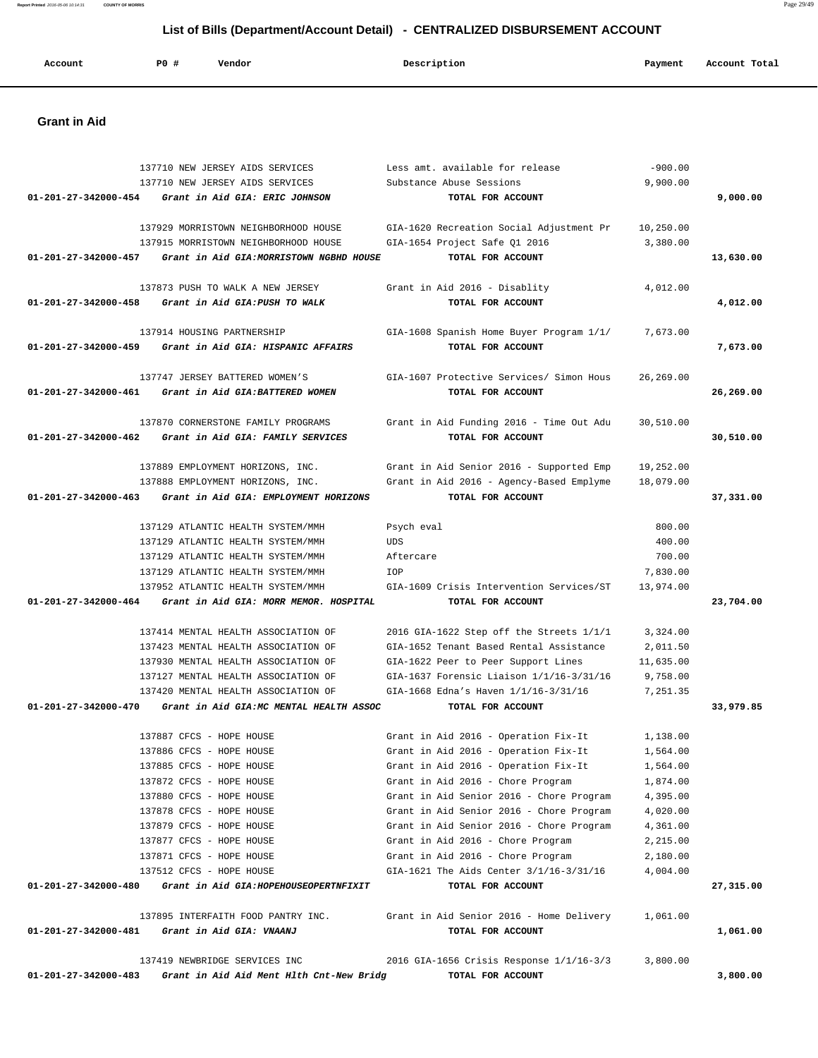## List of Bills (Department/Account Detail) - CENTRALIZED DISBURSEMENT ACCOUNT

| Account | PO # | Vendor | Description | Payment | Account Total |
|---|---|---|---|---|---|

### Grant in Aid

| Account | PO # | Vendor | Description | Payment | Account Total |
|---|---|---|---|---|---|
| | 137710 | NEW JERSEY AIDS SERVICES | Less amt. available for release | -900.00 | |
| | 137710 | NEW JERSEY AIDS SERVICES | Substance Abuse Sessions | 9,900.00 | |
| **01-201-27-342000-454** | | ***Grant in Aid GIA: ERIC JOHNSON*** | **TOTAL FOR ACCOUNT** | | **9,000.00** |
| | 137929 | MORRISTOWN NEIGHBORHOOD HOUSE | GIA-1620 Recreation Social Adjustment Pr | 10,250.00 | |
| | 137915 | MORRISTOWN NEIGHBORHOOD HOUSE | GIA-1654 Project Safe Q1 2016 | 3,380.00 | |
| **01-201-27-342000-457** | | ***Grant in Aid GIA:MORRISTOWN NGBHD HOUSE*** | **TOTAL FOR ACCOUNT** | | **13,630.00** |
| | 137873 | PUSH TO WALK A NEW JERSEY | Grant in Aid 2016 - Disablity | 4,012.00 | |
| **01-201-27-342000-458** | | ***Grant in Aid GIA:PUSH TO WALK*** | **TOTAL FOR ACCOUNT** | | **4,012.00** |
| | 137914 | HOUSING PARTNERSHIP | GIA-1608 Spanish Home Buyer Program 1/1/ | 7,673.00 | |
| **01-201-27-342000-459** | | ***Grant in Aid GIA: HISPANIC AFFAIRS*** | **TOTAL FOR ACCOUNT** | | **7,673.00** |
| | 137747 | JERSEY BATTERED WOMEN'S | GIA-1607 Protective Services/ Simon Hous | 26,269.00 | |
| **01-201-27-342000-461** | | ***Grant in Aid GIA:BATTERED WOMEN*** | **TOTAL FOR ACCOUNT** | | **26,269.00** |
| | 137870 | CORNERSTONE FAMILY PROGRAMS | Grant in Aid Funding 2016 - Time Out Adu | 30,510.00 | |
| **01-201-27-342000-462** | | ***Grant in Aid GIA: FAMILY SERVICES*** | **TOTAL FOR ACCOUNT** | | **30,510.00** |
| | 137889 | EMPLOYMENT HORIZONS, INC. | Grant in Aid Senior 2016 - Supported Emp | 19,252.00 | |
| | 137888 | EMPLOYMENT HORIZONS, INC. | Grant in Aid 2016 - Agency-Based Emplyme | 18,079.00 | |
| **01-201-27-342000-463** | | ***Grant in Aid GIA: EMPLOYMENT HORIZONS*** | **TOTAL FOR ACCOUNT** | | **37,331.00** |
| | 137129 | ATLANTIC HEALTH SYSTEM/MMH | Psych eval | 800.00 | |
| | 137129 | ATLANTIC HEALTH SYSTEM/MMH | UDS | 400.00 | |
| | 137129 | ATLANTIC HEALTH SYSTEM/MMH | Aftercare | 700.00 | |
| | 137129 | ATLANTIC HEALTH SYSTEM/MMH | IOP | 7,830.00 | |
| | 137952 | ATLANTIC HEALTH SYSTEM/MMH | GIA-1609 Crisis Intervention Services/ST | 13,974.00 | |
| **01-201-27-342000-464** | | ***Grant in Aid GIA: MORR MEMOR. HOSPITAL*** | **TOTAL FOR ACCOUNT** | | **23,704.00** |
| | 137414 | MENTAL HEALTH ASSOCIATION OF | 2016 GIA-1622 Step off the Streets 1/1/1 | 3,324.00 | |
| | 137423 | MENTAL HEALTH ASSOCIATION OF | GIA-1652 Tenant Based Rental Assistance | 2,011.50 | |
| | 137930 | MENTAL HEALTH ASSOCIATION OF | GIA-1622 Peer to Peer Support Lines | 11,635.00 | |
| | 137127 | MENTAL HEALTH ASSOCIATION OF | GIA-1637 Forensic Liaison 1/1/16-3/31/16 | 9,758.00 | |
| | 137420 | MENTAL HEALTH ASSOCIATION OF | GIA-1668 Edna's Haven 1/1/16-3/31/16 | 7,251.35 | |
| **01-201-27-342000-470** | | ***Grant in Aid GIA:MC MENTAL HEALTH ASSOC*** | **TOTAL FOR ACCOUNT** | | **33,979.85** |
| | 137887 | CFCS - HOPE HOUSE | Grant in Aid 2016 - Operation Fix-It | 1,138.00 | |
| | 137886 | CFCS - HOPE HOUSE | Grant in Aid 2016 - Operation Fix-It | 1,564.00 | |
| | 137885 | CFCS - HOPE HOUSE | Grant in Aid 2016 - Operation Fix-It | 1,564.00 | |
| | 137872 | CFCS - HOPE HOUSE | Grant in Aid 2016 - Chore Program | 1,874.00 | |
| | 137880 | CFCS - HOPE HOUSE | Grant in Aid Senior 2016 - Chore Program | 4,395.00 | |
| | 137878 | CFCS - HOPE HOUSE | Grant in Aid Senior 2016 - Chore Program | 4,020.00 | |
| | 137879 | CFCS - HOPE HOUSE | Grant in Aid Senior 2016 - Chore Program | 4,361.00 | |
| | 137877 | CFCS - HOPE HOUSE | Grant in Aid 2016 - Chore Program | 2,215.00 | |
| | 137871 | CFCS - HOPE HOUSE | Grant in Aid 2016 - Chore Program | 2,180.00 | |
| | 137512 | CFCS - HOPE HOUSE | GIA-1621 The Aids Center 3/1/16-3/31/16 | 4,004.00 | |
| **01-201-27-342000-480** | | ***Grant in Aid GIA:HOPEHOUSEOPERTNFIXIT*** | **TOTAL FOR ACCOUNT** | | **27,315.00** |
| | 137895 | INTERFAITH FOOD PANTRY INC. | Grant in Aid Senior 2016 - Home Delivery | 1,061.00 | |
| **01-201-27-342000-481** | | ***Grant in Aid GIA: VNAANJ*** | **TOTAL FOR ACCOUNT** | | **1,061.00** |
| | 137419 | NEWBRIDGE SERVICES INC | 2016 GIA-1656 Crisis Response 1/1/16-3/3 | 3,800.00 | |
| **01-201-27-342000-483** | | ***Grant in Aid Aid Ment Hlth Cnt-New Bridg*** | **TOTAL FOR ACCOUNT** | | **3,800.00** |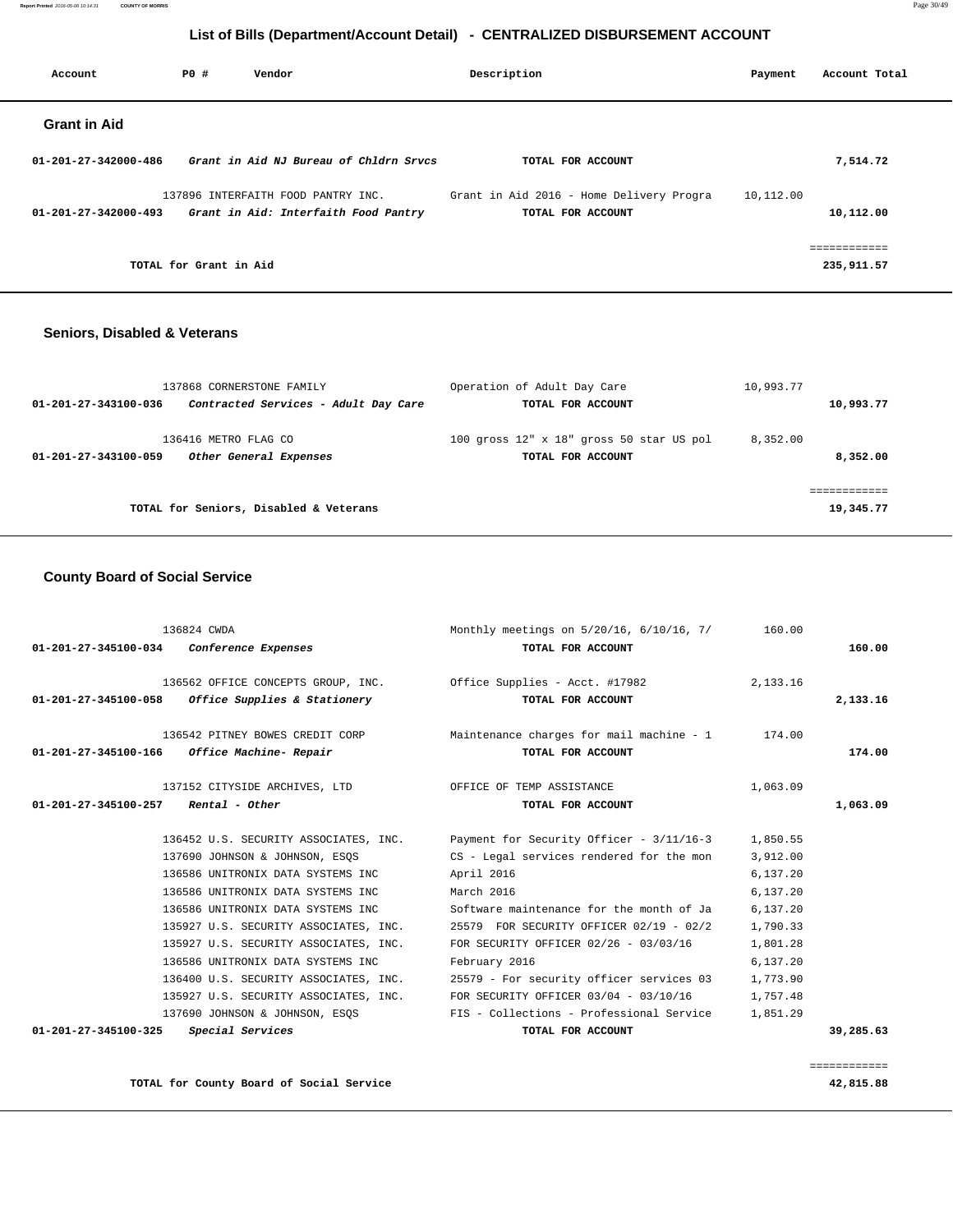# List of Bills (Department/Account Detail) - CENTRALIZED DISBURSEMENT ACCOUNT

| Account | PO # | Vendor | Description | Payment | Account Total |
|---|---|---|---|---|---|

## Grant in Aid

| Account | PO # | Vendor | Description | Payment | Account Total |
|---|---|---|---|---|---|
| 01-201-27-342000-486 | | *Grant in Aid NJ Bureau of Chldrn Srvcs* | **TOTAL FOR ACCOUNT** | | 7,514.72 |
| | 137896 | INTERFAITH FOOD PANTRY INC. | Grant in Aid 2016 - Home Delivery Progra | 10,112.00 | |
| 01-201-27-342000-493 | | *Grant in Aid: Interfaith Food Pantry* | **TOTAL FOR ACCOUNT** | | 10,112.00 |
| | | | | | ============ |
| | | **TOTAL for Grant in Aid** | | | 235,911.57 |

## Seniors, Disabled & Veterans

| Account | PO # | Vendor | Description | Payment | Account Total |
|---|---|---|---|---|---|
| | 137868 | CORNERSTONE FAMILY | Operation of Adult Day Care | 10,993.77 | |
| 01-201-27-343100-036 | | *Contracted Services - Adult Day Care* | **TOTAL FOR ACCOUNT** | | 10,993.77 |
| | 136416 | METRO FLAG CO | 100 gross 12" x 18" gross 50 star US pol | 8,352.00 | |
| 01-201-27-343100-059 | | *Other General Expenses* | **TOTAL FOR ACCOUNT** | | 8,352.00 |
| | | | | | ============ |
| | | **TOTAL for Seniors, Disabled & Veterans** | | | 19,345.77 |

## County Board of Social Service

| Account | PO # | Vendor | Description | Payment | Account Total |
|---|---|---|---|---|---|
| | 136824 | CWDA | Monthly meetings on 5/20/16, 6/10/16, 7/ | 160.00 | |
| 01-201-27-345100-034 | | *Conference Expenses* | **TOTAL FOR ACCOUNT** | | 160.00 |
| | 136562 | OFFICE CONCEPTS GROUP, INC. | Office Supplies - Acct. #17982 | 2,133.16 | |
| 01-201-27-345100-058 | | *Office Supplies & Stationery* | **TOTAL FOR ACCOUNT** | | 2,133.16 |
| | 136542 | PITNEY BOWES CREDIT CORP | Maintenance charges for mail machine - 1 | 174.00 | |
| 01-201-27-345100-166 | | *Office Machine- Repair* | **TOTAL FOR ACCOUNT** | | 174.00 |
| | 137152 | CITYSIDE ARCHIVES, LTD | OFFICE OF TEMP ASSISTANCE | 1,063.09 | |
| 01-201-27-345100-257 | | *Rental - Other* | **TOTAL FOR ACCOUNT** | | 1,063.09 |
| | 136452 | U.S. SECURITY ASSOCIATES, INC. | Payment for Security Officer - 3/11/16-3 | 1,850.55 | |
| | 137690 | JOHNSON & JOHNSON, ESQS | CS - Legal services rendered for the mon | 3,912.00 | |
| | 136586 | UNITRONIX DATA SYSTEMS INC | April 2016 | 6,137.20 | |
| | 136586 | UNITRONIX DATA SYSTEMS INC | March 2016 | 6,137.20 | |
| | 136586 | UNITRONIX DATA SYSTEMS INC | Software maintenance for the month of Ja | 6,137.20 | |
| | 135927 | U.S. SECURITY ASSOCIATES, INC. | 25579 FOR SECURITY OFFICER 02/19 - 02/2 | 1,790.33 | |
| | 135927 | U.S. SECURITY ASSOCIATES, INC. | FOR SECURITY OFFICER 02/26 - 03/03/16 | 1,801.28 | |
| | 136586 | UNITRONIX DATA SYSTEMS INC | February 2016 | 6,137.20 | |
| | 136400 | U.S. SECURITY ASSOCIATES, INC. | 25579 - For security officer services 03 | 1,773.90 | |
| | 135927 | U.S. SECURITY ASSOCIATES, INC. | FOR SECURITY OFFICER 03/04 - 03/10/16 | 1,757.48 | |
| | 137690 | JOHNSON & JOHNSON, ESQS | FIS - Collections - Professional Service | 1,851.29 | |
| 01-201-27-345100-325 | | *Special Services* | **TOTAL FOR ACCOUNT** | | 39,285.63 |
| | | | | | ============ |
| | | **TOTAL for County Board of Social Service** | | | 42,815.88 |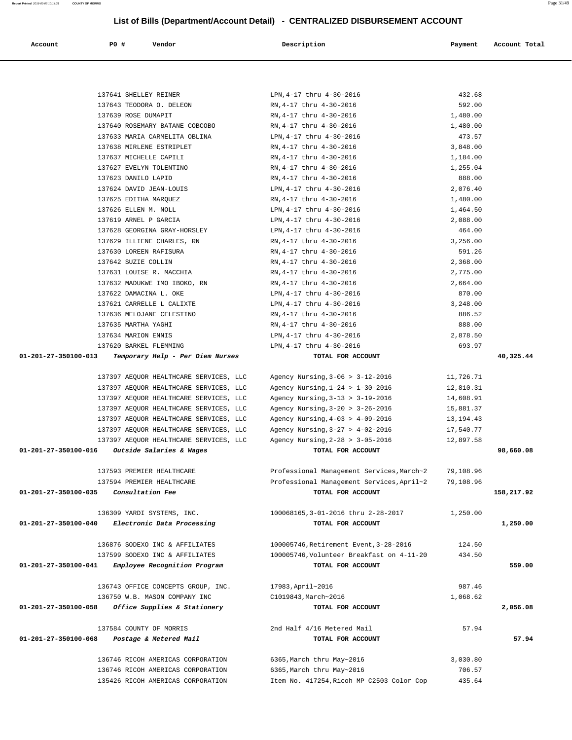## List of Bills (Department/Account Detail) - CENTRALIZED DISBURSEMENT ACCOUNT

| Account | PO # | Vendor | Description | Payment | Account Total |
|---|---|---|---|---|---|
| | 137641 | SHELLEY REINER | LPN,4-17 thru 4-30-2016 | 432.68 | |
| | 137643 | TEODORA O. DELEON | RN,4-17 thru 4-30-2016 | 592.00 | |
| | 137639 | ROSE DUMAPIT | RN,4-17 thru 4-30-2016 | 1,480.00 | |
| | 137640 | ROSEMARY BATANE COBCOBO | RN,4-17 thru 4-30-2016 | 1,480.00 | |
| | 137633 | MARIA CARMELITA OBLINA | LPN,4-17 thru 4-30-2016 | 473.57 | |
| | 137638 | MIRLENE ESTRIPLET | RN,4-17 thru 4-30-2016 | 3,848.00 | |
| | 137637 | MICHELLE CAPILI | RN,4-17 thru 4-30-2016 | 1,184.00 | |
| | 137627 | EVELYN TOLENTINO | RN,4-17 thru 4-30-2016 | 1,255.04 | |
| | 137623 | DANILO LAPID | RN,4-17 thru 4-30-2016 | 888.00 | |
| | 137624 | DAVID JEAN-LOUIS | LPN,4-17 thru 4-30-2016 | 2,076.40 | |
| | 137625 | EDITHA MARQUEZ | RN,4-17 thru 4-30-2016 | 1,480.00 | |
| | 137626 | ELLEN M. NOLL | LPN,4-17 thru 4-30-2016 | 1,464.50 | |
| | 137619 | ARNEL P GARCIA | LPN,4-17 thru 4-30-2016 | 2,088.00 | |
| | 137628 | GEORGINA GRAY-HORSLEY | LPN,4-17 thru 4-30-2016 | 464.00 | |
| | 137629 | ILLIENE CHARLES, RN | RN,4-17 thru 4-30-2016 | 3,256.00 | |
| | 137630 | LOREEN RAFISURA | RN,4-17 thru 4-30-2016 | 591.26 | |
| | 137642 | SUZIE COLLIN | RN,4-17 thru 4-30-2016 | 2,368.00 | |
| | 137631 | LOUISE R. MACCHIA | RN,4-17 thru 4-30-2016 | 2,775.00 | |
| | 137632 | MADUKWE IMO IBOKO, RN | RN,4-17 thru 4-30-2016 | 2,664.00 | |
| | 137622 | DAMACINA L. OKE | LPN,4-17 thru 4-30-2016 | 870.00 | |
| | 137621 | CARRELLE L CALIXTE | LPN,4-17 thru 4-30-2016 | 3,248.00 | |
| | 137636 | MELOJANE CELESTINO | RN,4-17 thru 4-30-2016 | 886.52 | |
| | 137635 | MARTHA YAGHI | RN,4-17 thru 4-30-2016 | 888.00 | |
| | 137634 | MARION ENNIS | LPN,4-17 thru 4-30-2016 | 2,878.50 | |
| | 137620 | BARKEL FLEMMING | LPN,4-17 thru 4-30-2016 | 693.97 | |
| **01-201-27-350100-013** | | ***Temporary Help - Per Diem Nurses*** | **TOTAL FOR ACCOUNT** | | **40,325.44** |
| | 137397 | AEQUOR HEALTHCARE SERVICES, LLC | Agency Nursing,3-06 > 3-12-2016 | 11,726.71 | |
| | 137397 | AEQUOR HEALTHCARE SERVICES, LLC | Agency Nursing,1-24 > 1-30-2016 | 12,810.31 | |
| | 137397 | AEQUOR HEALTHCARE SERVICES, LLC | Agency Nursing,3-13 > 3-19-2016 | 14,608.91 | |
| | 137397 | AEQUOR HEALTHCARE SERVICES, LLC | Agency Nursing,3-20 > 3-26-2016 | 15,881.37 | |
| | 137397 | AEQUOR HEALTHCARE SERVICES, LLC | Agency Nursing,4-03 > 4-09-2016 | 13,194.43 | |
| | 137397 | AEQUOR HEALTHCARE SERVICES, LLC | Agency Nursing,3-27 > 4-02-2016 | 17,540.77 | |
| | 137397 | AEQUOR HEALTHCARE SERVICES, LLC | Agency Nursing,2-28 > 3-05-2016 | 12,897.58 | |
| **01-201-27-350100-016** | | ***Outside Salaries & Wages*** | **TOTAL FOR ACCOUNT** | | **98,660.08** |
| | 137593 | PREMIER HEALTHCARE | Professional Management Services,March~2 | 79,108.96 | |
| | 137594 | PREMIER HEALTHCARE | Professional Management Services,April~2 | 79,108.96 | |
| **01-201-27-350100-035** | | ***Consultation Fee*** | **TOTAL FOR ACCOUNT** | | **158,217.92** |
| | 136309 | YARDI SYSTEMS, INC. | 100068165,3-01-2016 thru 2-28-2017 | 1,250.00 | |
| **01-201-27-350100-040** | | ***Electronic Data Processing*** | **TOTAL FOR ACCOUNT** | | **1,250.00** |
| | 136876 | SODEXO INC & AFFILIATES | 100005746,Retirement Event,3-28-2016 | 124.50 | |
| | 137599 | SODEXO INC & AFFILIATES | 100005746,Volunteer Breakfast on 4-11-20 | 434.50 | |
| **01-201-27-350100-041** | | ***Employee Recognition Program*** | **TOTAL FOR ACCOUNT** | | **559.00** |
| | 136743 | OFFICE CONCEPTS GROUP, INC. | 17983,April~2016 | 987.46 | |
| | 136750 | W.B. MASON COMPANY INC | C1019843,March~2016 | 1,068.62 | |
| **01-201-27-350100-058** | | ***Office Supplies & Stationery*** | **TOTAL FOR ACCOUNT** | | **2,056.08** |
| | 137584 | COUNTY OF MORRIS | 2nd Half 4/16 Metered Mail | 57.94 | |
| **01-201-27-350100-068** | | ***Postage & Metered Mail*** | **TOTAL FOR ACCOUNT** | | **57.94** |
| | 136746 | RICOH AMERICAS CORPORATION | 6365,March thru May~2016 | 3,030.80 | |
| | 136746 | RICOH AMERICAS CORPORATION | 6365,March thru May~2016 | 706.57 | |
| | 135426 | RICOH AMERICAS CORPORATION | Item No. 417254,Ricoh MP C2503 Color Cop | 435.64 | |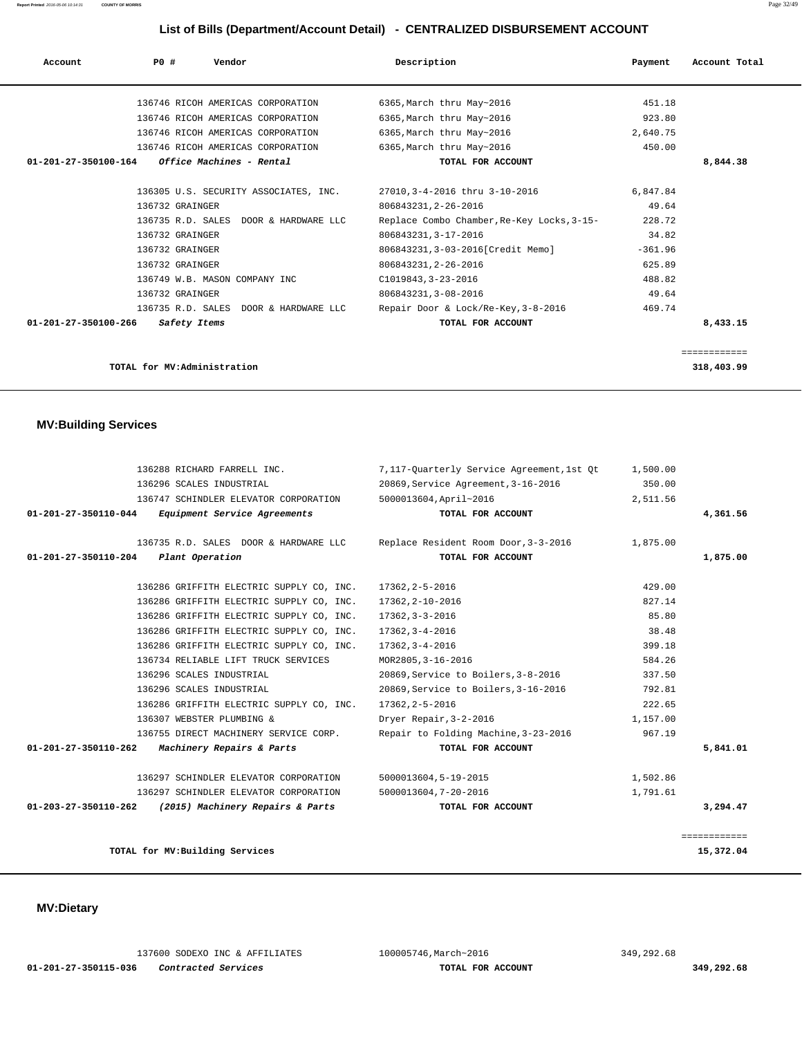## List of Bills (Department/Account Detail) - CENTRALIZED DISBURSEMENT ACCOUNT

| Account | PO # | Vendor | Description | Payment | Account Total |
|---|---|---|---|---|---|
| | 136746 | RICOH AMERICAS CORPORATION | 6365,March thru May~2016 | 451.18 | |
| | 136746 | RICOH AMERICAS CORPORATION | 6365,March thru May~2016 | 923.80 | |
| | 136746 | RICOH AMERICAS CORPORATION | 6365,March thru May~2016 | 2,640.75 | |
| | 136746 | RICOH AMERICAS CORPORATION | 6365,March thru May~2016 | 450.00 | |
| **01-201-27-350100-164** | | ***Office Machines - Rental*** | **TOTAL FOR ACCOUNT** | | **8,844.38** |
| | 136305 | U.S. SECURITY ASSOCIATES, INC. | 27010,3-4-2016 thru 3-10-2016 | 6,847.84 | |
| | 136732 | GRAINGER | 806843231,2-26-2016 | 49.64 | |
| | 136735 | R.D. SALES DOOR & HARDWARE LLC | Replace Combo Chamber,Re-Key Locks,3-15- | 228.72 | |
| | 136732 | GRAINGER | 806843231,3-17-2016 | 34.82 | |
| | 136732 | GRAINGER | 806843231,3-03-2016[Credit Memo] | -361.96 | |
| | 136732 | GRAINGER | 806843231,2-26-2016 | 625.89 | |
| | 136749 | W.B. MASON COMPANY INC | C1019843,3-23-2016 | 488.82 | |
| | 136732 | GRAINGER | 806843231,3-08-2016 | 49.64 | |
| | 136735 | R.D. SALES DOOR & HARDWARE LLC | Repair Door & Lock/Re-Key,3-8-2016 | 469.74 | |
| **01-201-27-350100-266** | | ***Safety Items*** | **TOTAL FOR ACCOUNT** | | **8,433.15** |
| | | | | | ============ |
| | **TOTAL for MV:Administration** | | | | **318,403.99** |

### MV:Building Services

| Account | PO # | Vendor | Description | Payment | Account Total |
|---|---|---|---|---|---|
| | 136288 | RICHARD FARRELL INC. | 7,117-Quarterly Service Agreement,1st Qt | 1,500.00 | |
| | 136296 | SCALES INDUSTRIAL | 20869,Service Agreement,3-16-2016 | 350.00 | |
| | 136747 | SCHINDLER ELEVATOR CORPORATION | 5000013604,April~2016 | 2,511.56 | |
| **01-201-27-350110-044** | | ***Equipment Service Agreements*** | **TOTAL FOR ACCOUNT** | | **4,361.56** |
| | 136735 | R.D. SALES DOOR & HARDWARE LLC | Replace Resident Room Door,3-3-2016 | 1,875.00 | |
| **01-201-27-350110-204** | | ***Plant Operation*** | **TOTAL FOR ACCOUNT** | | **1,875.00** |
| | 136286 | GRIFFITH ELECTRIC SUPPLY CO, INC. | 17362,2-5-2016 | 429.00 | |
| | 136286 | GRIFFITH ELECTRIC SUPPLY CO, INC. | 17362,2-10-2016 | 827.14 | |
| | 136286 | GRIFFITH ELECTRIC SUPPLY CO, INC. | 17362,3-3-2016 | 85.80 | |
| | 136286 | GRIFFITH ELECTRIC SUPPLY CO, INC. | 17362,3-4-2016 | 38.48 | |
| | 136286 | GRIFFITH ELECTRIC SUPPLY CO, INC. | 17362,3-4-2016 | 399.18 | |
| | 136734 | RELIABLE LIFT TRUCK SERVICES | MOR2805,3-16-2016 | 584.26 | |
| | 136296 | SCALES INDUSTRIAL | 20869,Service to Boilers,3-8-2016 | 337.50 | |
| | 136296 | SCALES INDUSTRIAL | 20869,Service to Boilers,3-16-2016 | 792.81 | |
| | 136286 | GRIFFITH ELECTRIC SUPPLY CO, INC. | 17362,2-5-2016 | 222.65 | |
| | 136307 | WEBSTER PLUMBING & | Dryer Repair,3-2-2016 | 1,157.00 | |
| | 136755 | DIRECT MACHINERY SERVICE CORP. | Repair to Folding Machine,3-23-2016 | 967.19 | |
| **01-201-27-350110-262** | | ***Machinery Repairs & Parts*** | **TOTAL FOR ACCOUNT** | | **5,841.01** |
| | 136297 | SCHINDLER ELEVATOR CORPORATION | 5000013604,5-19-2015 | 1,502.86 | |
| | 136297 | SCHINDLER ELEVATOR CORPORATION | 5000013604,7-20-2016 | 1,791.61 | |
| **01-203-27-350110-262** | | ***(2015) Machinery Repairs & Parts*** | **TOTAL FOR ACCOUNT** | | **3,294.47** |
| | | | | | ============ |
| | **TOTAL for MV:Building Services** | | | | **15,372.04** |

### MV:Dietary

| Account | PO # | Vendor | Description | Payment | Account Total |
|---|---|---|---|---|---|
| | 137600 | SODEXO INC & AFFILIATES | 100005746,March~2016 | 349,292.68 | |
| **01-201-27-350115-036** | | ***Contracted Services*** | **TOTAL FOR ACCOUNT** | | **349,292.68** |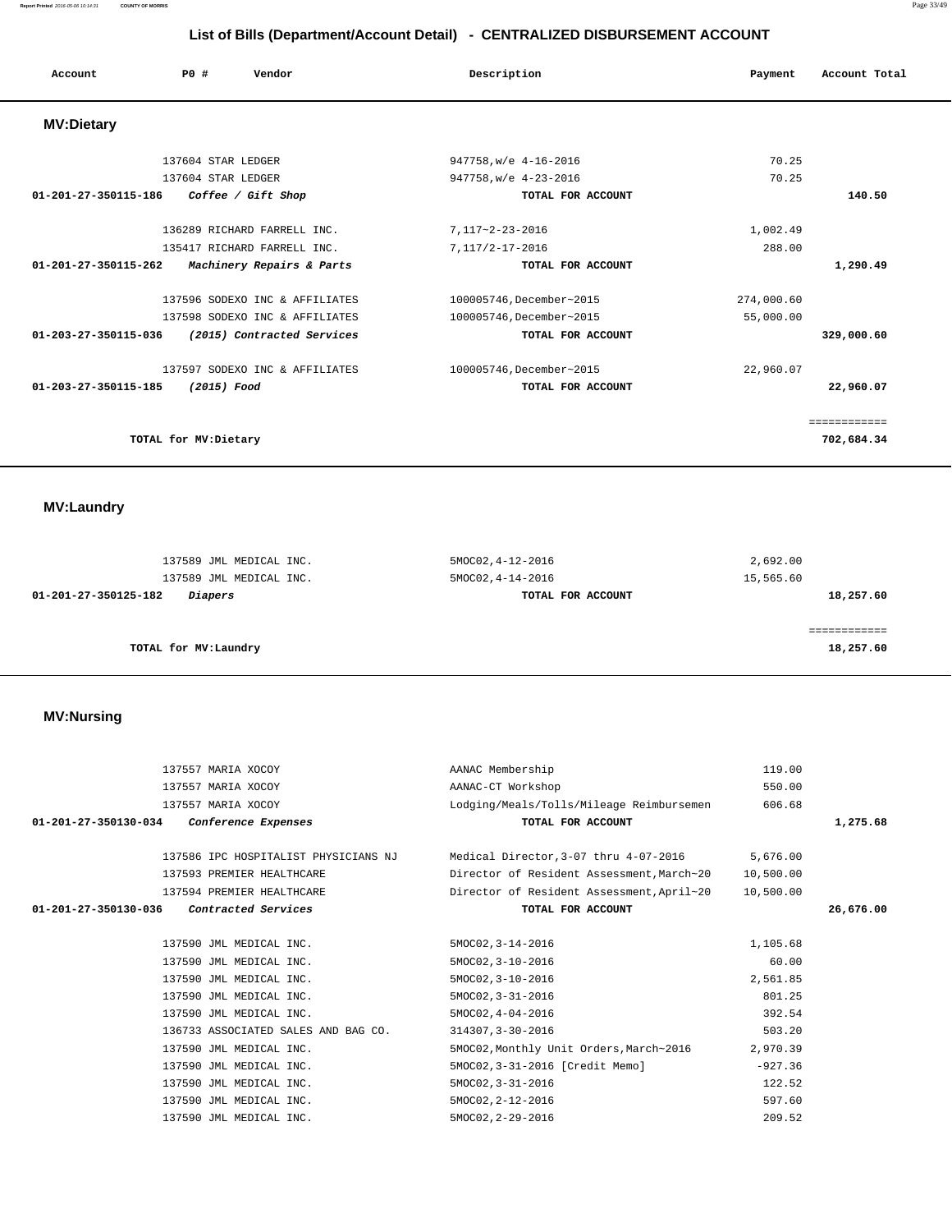## List of Bills (Department/Account Detail) - CENTRALIZED DISBURSEMENT ACCOUNT

| Account | PO # | Vendor | Description | Payment | Account Total |
|---|---|---|---|---|---|

### MV:Dietary

| Account | PO # | Vendor | Description | Payment | Account Total |
|---|---|---|---|---|---|
| | 137604 | STAR LEDGER | 947758,w/e 4-16-2016 | 70.25 | |
| | 137604 | STAR LEDGER | 947758,w/e 4-23-2016 | 70.25 | |
| **01-201-27-350115-186** | | ***Coffee / Gift Shop*** | **TOTAL FOR ACCOUNT** | | **140.50** |
| | 136289 | RICHARD FARRELL INC. | 7,117~2-23-2016 | 1,002.49 | |
| | 135417 | RICHARD FARRELL INC. | 7,117/2-17-2016 | 288.00 | |
| **01-201-27-350115-262** | | ***Machinery Repairs & Parts*** | **TOTAL FOR ACCOUNT** | | **1,290.49** |
| | 137596 | SODEXO INC & AFFILIATES | 100005746,December~2015 | 274,000.60 | |
| | 137598 | SODEXO INC & AFFILIATES | 100005746,December~2015 | 55,000.00 | |
| **01-203-27-350115-036** | | ***(2015) Contracted Services*** | **TOTAL FOR ACCOUNT** | | **329,000.60** |
| | 137597 | SODEXO INC & AFFILIATES | 100005746,December~2015 | 22,960.07 | |
| **01-203-27-350115-185** | | ***(2015) Food*** | **TOTAL FOR ACCOUNT** | | **22,960.07** |
| | | | | | ============ |
| | | **TOTAL for MV:Dietary** | | | **702,684.34** |

### MV:Laundry

| Account | PO # | Vendor | Description | Payment | Account Total |
|---|---|---|---|---|---|
| | 137589 | JML MEDICAL INC. | 5MOC02,4-12-2016 | 2,692.00 | |
| | 137589 | JML MEDICAL INC. | 5MOC02,4-14-2016 | 15,565.60 | |
| **01-201-27-350125-182** | | ***Diapers*** | **TOTAL FOR ACCOUNT** | | **18,257.60** |
| | | | | | ============ |
| | | **TOTAL for MV:Laundry** | | | **18,257.60** |

### MV:Nursing

| Account | PO # | Vendor | Description | Payment | Account Total |
|---|---|---|---|---|---|
| | 137557 | MARIA XOCOY | AANAC Membership | 119.00 | |
| | 137557 | MARIA XOCOY | AANAC-CT Workshop | 550.00 | |
| | 137557 | MARIA XOCOY | Lodging/Meals/Tolls/Mileage Reimbursemen | 606.68 | |
| **01-201-27-350130-034** | | ***Conference Expenses*** | **TOTAL FOR ACCOUNT** | | **1,275.68** |
| | 137586 | IPC HOSPITALIST PHYSICIANS NJ | Medical Director,3-07 thru 4-07-2016 | 5,676.00 | |
| | 137593 | PREMIER HEALTHCARE | Director of Resident Assessment,March~20 | 10,500.00 | |
| | 137594 | PREMIER HEALTHCARE | Director of Resident Assessment,April~20 | 10,500.00 | |
| **01-201-27-350130-036** | | ***Contracted Services*** | **TOTAL FOR ACCOUNT** | | **26,676.00** |
| | 137590 | JML MEDICAL INC. | 5MOC02,3-14-2016 | 1,105.68 | |
| | 137590 | JML MEDICAL INC. | 5MOC02,3-10-2016 | 60.00 | |
| | 137590 | JML MEDICAL INC. | 5MOC02,3-10-2016 | 2,561.85 | |
| | 137590 | JML MEDICAL INC. | 5MOC02,3-31-2016 | 801.25 | |
| | 137590 | JML MEDICAL INC. | 5MOC02,4-04-2016 | 392.54 | |
| | 136733 | ASSOCIATED SALES AND BAG CO. | 314307,3-30-2016 | 503.20 | |
| | 137590 | JML MEDICAL INC. | 5MOC02,Monthly Unit Orders,March~2016 | 2,970.39 | |
| | 137590 | JML MEDICAL INC. | 5MOC02,3-31-2016 [Credit Memo] | -927.36 | |
| | 137590 | JML MEDICAL INC. | 5MOC02,3-31-2016 | 122.52 | |
| | 137590 | JML MEDICAL INC. | 5MOC02,2-12-2016 | 597.60 | |
| | 137590 | JML MEDICAL INC. | 5MOC02,2-29-2016 | 209.52 | |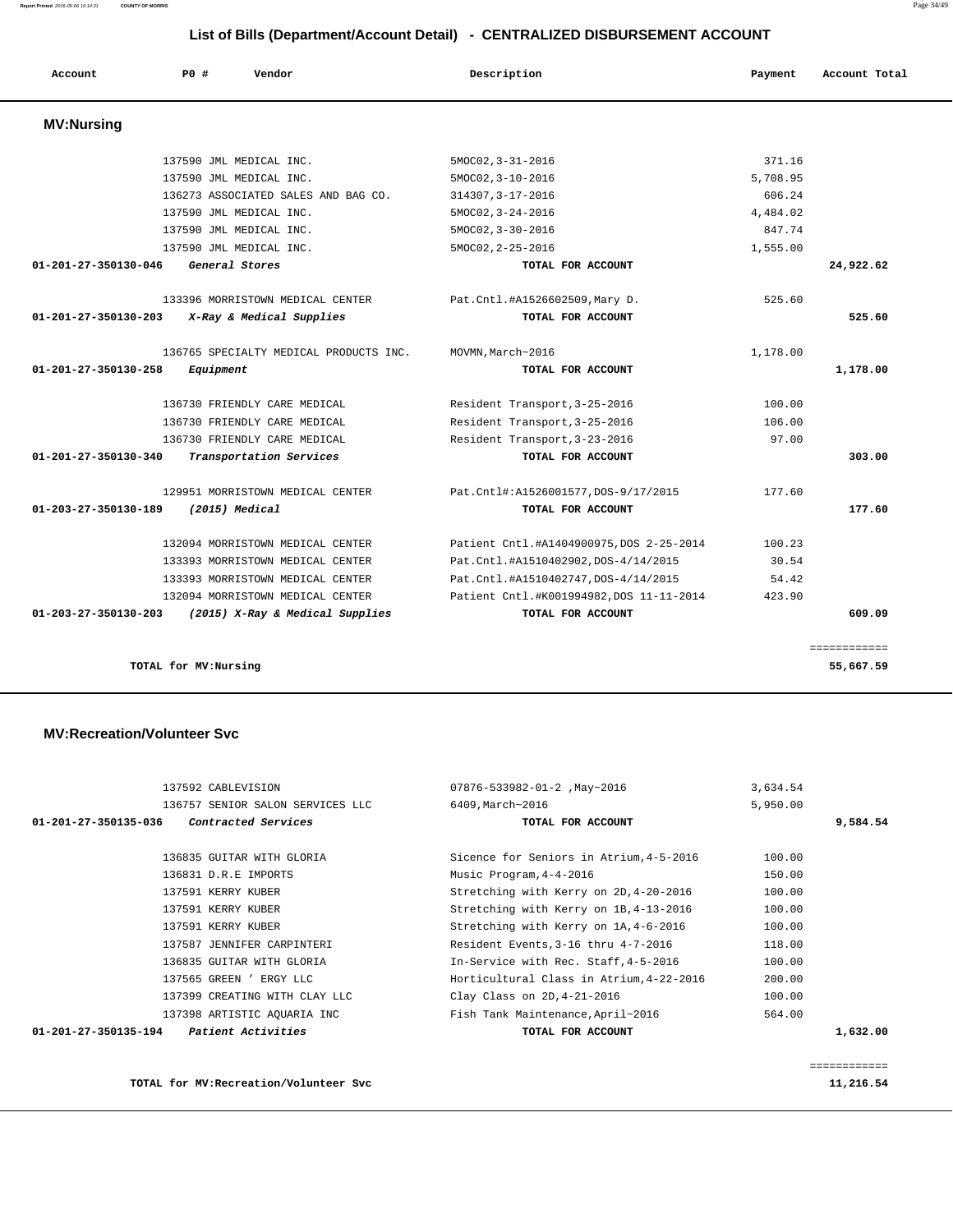## List of Bills (Department/Account Detail) - CENTRALIZED DISBURSEMENT ACCOUNT

| Account | PO # | Vendor | Description | Payment | Account Total |
|---|---|---|---|---|---|

### MV:Nursing

| Account | PO # | Vendor | Description | Payment | Account Total |
|---|---|---|---|---|---|
| | 137590 | JML MEDICAL INC. | 5MOC02,3-31-2016 | 371.16 | |
| | 137590 | JML MEDICAL INC. | 5MOC02,3-10-2016 | 5,708.95 | |
| | 136273 | ASSOCIATED SALES AND BAG CO. | 314307,3-17-2016 | 606.24 | |
| | 137590 | JML MEDICAL INC. | 5MOC02,3-24-2016 | 4,484.02 | |
| | 137590 | JML MEDICAL INC. | 5MOC02,3-30-2016 | 847.74 | |
| | 137590 | JML MEDICAL INC. | 5MOC02,2-25-2016 | 1,555.00 | |
| **01-201-27-350130-046** | | ***General Stores*** | **TOTAL FOR ACCOUNT** | | **24,922.62** |
| | 133396 | MORRISTOWN MEDICAL CENTER | Pat.Cntl.#A1526602509,Mary D. | 525.60 | |
| **01-201-27-350130-203** | | ***X-Ray & Medical Supplies*** | **TOTAL FOR ACCOUNT** | | **525.60** |
| | 136765 | SPECIALTY MEDICAL PRODUCTS INC. | MOVMN,March~2016 | 1,178.00 | |
| **01-201-27-350130-258** | | ***Equipment*** | **TOTAL FOR ACCOUNT** | | **1,178.00** |
| | 136730 | FRIENDLY CARE MEDICAL | Resident Transport,3-25-2016 | 100.00 | |
| | 136730 | FRIENDLY CARE MEDICAL | Resident Transport,3-25-2016 | 106.00 | |
| | 136730 | FRIENDLY CARE MEDICAL | Resident Transport,3-23-2016 | 97.00 | |
| **01-201-27-350130-340** | | ***Transportation Services*** | **TOTAL FOR ACCOUNT** | | **303.00** |
| | 129951 | MORRISTOWN MEDICAL CENTER | Pat.Cntl#:A1526001577,DOS-9/17/2015 | 177.60 | |
| **01-203-27-350130-189** | | ***(2015) Medical*** | **TOTAL FOR ACCOUNT** | | **177.60** |
| | 132094 | MORRISTOWN MEDICAL CENTER | Patient Cntl.#A1404900975,DOS 2-25-2014 | 100.23 | |
| | 133393 | MORRISTOWN MEDICAL CENTER | Pat.Cntl.#A1510402902,DOS-4/14/2015 | 30.54 | |
| | 133393 | MORRISTOWN MEDICAL CENTER | Pat.Cntl.#A1510402747,DOS-4/14/2015 | 54.42 | |
| | 132094 | MORRISTOWN MEDICAL CENTER | Patient Cntl.#K001994982,DOS 11-11-2014 | 423.90 | |
| **01-203-27-350130-203** | | ***(2015) X-Ray & Medical Supplies*** | **TOTAL FOR ACCOUNT** | | **609.09** |
| | | | | | ============ |
| **TOTAL for MV:Nursing** | | | | | **55,667.59** |

### MV:Recreation/Volunteer Svc

| Account | PO # | Vendor | Description | Payment | Account Total |
|---|---|---|---|---|---|
| | 137592 | CABLEVISION | 07876-533982-01-2 ,May~2016 | 3,634.54 | |
| | 136757 | SENIOR SALON SERVICES LLC | 6409,March~2016 | 5,950.00 | |
| **01-201-27-350135-036** | | ***Contracted Services*** | **TOTAL FOR ACCOUNT** | | **9,584.54** |
| | 136835 | GUITAR WITH GLORIA | Sicence for Seniors in Atrium,4-5-2016 | 100.00 | |
| | 136831 | D.R.E IMPORTS | Music Program,4-4-2016 | 150.00 | |
| | 137591 | KERRY KUBER | Stretching with Kerry on 2D,4-20-2016 | 100.00 | |
| | 137591 | KERRY KUBER | Stretching with Kerry on 1B,4-13-2016 | 100.00 | |
| | 137591 | KERRY KUBER | Stretching with Kerry on 1A,4-6-2016 | 100.00 | |
| | 137587 | JENNIFER CARPINTERI | Resident Events,3-16 thru 4-7-2016 | 118.00 | |
| | 136835 | GUITAR WITH GLORIA | In-Service with Rec. Staff,4-5-2016 | 100.00 | |
| | 137565 | GREEN ' ERGY LLC | Horticultural Class in Atrium,4-22-2016 | 200.00 | |
| | 137399 | CREATING WITH CLAY LLC | Clay Class on 2D,4-21-2016 | 100.00 | |
| | 137398 | ARTISTIC AQUARIA INC | Fish Tank Maintenance,April~2016 | 564.00 | |
| **01-201-27-350135-194** | | ***Patient Activities*** | **TOTAL FOR ACCOUNT** | | **1,632.00** |
| | | | | | ============ |
| **TOTAL for MV:Recreation/Volunteer Svc** | | | | | **11,216.54** |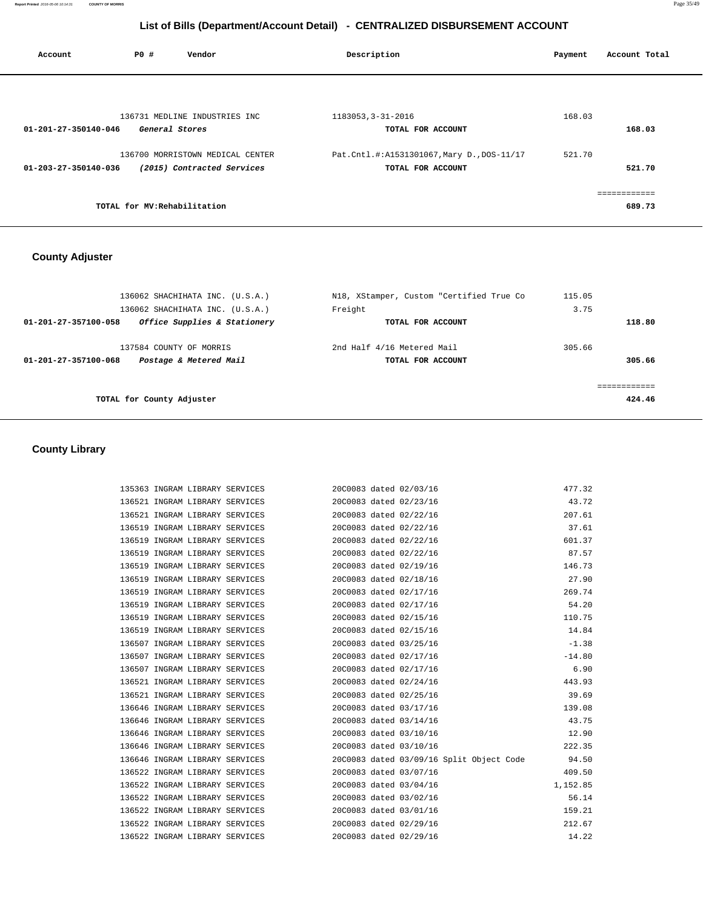## List of Bills (Department/Account Detail) - CENTRALIZED DISBURSEMENT ACCOUNT

| Account | PO # | Vendor | Description | Payment | Account Total |
|---|---|---|---|---|---|
| | 136731 | MEDLINE INDUSTRIES INC | 1183053,3-31-2016 | 168.03 | |
| 01-201-27-350140-046 | | *General Stores* | TOTAL FOR ACCOUNT | | 168.03 |
| | 136700 | MORRISTOWN MEDICAL CENTER | Pat.Cntl.#:A1531301067,Mary D.,DOS-11/17 | 521.70 | |
| 01-203-27-350140-036 | | *(2015) Contracted Services* | TOTAL FOR ACCOUNT | | 521.70 |
| | | | | | ============ |
| | | TOTAL for MV:Rehabilitation | | | 689.73 |

## County Adjuster

| Account | PO # | Vendor | Description | Payment | Account Total |
|---|---|---|---|---|---|
| | 136062 | SHACHIHATA INC. (U.S.A.) | N18, XStamper, Custom "Certified True Co | 115.05 | |
| | 136062 | SHACHIHATA INC. (U.S.A.) | Freight | 3.75 | |
| 01-201-27-357100-058 | | *Office Supplies & Stationery* | TOTAL FOR ACCOUNT | | 118.80 |
| | 137584 | COUNTY OF MORRIS | 2nd Half 4/16 Metered Mail | 305.66 | |
| 01-201-27-357100-068 | | *Postage & Metered Mail* | TOTAL FOR ACCOUNT | | 305.66 |
| | | | | | ============ |
| | | TOTAL for County Adjuster | | | 424.46 |

## County Library

| Account | PO # | Vendor | Description | Payment | Account Total |
|---|---|---|---|---|---|
| | 135363 | INGRAM LIBRARY SERVICES | 20C0083 dated 02/03/16 | 477.32 | |
| | 136521 | INGRAM LIBRARY SERVICES | 20C0083 dated 02/23/16 | 43.72 | |
| | 136521 | INGRAM LIBRARY SERVICES | 20C0083 dated 02/22/16 | 207.61 | |
| | 136519 | INGRAM LIBRARY SERVICES | 20C0083 dated 02/22/16 | 37.61 | |
| | 136519 | INGRAM LIBRARY SERVICES | 20C0083 dated 02/22/16 | 601.37 | |
| | 136519 | INGRAM LIBRARY SERVICES | 20C0083 dated 02/22/16 | 87.57 | |
| | 136519 | INGRAM LIBRARY SERVICES | 20C0083 dated 02/19/16 | 146.73 | |
| | 136519 | INGRAM LIBRARY SERVICES | 20C0083 dated 02/18/16 | 27.90 | |
| | 136519 | INGRAM LIBRARY SERVICES | 20C0083 dated 02/17/16 | 269.74 | |
| | 136519 | INGRAM LIBRARY SERVICES | 20C0083 dated 02/17/16 | 54.20 | |
| | 136519 | INGRAM LIBRARY SERVICES | 20C0083 dated 02/15/16 | 110.75 | |
| | 136519 | INGRAM LIBRARY SERVICES | 20C0083 dated 02/15/16 | 14.84 | |
| | 136507 | INGRAM LIBRARY SERVICES | 20C0083 dated 03/25/16 | -1.38 | |
| | 136507 | INGRAM LIBRARY SERVICES | 20C0083 dated 02/17/16 | -14.80 | |
| | 136507 | INGRAM LIBRARY SERVICES | 20C0083 dated 02/17/16 | 6.90 | |
| | 136521 | INGRAM LIBRARY SERVICES | 20C0083 dated 02/24/16 | 443.93 | |
| | 136521 | INGRAM LIBRARY SERVICES | 20C0083 dated 02/25/16 | 39.69 | |
| | 136646 | INGRAM LIBRARY SERVICES | 20C0083 dated 03/17/16 | 139.08 | |
| | 136646 | INGRAM LIBRARY SERVICES | 20C0083 dated 03/14/16 | 43.75 | |
| | 136646 | INGRAM LIBRARY SERVICES | 20C0083 dated 03/10/16 | 12.90 | |
| | 136646 | INGRAM LIBRARY SERVICES | 20C0083 dated 03/10/16 | 222.35 | |
| | 136646 | INGRAM LIBRARY SERVICES | 20C0083 dated 03/09/16 Split Object Code | 94.50 | |
| | 136522 | INGRAM LIBRARY SERVICES | 20C0083 dated 03/07/16 | 409.50 | |
| | 136522 | INGRAM LIBRARY SERVICES | 20C0083 dated 03/04/16 | 1,152.85 | |
| | 136522 | INGRAM LIBRARY SERVICES | 20C0083 dated 03/02/16 | 56.14 | |
| | 136522 | INGRAM LIBRARY SERVICES | 20C0083 dated 03/01/16 | 159.21 | |
| | 136522 | INGRAM LIBRARY SERVICES | 20C0083 dated 02/29/16 | 212.67 | |
| | 136522 | INGRAM LIBRARY SERVICES | 20C0083 dated 02/29/16 | 14.22 | |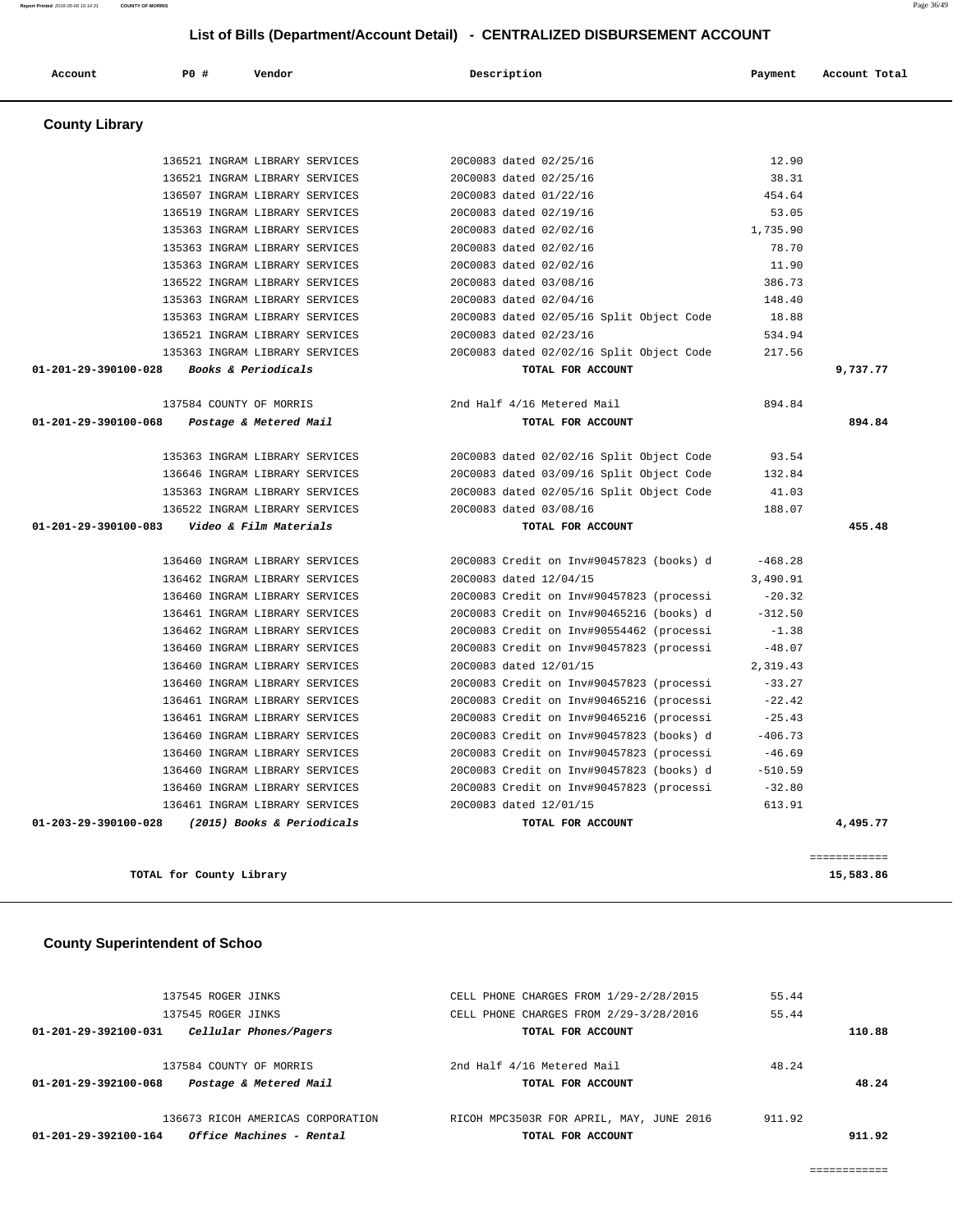## List of Bills (Department/Account Detail) - CENTRALIZED DISBURSEMENT ACCOUNT

| Account | PO # | Vendor | Description | Payment | Account Total |
|---|---|---|---|---|---|

### County Library

| Account | PO # | Vendor | Description | Payment | Account Total |
|---|---|---|---|---|---|
| | 136521 | INGRAM LIBRARY SERVICES | 20C0083 dated 02/25/16 | 12.90 | |
| | 136521 | INGRAM LIBRARY SERVICES | 20C0083 dated 02/25/16 | 38.31 | |
| | 136507 | INGRAM LIBRARY SERVICES | 20C0083 dated 01/22/16 | 454.64 | |
| | 136519 | INGRAM LIBRARY SERVICES | 20C0083 dated 02/19/16 | 53.05 | |
| | 135363 | INGRAM LIBRARY SERVICES | 20C0083 dated 02/02/16 | 1,735.90 | |
| | 135363 | INGRAM LIBRARY SERVICES | 20C0083 dated 02/02/16 | 78.70 | |
| | 135363 | INGRAM LIBRARY SERVICES | 20C0083 dated 02/02/16 | 11.90 | |
| | 136522 | INGRAM LIBRARY SERVICES | 20C0083 dated 03/08/16 | 386.73 | |
| | 135363 | INGRAM LIBRARY SERVICES | 20C0083 dated 02/04/16 | 148.40 | |
| | 135363 | INGRAM LIBRARY SERVICES | 20C0083 dated 02/05/16 Split Object Code | 18.88 | |
| | 136521 | INGRAM LIBRARY SERVICES | 20C0083 dated 02/23/16 | 534.94 | |
| | 135363 | INGRAM LIBRARY SERVICES | 20C0083 dated 02/02/16 Split Object Code | 217.56 | |
| **01-201-29-390100-028** | | *Books & Periodicals* | **TOTAL FOR ACCOUNT** | | **9,737.77** |
| | 137584 | COUNTY OF MORRIS | 2nd Half 4/16 Metered Mail | 894.84 | |
| **01-201-29-390100-068** | | *Postage & Metered Mail* | **TOTAL FOR ACCOUNT** | | **894.84** |
| | 135363 | INGRAM LIBRARY SERVICES | 20C0083 dated 02/02/16 Split Object Code | 93.54 | |
| | 136646 | INGRAM LIBRARY SERVICES | 20C0083 dated 03/09/16 Split Object Code | 132.84 | |
| | 135363 | INGRAM LIBRARY SERVICES | 20C0083 dated 02/05/16 Split Object Code | 41.03 | |
| | 136522 | INGRAM LIBRARY SERVICES | 20C0083 dated 03/08/16 | 188.07 | |
| **01-201-29-390100-083** | | *Video & Film Materials* | **TOTAL FOR ACCOUNT** | | **455.48** |
| | 136460 | INGRAM LIBRARY SERVICES | 20C0083 Credit on Inv#90457823 (books) d | -468.28 | |
| | 136462 | INGRAM LIBRARY SERVICES | 20C0083 dated 12/04/15 | 3,490.91 | |
| | 136460 | INGRAM LIBRARY SERVICES | 20C0083 Credit on Inv#90457823 (processi | -20.32 | |
| | 136461 | INGRAM LIBRARY SERVICES | 20C0083 Credit on Inv#90465216 (books) d | -312.50 | |
| | 136462 | INGRAM LIBRARY SERVICES | 20C0083 Credit on Inv#90554462 (processi | -1.38 | |
| | 136460 | INGRAM LIBRARY SERVICES | 20C0083 Credit on Inv#90457823 (processi | -48.07 | |
| | 136460 | INGRAM LIBRARY SERVICES | 20C0083 dated 12/01/15 | 2,319.43 | |
| | 136460 | INGRAM LIBRARY SERVICES | 20C0083 Credit on Inv#90457823 (processi | -33.27 | |
| | 136461 | INGRAM LIBRARY SERVICES | 20C0083 Credit on Inv#90465216 (processi | -22.42 | |
| | 136461 | INGRAM LIBRARY SERVICES | 20C0083 Credit on Inv#90465216 (processi | -25.43 | |
| | 136460 | INGRAM LIBRARY SERVICES | 20C0083 Credit on Inv#90457823 (books) d | -406.73 | |
| | 136460 | INGRAM LIBRARY SERVICES | 20C0083 Credit on Inv#90457823 (processi | -46.69 | |
| | 136460 | INGRAM LIBRARY SERVICES | 20C0083 Credit on Inv#90457823 (books) d | -510.59 | |
| | 136460 | INGRAM LIBRARY SERVICES | 20C0083 Credit on Inv#90457823 (processi | -32.80 | |
| | 136461 | INGRAM LIBRARY SERVICES | 20C0083 dated 12/01/15 | 613.91 | |
| **01-203-29-390100-028** | | *(2015) Books & Periodicals* | **TOTAL FOR ACCOUNT** | | **4,495.77** |
| | | | | | ============ |
| **TOTAL for County Library** | | | | | **15,583.86** |

### County Superintendent of Schoo

| Account | PO # | Vendor | Description | Payment | Account Total |
|---|---|---|---|---|---|
| | 137545 | ROGER JINKS | CELL PHONE CHARGES FROM 1/29-2/28/2015 | 55.44 | |
| | 137545 | ROGER JINKS | CELL PHONE CHARGES FROM 2/29-3/28/2016 | 55.44 | |
| **01-201-29-392100-031** | | *Cellular Phones/Pagers* | **TOTAL FOR ACCOUNT** | | **110.88** |
| | 137584 | COUNTY OF MORRIS | 2nd Half 4/16 Metered Mail | 48.24 | |
| **01-201-29-392100-068** | | *Postage & Metered Mail* | **TOTAL FOR ACCOUNT** | | **48.24** |
| | 136673 | RICOH AMERICAS CORPORATION | RICOH MPC3503R FOR APRIL, MAY, JUNE 2016 | 911.92 | |
| **01-201-29-392100-164** | | *Office Machines - Rental* | **TOTAL FOR ACCOUNT** | | **911.92** |
| | | | | | ============ |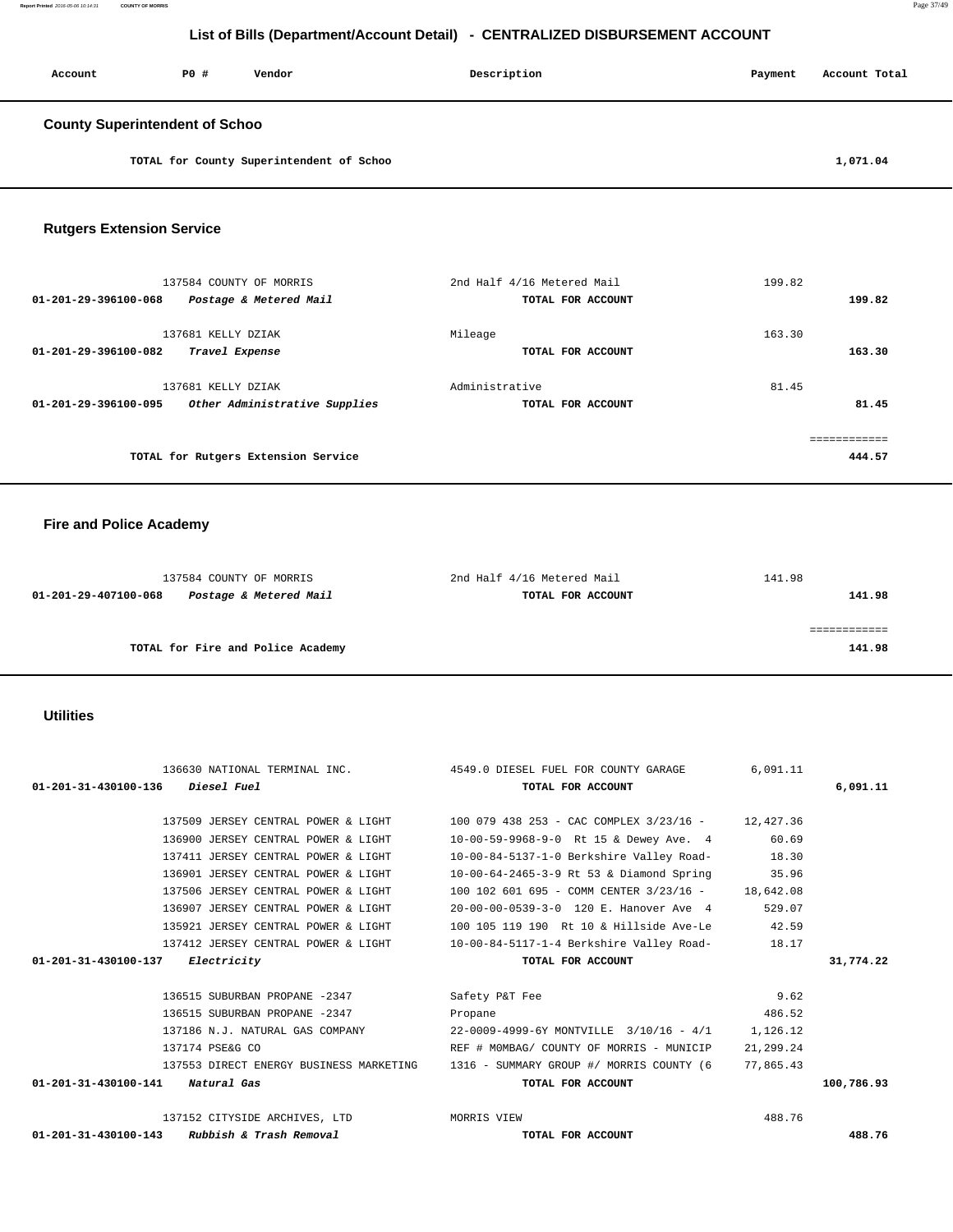## List of Bills (Department/Account Detail) - CENTRALIZED DISBURSEMENT ACCOUNT

| Account | PO # | Vendor | Description | Payment | Account Total |
|---|---|---|---|---|---|

### County Superintendent of Schoo

| | | | | | |
|---|---|---|---|---|---|
| | | TOTAL for County Superintendent of Schoo | | | 1,071.04 |

### Rutgers Extension Service

| Account | PO # | Vendor | Description | Payment | Account Total |
|---|---|---|---|---|---|
| | 137584 | COUNTY OF MORRIS | 2nd Half 4/16 Metered Mail | 199.82 | |
| 01-201-29-396100-068 | | *Postage & Metered Mail* | TOTAL FOR ACCOUNT | | 199.82 |
| | 137681 | KELLY DZIAK | Mileage | 163.30 | |
| 01-201-29-396100-082 | | *Travel Expense* | TOTAL FOR ACCOUNT | | 163.30 |
| | 137681 | KELLY DZIAK | Administrative | 81.45 | |
| 01-201-29-396100-095 | | *Other Administrative Supplies* | TOTAL FOR ACCOUNT | | 81.45 |
| | | | | | ============ |
| | | TOTAL for Rutgers Extension Service | | | 444.57 |

### Fire and Police Academy

| Account | PO # | Vendor | Description | Payment | Account Total |
|---|---|---|---|---|---|
| | 137584 | COUNTY OF MORRIS | 2nd Half 4/16 Metered Mail | 141.98 | |
| 01-201-29-407100-068 | | *Postage & Metered Mail* | TOTAL FOR ACCOUNT | | 141.98 |
| | | | | | ============ |
| | | TOTAL for Fire and Police Academy | | | 141.98 |

### Utilities

| Account | PO # | Vendor | Description | Payment | Account Total |
|---|---|---|---|---|---|
| | 136630 | NATIONAL TERMINAL INC. | 4549.0 DIESEL FUEL FOR COUNTY GARAGE | 6,091.11 | |
| 01-201-31-430100-136 | | *Diesel Fuel* | TOTAL FOR ACCOUNT | | 6,091.11 |
| | 137509 | JERSEY CENTRAL POWER & LIGHT | 100 079 438 253 - CAC COMPLEX 3/23/16 - | 12,427.36 | |
| | 136900 | JERSEY CENTRAL POWER & LIGHT | 10-00-59-9968-9-0 Rt 15 & Dewey Ave. 4 | 60.69 | |
| | 137411 | JERSEY CENTRAL POWER & LIGHT | 10-00-84-5137-1-0 Berkshire Valley Road- | 18.30 | |
| | 136901 | JERSEY CENTRAL POWER & LIGHT | 10-00-64-2465-3-9 Rt 53 & Diamond Spring | 35.96 | |
| | 137506 | JERSEY CENTRAL POWER & LIGHT | 100 102 601 695 - COMM CENTER 3/23/16 - | 18,642.08 | |
| | 136907 | JERSEY CENTRAL POWER & LIGHT | 20-00-00-0539-3-0 120 E. Hanover Ave 4 | 529.07 | |
| | 135921 | JERSEY CENTRAL POWER & LIGHT | 100 105 119 190 Rt 10 & Hillside Ave-Le | 42.59 | |
| | 137412 | JERSEY CENTRAL POWER & LIGHT | 10-00-84-5117-1-4 Berkshire Valley Road- | 18.17 | |
| 01-201-31-430100-137 | | *Electricity* | TOTAL FOR ACCOUNT | | 31,774.22 |
| | 136515 | SUBURBAN PROPANE -2347 | Safety P&T Fee | 9.62 | |
| | 136515 | SUBURBAN PROPANE -2347 | Propane | 486.52 | |
| | 137186 | N.J. NATURAL GAS COMPANY | 22-0009-4999-6Y MONTVILLE 3/10/16 - 4/1 | 1,126.12 | |
| | 137174 | PSE&G CO | REF # M0MBAG/ COUNTY OF MORRIS - MUNICIP | 21,299.24 | |
| | 137553 | DIRECT ENERGY BUSINESS MARKETING | 1316 - SUMMARY GROUP #/ MORRIS COUNTY (6 | 77,865.43 | |
| 01-201-31-430100-141 | | *Natural Gas* | TOTAL FOR ACCOUNT | | 100,786.93 |
| | 137152 | CITYSIDE ARCHIVES, LTD | MORRIS VIEW | 488.76 | |
| 01-201-31-430100-143 | | *Rubbish & Trash Removal* | TOTAL FOR ACCOUNT | | 488.76 |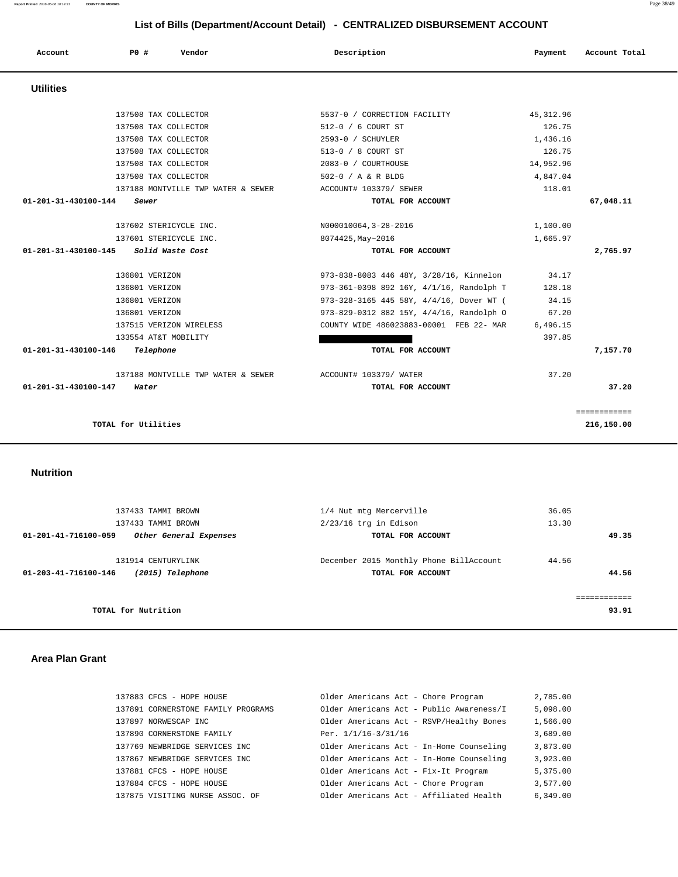# List of Bills (Department/Account Detail) - CENTRALIZED DISBURSEMENT ACCOUNT

| Account | PO # | Vendor | Description | Payment | Account Total |
|---|---|---|---|---|---|

## Utilities

| Account | PO # | Vendor | Description | Payment | Account Total |
|---|---|---|---|---|---|
| | 137508 | TAX COLLECTOR | 5537-0 / CORRECTION FACILITY | 45,312.96 | |
| | 137508 | TAX COLLECTOR | 512-0 / 6 COURT ST | 126.75 | |
| | 137508 | TAX COLLECTOR | 2593-0 / SCHUYLER | 1,436.16 | |
| | 137508 | TAX COLLECTOR | 513-0 / 8 COURT ST | 126.75 | |
| | 137508 | TAX COLLECTOR | 2083-0 / COURTHOUSE | 14,952.96 | |
| | 137508 | TAX COLLECTOR | 502-0 / A & R BLDG | 4,847.04 | |
| | 137188 | MONTVILLE TWP WATER & SEWER | ACCOUNT# 103379/ SEWER | 118.01 | |
| **01-201-31-430100-144** | | ***Sewer*** | **TOTAL FOR ACCOUNT** | | **67,048.11** |
| | 137602 | STERICYCLE INC. | N000010064,3-28-2016 | 1,100.00 | |
| | 137601 | STERICYCLE INC. | 8074425,May~2016 | 1,665.97 | |
| **01-201-31-430100-145** | | ***Solid Waste Cost*** | **TOTAL FOR ACCOUNT** | | **2,765.97** |
| | 136801 | VERIZON | 973-838-8083 446 48Y, 3/28/16, Kinnelon | 34.17 | |
| | 136801 | VERIZON | 973-361-0398 892 16Y, 4/1/16, Randolph T | 128.18 | |
| | 136801 | VERIZON | 973-328-3165 445 58Y, 4/4/16, Dover WT ( | 34.15 | |
| | 136801 | VERIZON | 973-829-0312 882 15Y, 4/4/16, Randolph O | 67.20 | |
| | 137515 | VERIZON WIRELESS | COUNTY WIDE 486023883-00001 FEB 22- MAR | 6,496.15 | |
| | 133554 | AT&T MOBILITY | | 397.85 | |
| **01-201-31-430100-146** | | ***Telephone*** | **TOTAL FOR ACCOUNT** | | **7,157.70** |
| | 137188 | MONTVILLE TWP WATER & SEWER | ACCOUNT# 103379/ WATER | 37.20 | |
| **01-201-31-430100-147** | | ***Water*** | **TOTAL FOR ACCOUNT** | | **37.20** |
| | | | | | ============ |
| | | **TOTAL for Utilities** | | | **216,150.00** |

## Nutrition

| Account | PO # | Vendor | Description | Payment | Account Total |
|---|---|---|---|---|---|
| | 137433 | TAMMI BROWN | 1/4 Nut mtg Mercerville | 36.05 | |
| | 137433 | TAMMI BROWN | 2/23/16 trg in Edison | 13.30 | |
| **01-201-41-716100-059** | | ***Other General Expenses*** | **TOTAL FOR ACCOUNT** | | **49.35** |
| | 131914 | CENTURYLINK | December 2015 Monthly Phone BillAccount | 44.56 | |
| **01-203-41-716100-146** | | ***(2015) Telephone*** | **TOTAL FOR ACCOUNT** | | **44.56** |
| | | | | | ============ |
| | | **TOTAL for Nutrition** | | | **93.91** |

## Area Plan Grant

| Account | PO # | Vendor | Description | Payment | Account Total |
|---|---|---|---|---|---|
| | 137883 | CFCS - HOPE HOUSE | Older Americans Act - Chore Program | 2,785.00 | |
| | 137891 | CORNERSTONE FAMILY PROGRAMS | Older Americans Act - Public Awareness/I | 5,098.00 | |
| | 137897 | NORWESCAP INC | Older Americans Act - RSVP/Healthy Bones | 1,566.00 | |
| | 137890 | CORNERSTONE FAMILY | Per. 1/1/16-3/31/16 | 3,689.00 | |
| | 137769 | NEWBRIDGE SERVICES INC | Older Americans Act - In-Home Counseling | 3,873.00 | |
| | 137867 | NEWBRIDGE SERVICES INC | Older Americans Act - In-Home Counseling | 3,923.00 | |
| | 137881 | CFCS - HOPE HOUSE | Older Americans Act - Fix-It Program | 5,375.00 | |
| | 137884 | CFCS - HOPE HOUSE | Older Americans Act - Chore Program | 3,577.00 | |
| | 137875 | VISITING NURSE ASSOC. OF | Older Americans Act - Affiliated Health | 6,349.00 | |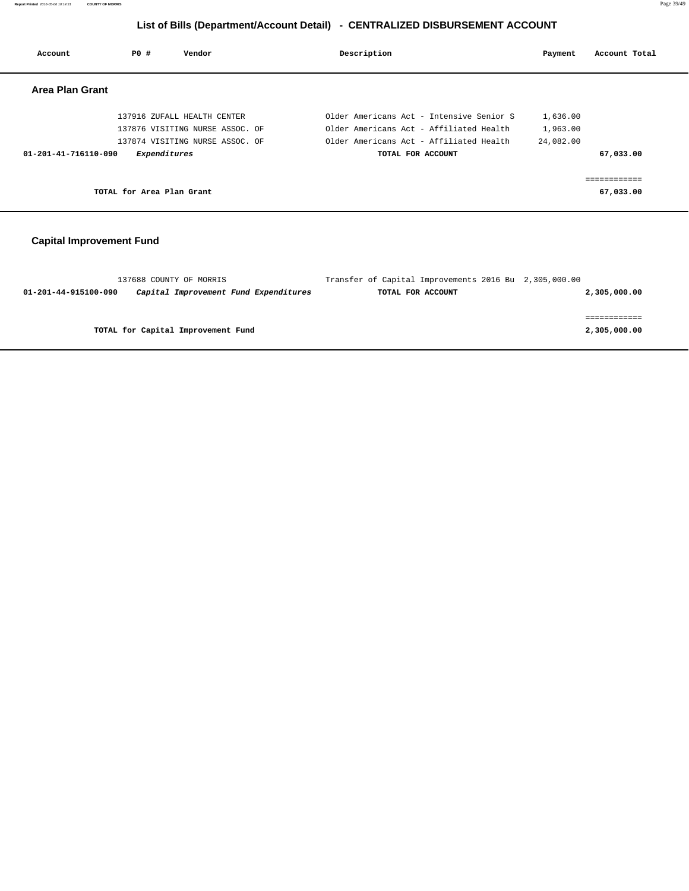## List of Bills (Department/Account Detail) - CENTRALIZED DISBURSEMENT ACCOUNT

| Account | PO # | Vendor | Description | Payment | Account Total |
|---|---|---|---|---|---|

### Area Plan Grant

| Account | PO # | Vendor | Description | Payment | Account Total |
|---|---|---|---|---|---|
| | 137916 | ZUFALL HEALTH CENTER | Older Americans Act - Intensive Senior S | 1,636.00 | |
| | 137876 | VISITING NURSE ASSOC. OF | Older Americans Act - Affiliated Health | 1,963.00 | |
| | 137874 | VISITING NURSE ASSOC. OF | Older Americans Act - Affiliated Health | 24,082.00 | |
| **01-201-41-716110-090** | | ***Expenditures*** | **TOTAL FOR ACCOUNT** | | **67,033.00** |
| | | | | | ============ |
| | | **TOTAL for Area Plan Grant** | | | **67,033.00** |

### Capital Improvement Fund

| Account | PO # | Vendor | Description | Payment | Account Total |
|---|---|---|---|---|---|
| | 137688 | COUNTY OF MORRIS | Transfer of Capital Improvements 2016 Bu | 2,305,000.00 | |
| **01-201-44-915100-090** | | ***Capital Improvement Fund Expenditures*** | **TOTAL FOR ACCOUNT** | | **2,305,000.00** |
| | | | | | ============ |
| | | **TOTAL for Capital Improvement Fund** | | | **2,305,000.00** |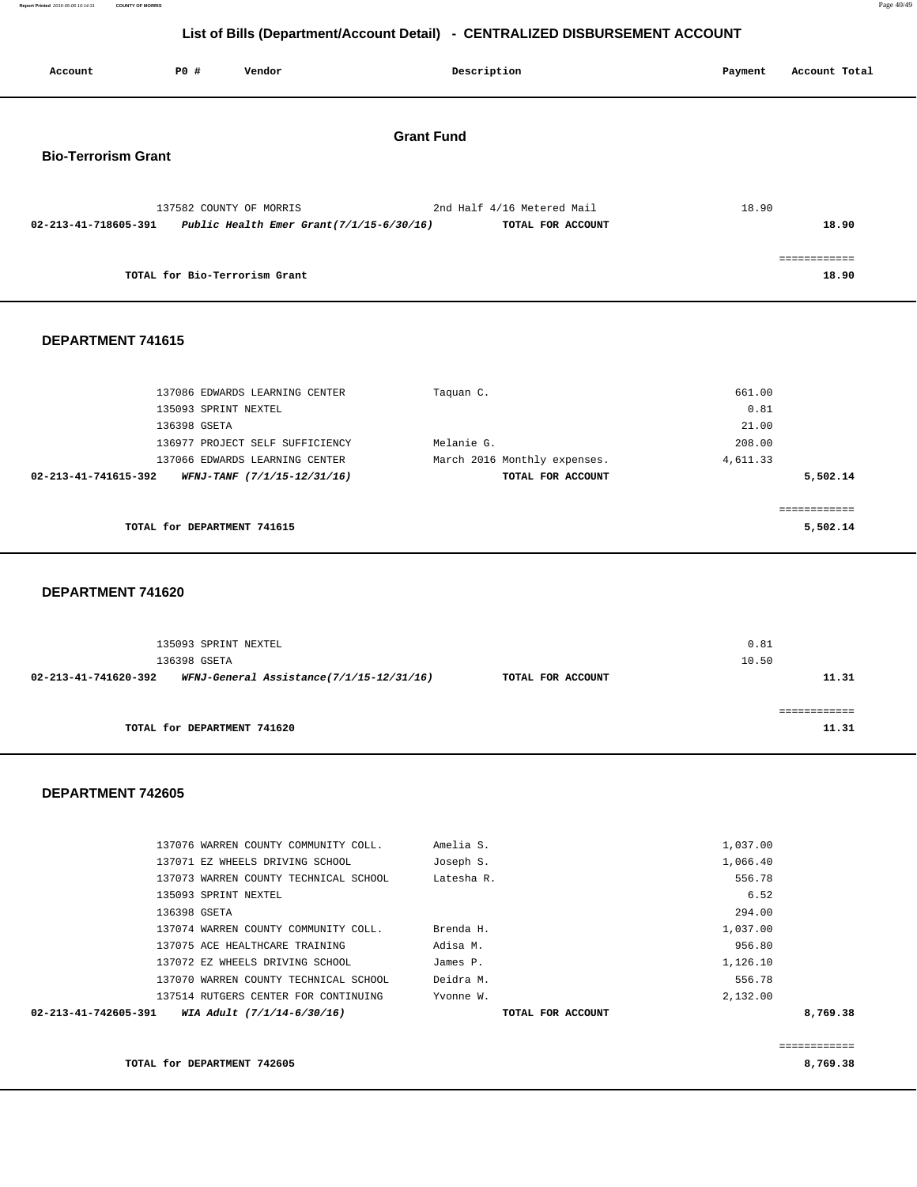## List of Bills (Department/Account Detail) - CENTRALIZED DISBURSEMENT ACCOUNT

| Account | PO # | Vendor | Description | Payment | Account Total |
|---|---|---|---|---|---|

# Grant Fund

### Bio-Terrorism Grant

| Account | PO # | Vendor | Description | Payment | Account Total |
|---|---|---|---|---|---|
| | 137582 | COUNTY OF MORRIS | 2nd Half 4/16 Metered Mail | 18.90 | |
| **02-213-41-718605-391** | | ***Public Health Emer Grant(7/1/15-6/30/16)*** | **TOTAL FOR ACCOUNT** | | **18.90** |
| | | **TOTAL for Bio-Terrorism Grant** | | | **18.90** |

### DEPARTMENT 741615

| Account | PO # | Vendor | Description | Payment | Account Total |
|---|---|---|---|---|---|
| | 137086 | EDWARDS LEARNING CENTER | Taquan C. | 661.00 | |
| | 135093 | SPRINT NEXTEL | | 0.81 | |
| | 136398 | GSETA | | 21.00 | |
| | 136977 | PROJECT SELF SUFFICIENCY | Melanie G. | 208.00 | |
| | 137066 | EDWARDS LEARNING CENTER | March 2016 Monthly expenses. | 4,611.33 | |
| **02-213-41-741615-392** | | ***WFNJ-TANF (7/1/15-12/31/16)*** | **TOTAL FOR ACCOUNT** | | **5,502.14** |
| | | **TOTAL for DEPARTMENT 741615** | | | **5,502.14** |

### DEPARTMENT 741620

| Account | PO # | Vendor | Description | Payment | Account Total |
|---|---|---|---|---|---|
| | 135093 | SPRINT NEXTEL | | 0.81 | |
| | 136398 | GSETA | | 10.50 | |
| **02-213-41-741620-392** | | ***WFNJ-General Assistance(7/1/15-12/31/16)*** | **TOTAL FOR ACCOUNT** | | **11.31** |
| | | **TOTAL for DEPARTMENT 741620** | | | **11.31** |

### DEPARTMENT 742605

| Account | PO # | Vendor | Description | Payment | Account Total |
|---|---|---|---|---|---|
| | 137076 | WARREN COUNTY COMMUNITY COLL. | Amelia S. | 1,037.00 | |
| | 137071 | EZ WHEELS DRIVING SCHOOL | Joseph S. | 1,066.40 | |
| | 137073 | WARREN COUNTY TECHNICAL SCHOOL | Latesha R. | 556.78 | |
| | 135093 | SPRINT NEXTEL | | 6.52 | |
| | 136398 | GSETA | | 294.00 | |
| | 137074 | WARREN COUNTY COMMUNITY COLL. | Brenda H. | 1,037.00 | |
| | 137075 | ACE HEALTHCARE TRAINING | Adisa M. | 956.80 | |
| | 137072 | EZ WHEELS DRIVING SCHOOL | James P. | 1,126.10 | |
| | 137070 | WARREN COUNTY TECHNICAL SCHOOL | Deidra M. | 556.78 | |
| | 137514 | RUTGERS CENTER FOR CONTINUING | Yvonne W. | 2,132.00 | |
| **02-213-41-742605-391** | | ***WIA Adult (7/1/14-6/30/16)*** | **TOTAL FOR ACCOUNT** | | **8,769.38** |
| | | **TOTAL for DEPARTMENT 742605** | | | **8,769.38** |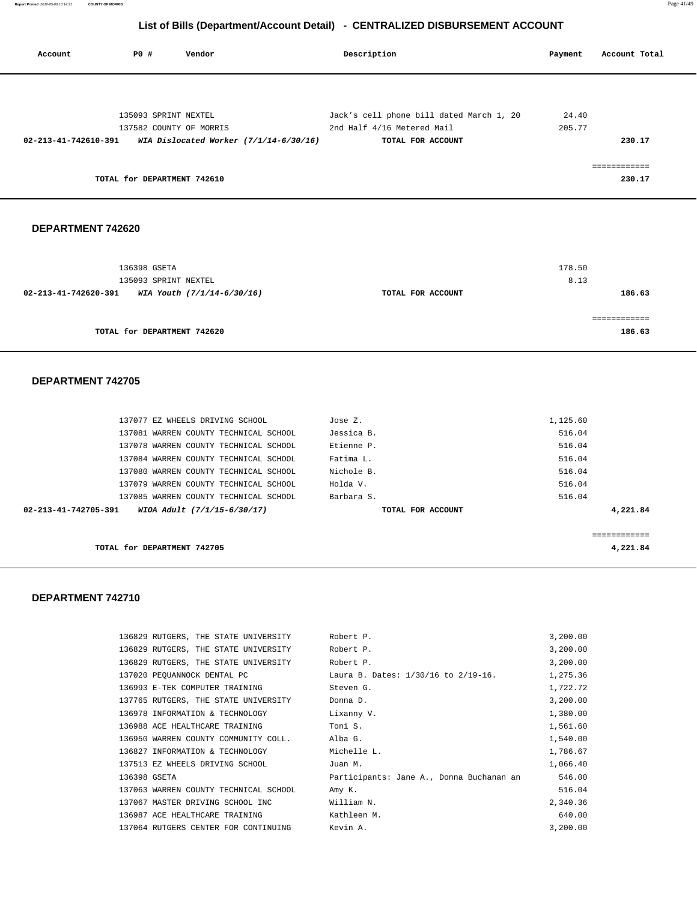## List of Bills (Department/Account Detail) - CENTRALIZED DISBURSEMENT ACCOUNT

| Account | PO # | Vendor | Description | Payment | Account Total |
|---|---|---|---|---|---|
| | 135093 | SPRINT NEXTEL | Jack's cell phone bill dated March 1, 20 | 24.40 | |
| | 137582 | COUNTY OF MORRIS | 2nd Half 4/16 Metered Mail | 205.77 | |
| **02-213-41-742610-391** | | ***WIA Dislocated Worker (7/1/14-6/30/16)*** | **TOTAL FOR ACCOUNT** | | **230.17** |
| | | | | | ============ |
| | **TOTAL for DEPARTMENT 742610** | | | | **230.17** |

### DEPARTMENT 742620

| Account | PO # | Vendor | Description | Payment | Account Total |
|---|---|---|---|---|---|
| | 136398 | GSETA | | 178.50 | |
| | 135093 | SPRINT NEXTEL | | 8.13 | |
| **02-213-41-742620-391** | | ***WIA Youth (7/1/14-6/30/16)*** | **TOTAL FOR ACCOUNT** | | **186.63** |
| | | | | | ============ |
| | **TOTAL for DEPARTMENT 742620** | | | | **186.63** |

### DEPARTMENT 742705

| Account | PO # | Vendor | Description | Payment | Account Total |
|---|---|---|---|---|---|
| | 137077 | EZ WHEELS DRIVING SCHOOL | Jose Z. | 1,125.60 | |
| | 137081 | WARREN COUNTY TECHNICAL SCHOOL | Jessica B. | 516.04 | |
| | 137078 | WARREN COUNTY TECHNICAL SCHOOL | Etienne P. | 516.04 | |
| | 137084 | WARREN COUNTY TECHNICAL SCHOOL | Fatima L. | 516.04 | |
| | 137080 | WARREN COUNTY TECHNICAL SCHOOL | Nichole B. | 516.04 | |
| | 137079 | WARREN COUNTY TECHNICAL SCHOOL | Holda V. | 516.04 | |
| | 137085 | WARREN COUNTY TECHNICAL SCHOOL | Barbara S. | 516.04 | |
| **02-213-41-742705-391** | | ***WIOA Adult (7/1/15-6/30/17)*** | **TOTAL FOR ACCOUNT** | | **4,221.84** |
| | | | | | ============ |
| | **TOTAL for DEPARTMENT 742705** | | | | **4,221.84** |

### DEPARTMENT 742710

| Account | PO # | Vendor | Description | Payment | Account Total |
|---|---|---|---|---|---|
| | 136829 | RUTGERS, THE STATE UNIVERSITY | Robert P. | 3,200.00 | |
| | 136829 | RUTGERS, THE STATE UNIVERSITY | Robert P. | 3,200.00 | |
| | 136829 | RUTGERS, THE STATE UNIVERSITY | Robert P. | 3,200.00 | |
| | 137020 | PEQUANNOCK DENTAL PC | Laura B. Dates: 1/30/16 to 2/19-16. | 1,275.36 | |
| | 136993 | E-TEK COMPUTER TRAINING | Steven G. | 1,722.72 | |
| | 137765 | RUTGERS, THE STATE UNIVERSITY | Donna D. | 3,200.00 | |
| | 136978 | INFORMATION & TECHNOLOGY | Lixanny V. | 1,380.00 | |
| | 136988 | ACE HEALTHCARE TRAINING | Toni S. | 1,561.60 | |
| | 136950 | WARREN COUNTY COMMUNITY COLL. | Alba G. | 1,540.00 | |
| | 136827 | INFORMATION & TECHNOLOGY | Michelle L. | 1,786.67 | |
| | 137513 | EZ WHEELS DRIVING SCHOOL | Juan M. | 1,066.40 | |
| | 136398 | GSETA | Participants: Jane A., Donna Buchanan an | 546.00 | |
| | 137063 | WARREN COUNTY TECHNICAL SCHOOL | Amy K. | 516.04 | |
| | 137067 | MASTER DRIVING SCHOOL INC | William N. | 2,340.36 | |
| | 136987 | ACE HEALTHCARE TRAINING | Kathleen M. | 640.00 | |
| | 137064 | RUTGERS CENTER FOR CONTINUING | Kevin A. | 3,200.00 | |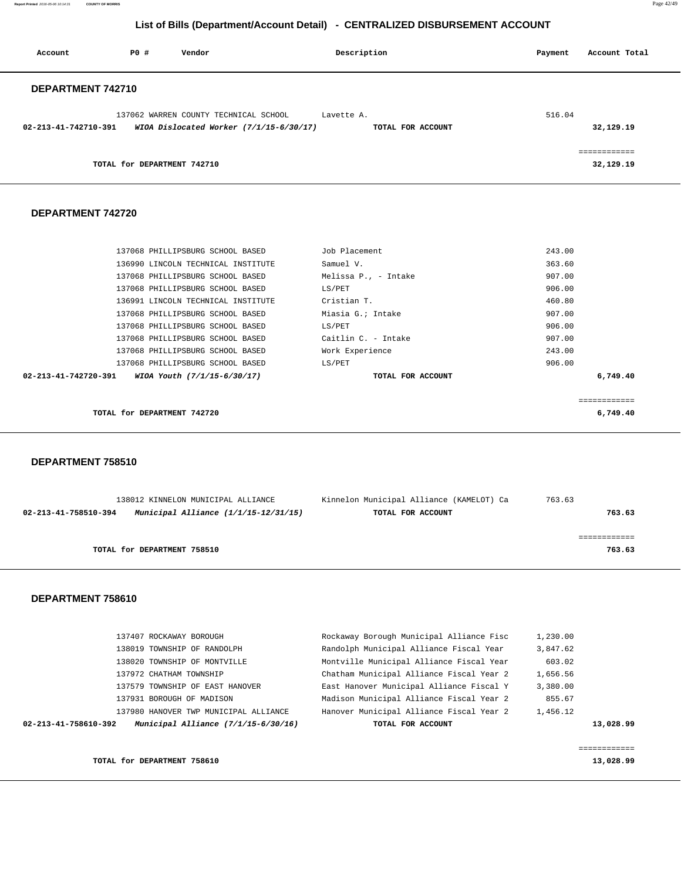# List of Bills (Department/Account Detail) - CENTRALIZED DISBURSEMENT ACCOUNT

| Account | PO # | Vendor | Description | Payment | Account Total |
|---|---|---|---|---|---|

## DEPARTMENT 742710

| Account | PO # | Vendor | Description | Payment | Account Total |
|---|---|---|---|---|---|
| | 137062 | WARREN COUNTY TECHNICAL SCHOOL | Lavette A. | 516.04 | |
| **02-213-41-742710-391** | | ***WIOA Dislocated Worker (7/1/15-6/30/17)*** | **TOTAL FOR ACCOUNT** | | **32,129.19** |
| | | | | | ============ |
| | | **TOTAL for DEPARTMENT 742710** | | | **32,129.19** |

## DEPARTMENT 742720

| Account | PO # | Vendor | Description | Payment | Account Total |
|---|---|---|---|---|---|
| | 137068 | PHILLIPSBURG SCHOOL BASED | Job Placement | 243.00 | |
| | 136990 | LINCOLN TECHNICAL INSTITUTE | Samuel V. | 363.60 | |
| | 137068 | PHILLIPSBURG SCHOOL BASED | Melissa P., - Intake | 907.00 | |
| | 137068 | PHILLIPSBURG SCHOOL BASED | LS/PET | 906.00 | |
| | 136991 | LINCOLN TECHNICAL INSTITUTE | Cristian T. | 460.80 | |
| | 137068 | PHILLIPSBURG SCHOOL BASED | Miasia G.; Intake | 907.00 | |
| | 137068 | PHILLIPSBURG SCHOOL BASED | LS/PET | 906.00 | |
| | 137068 | PHILLIPSBURG SCHOOL BASED | Caitlin C. - Intake | 907.00 | |
| | 137068 | PHILLIPSBURG SCHOOL BASED | Work Experience | 243.00 | |
| | 137068 | PHILLIPSBURG SCHOOL BASED | LS/PET | 906.00 | |
| **02-213-41-742720-391** | | ***WIOA Youth (7/1/15-6/30/17)*** | **TOTAL FOR ACCOUNT** | | **6,749.40** |
| | | | | | ============ |
| | | **TOTAL for DEPARTMENT 742720** | | | **6,749.40** |

## DEPARTMENT 758510

| Account | PO # | Vendor | Description | Payment | Account Total |
|---|---|---|---|---|---|
| | 138012 | KINNELON MUNICIPAL ALLIANCE | Kinnelon Municipal Alliance (KAMELOT) Ca | 763.63 | |
| **02-213-41-758510-394** | | ***Municipal Alliance (1/1/15-12/31/15)*** | **TOTAL FOR ACCOUNT** | | **763.63** |
| | | | | | ============ |
| | | **TOTAL for DEPARTMENT 758510** | | | **763.63** |

## DEPARTMENT 758610

| Account | PO # | Vendor | Description | Payment | Account Total |
|---|---|---|---|---|---|
| | 137407 | ROCKAWAY BOROUGH | Rockaway Borough Municipal Alliance Fisc | 1,230.00 | |
| | 138019 | TOWNSHIP OF RANDOLPH | Randolph Municipal Alliance Fiscal Year | 3,847.62 | |
| | 138020 | TOWNSHIP OF MONTVILLE | Montville Municipal Alliance Fiscal Year | 603.02 | |
| | 137972 | CHATHAM TOWNSHIP | Chatham Municipal Alliance Fiscal Year 2 | 1,656.56 | |
| | 137579 | TOWNSHIP OF EAST HANOVER | East Hanover Municipal Alliance Fiscal Y | 3,380.00 | |
| | 137931 | BOROUGH OF MADISON | Madison Municipal Alliance Fiscal Year 2 | 855.67 | |
| | 137980 | HANOVER TWP MUNICIPAL ALLIANCE | Hanover Municipal Alliance Fiscal Year 2 | 1,456.12 | |
| **02-213-41-758610-392** | | ***Municipal Alliance (7/1/15-6/30/16)*** | **TOTAL FOR ACCOUNT** | | **13,028.99** |
| | | | | | ============ |
| | | **TOTAL for DEPARTMENT 758610** | | | **13,028.99** |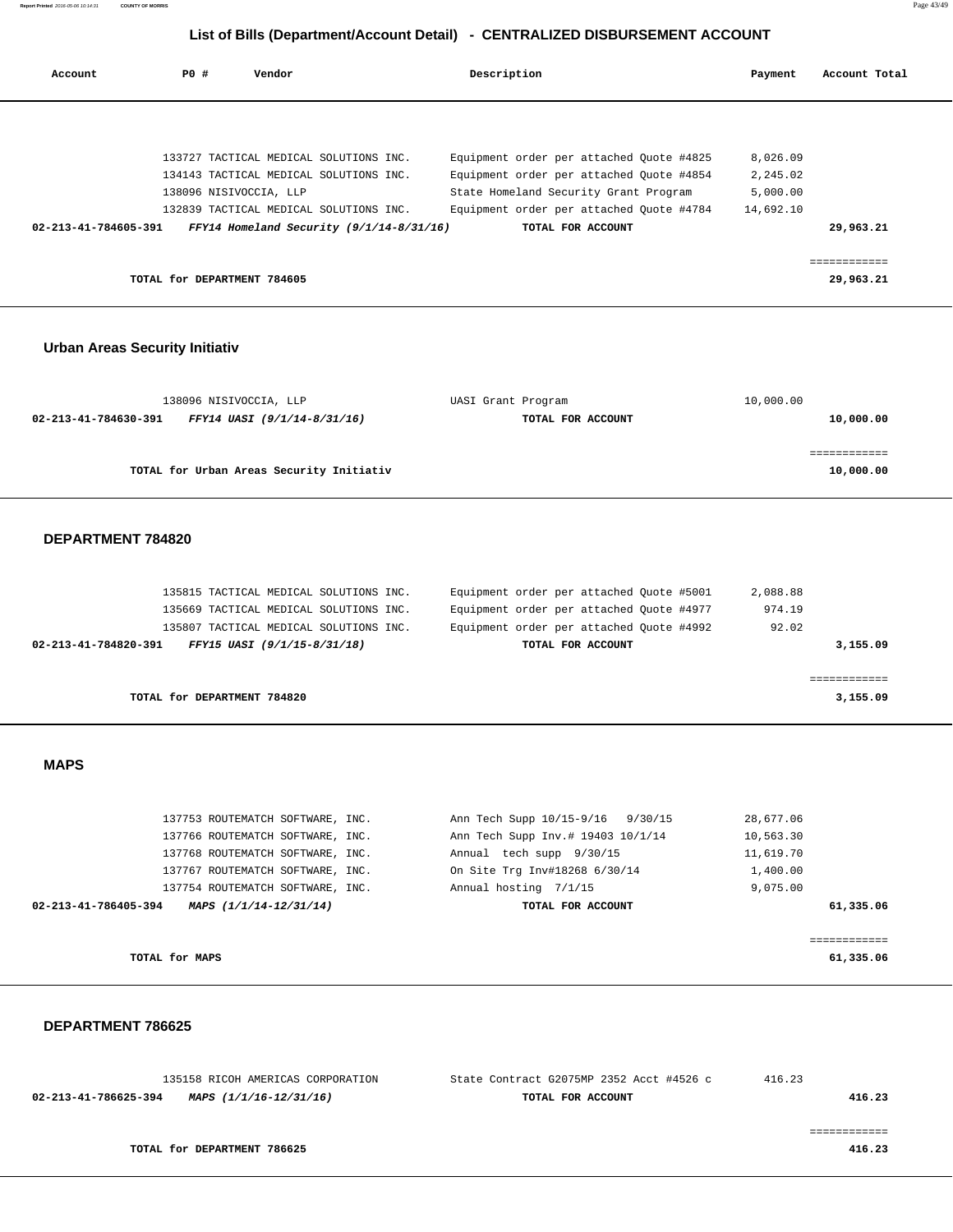# List of Bills (Department/Account Detail) - CENTRALIZED DISBURSEMENT ACCOUNT

| Account | PO # | Vendor | Description | Payment | Account Total |
|---|---|---|---|---|---|
| | 133727 | TACTICAL MEDICAL SOLUTIONS INC. | Equipment order per attached Quote #4825 | 8,026.09 | |
| | 134143 | TACTICAL MEDICAL SOLUTIONS INC. | Equipment order per attached Quote #4854 | 2,245.02 | |
| | 138096 | NISIVOCCIA, LLP | State Homeland Security Grant Program | 5,000.00 | |
| | 132839 | TACTICAL MEDICAL SOLUTIONS INC. | Equipment order per attached Quote #4784 | 14,692.10 | |
| **02-213-41-784605-391** | | ***FFY14 Homeland Security (9/1/14-8/31/16)*** | **TOTAL FOR ACCOUNT** | | **29,963.21** |
| | | | | | ============ |
| | **TOTAL for DEPARTMENT 784605** | | | | **29,963.21** |

## Urban Areas Security Initiativ

| Account | PO # | Vendor | Description | Payment | Account Total |
|---|---|---|---|---|---|
| | 138096 | NISIVOCCIA, LLP | UASI Grant Program | 10,000.00 | |
| **02-213-41-784630-391** | | ***FFY14 UASI (9/1/14-8/31/16)*** | **TOTAL FOR ACCOUNT** | | **10,000.00** |
| | | | | | ============ |
| | **TOTAL for Urban Areas Security Initiativ** | | | | **10,000.00** |

## DEPARTMENT 784820

| Account | PO # | Vendor | Description | Payment | Account Total |
|---|---|---|---|---|---|
| | 135815 | TACTICAL MEDICAL SOLUTIONS INC. | Equipment order per attached Quote #5001 | 2,088.88 | |
| | 135669 | TACTICAL MEDICAL SOLUTIONS INC. | Equipment order per attached Quote #4977 | 974.19 | |
| | 135807 | TACTICAL MEDICAL SOLUTIONS INC. | Equipment order per attached Quote #4992 | 92.02 | |
| **02-213-41-784820-391** | | ***FFY15 UASI (9/1/15-8/31/18)*** | **TOTAL FOR ACCOUNT** | | **3,155.09** |
| | | | | | ============ |
| | **TOTAL for DEPARTMENT 784820** | | | | **3,155.09** |

## MAPS

| Account | PO # | Vendor | Description | Payment | Account Total |
|---|---|---|---|---|---|
| | 137753 | ROUTEMATCH SOFTWARE, INC. | Ann Tech Supp 10/15-9/16 9/30/15 | 28,677.06 | |
| | 137766 | ROUTEMATCH SOFTWARE, INC. | Ann Tech Supp Inv.# 19403 10/1/14 | 10,563.30 | |
| | 137768 | ROUTEMATCH SOFTWARE, INC. | Annual tech supp 9/30/15 | 11,619.70 | |
| | 137767 | ROUTEMATCH SOFTWARE, INC. | On Site Trg Inv#18268 6/30/14 | 1,400.00 | |
| | 137754 | ROUTEMATCH SOFTWARE, INC. | Annual hosting 7/1/15 | 9,075.00 | |
| **02-213-41-786405-394** | | ***MAPS (1/1/14-12/31/14)*** | **TOTAL FOR ACCOUNT** | | **61,335.06** |
| | | | | | ============ |
| | **TOTAL for MAPS** | | | | **61,335.06** |

## DEPARTMENT 786625

| Account | PO # | Vendor | Description | Payment | Account Total |
|---|---|---|---|---|---|
| | 135158 | RICOH AMERICAS CORPORATION | State Contract G2075MP 2352 Acct #4526 c | 416.23 | |
| **02-213-41-786625-394** | | ***MAPS (1/1/16-12/31/16)*** | **TOTAL FOR ACCOUNT** | | **416.23** |
| | | | | | ============ |
| | **TOTAL for DEPARTMENT 786625** | | | | **416.23** |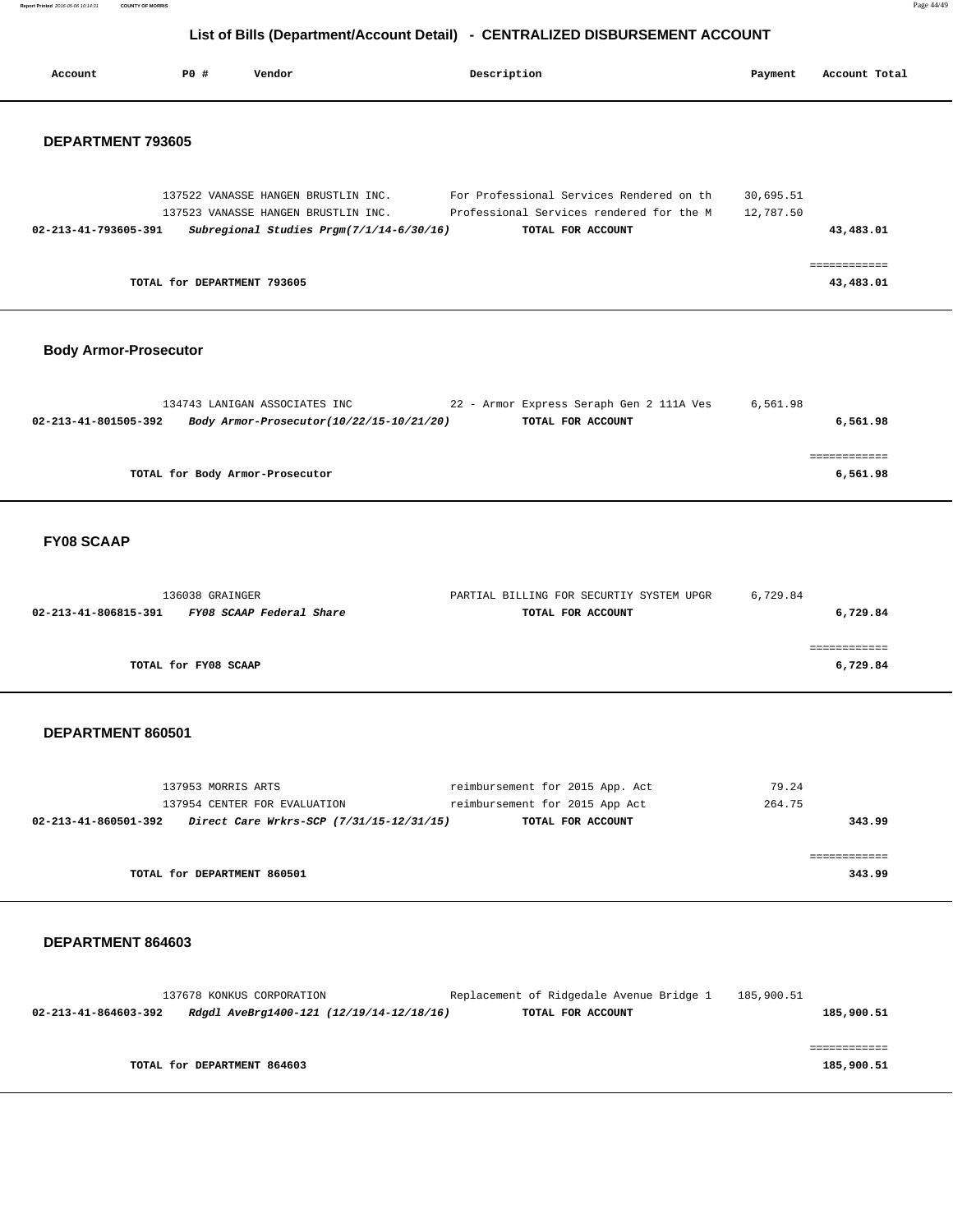## List of Bills (Department/Account Detail) - CENTRALIZED DISBURSEMENT ACCOUNT

| Account | PO # | Vendor | Description | Payment | Account Total |
|---|---|---|---|---|---|

### DEPARTMENT 793605

| Account | PO # | Vendor | Description | Payment | Account Total |
|---|---|---|---|---|---|
| | 137522 | VANASSE HANGEN BRUSTLIN INC. | For Professional Services Rendered on th | 30,695.51 | |
| | 137523 | VANASSE HANGEN BRUSTLIN INC. | Professional Services rendered for the M | 12,787.50 | |
| **02-213-41-793605-391** | | ***Subregional Studies Prgm(7/1/14-6/30/16)*** | **TOTAL FOR ACCOUNT** | | **43,483.01** |

**TOTAL for DEPARTMENT 793605** — **43,483.01**

### Body Armor-Prosecutor

| Account | PO # | Vendor | Description | Payment | Account Total |
|---|---|---|---|---|---|
| | 134743 | LANIGAN ASSOCIATES INC | 22 - Armor Express Seraph Gen 2 111A Ves | 6,561.98 | |
| **02-213-41-801505-392** | | ***Body Armor-Prosecutor(10/22/15-10/21/20)*** | **TOTAL FOR ACCOUNT** | | **6,561.98** |

**TOTAL for Body Armor-Prosecutor** — **6,561.98**

### FY08 SCAAP

| Account | PO # | Vendor | Description | Payment | Account Total |
|---|---|---|---|---|---|
| | 136038 | GRAINGER | PARTIAL BILLING FOR SECURTIY SYSTEM UPGR | 6,729.84 | |
| **02-213-41-806815-391** | | ***FY08 SCAAP Federal Share*** | **TOTAL FOR ACCOUNT** | | **6,729.84** |

**TOTAL for FY08 SCAAP** — **6,729.84**

### DEPARTMENT 860501

| Account | PO # | Vendor | Description | Payment | Account Total |
|---|---|---|---|---|---|
| | 137953 | MORRIS ARTS | reimbursement for 2015 App. Act | 79.24 | |
| | 137954 | CENTER FOR EVALUATION | reimbursement for 2015 App Act | 264.75 | |
| **02-213-41-860501-392** | | ***Direct Care Wrkrs-SCP (7/31/15-12/31/15)*** | **TOTAL FOR ACCOUNT** | | **343.99** |

**TOTAL for DEPARTMENT 860501** — **343.99**

### DEPARTMENT 864603

| Account | PO # | Vendor | Description | Payment | Account Total |
|---|---|---|---|---|---|
| | 137678 | KONKUS CORPORATION | Replacement of Ridgedale Avenue Bridge 1 | 185,900.51 | |
| **02-213-41-864603-392** | | ***Rdgdl AveBrg1400-121 (12/19/14-12/18/16)*** | **TOTAL FOR ACCOUNT** | | **185,900.51** |

**TOTAL for DEPARTMENT 864603** — **185,900.51**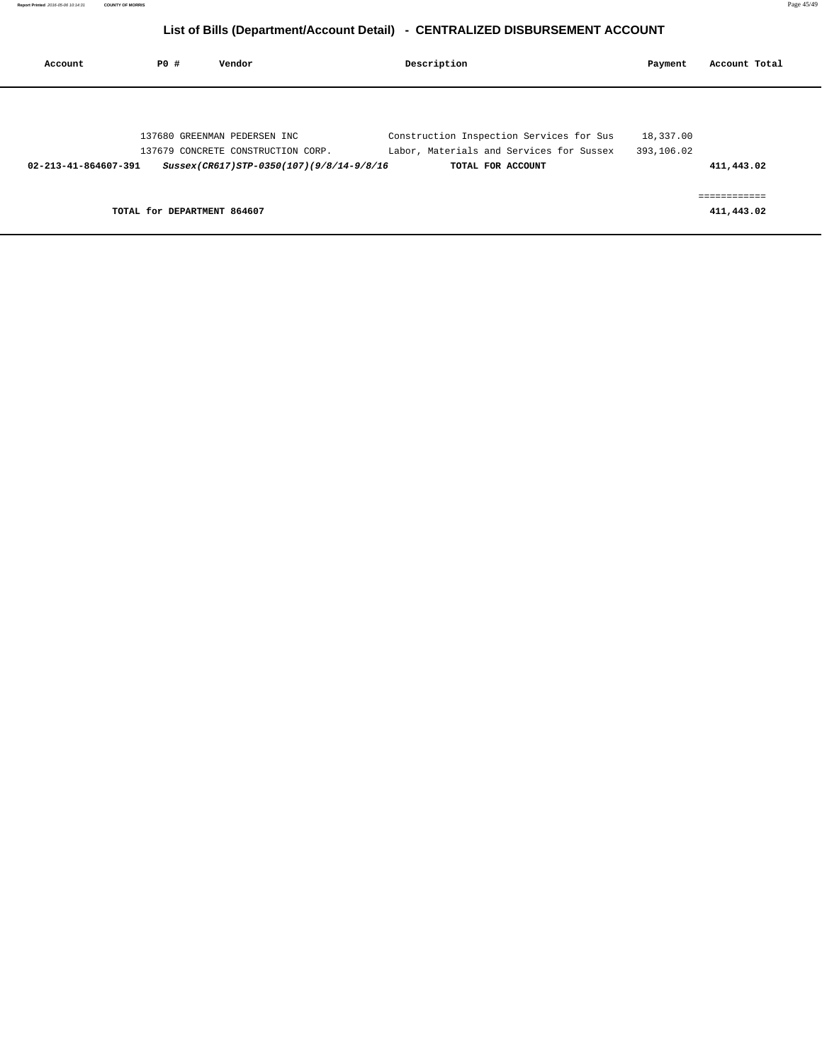## List of Bills (Department/Account Detail) - CENTRALIZED DISBURSEMENT ACCOUNT

| Account | PO # | Vendor | Description | Payment | Account Total |
|---|---|---|---|---|---|
| | 137680 | GREENMAN PEDERSEN INC | Construction Inspection Services for Sus | 18,337.00 | |
| | 137679 | CONCRETE CONSTRUCTION CORP. | Labor, Materials and Services for Sussex | 393,106.02 | |
| **02-213-41-864607-391** | | ***Sussex(CR617)STP-0350(107)(9/8/14-9/8/16*** | **TOTAL FOR ACCOUNT** | | **411,443.02** |
| | | | | | ============ |
| **TOTAL for DEPARTMENT 864607** | | | | | **411,443.02** |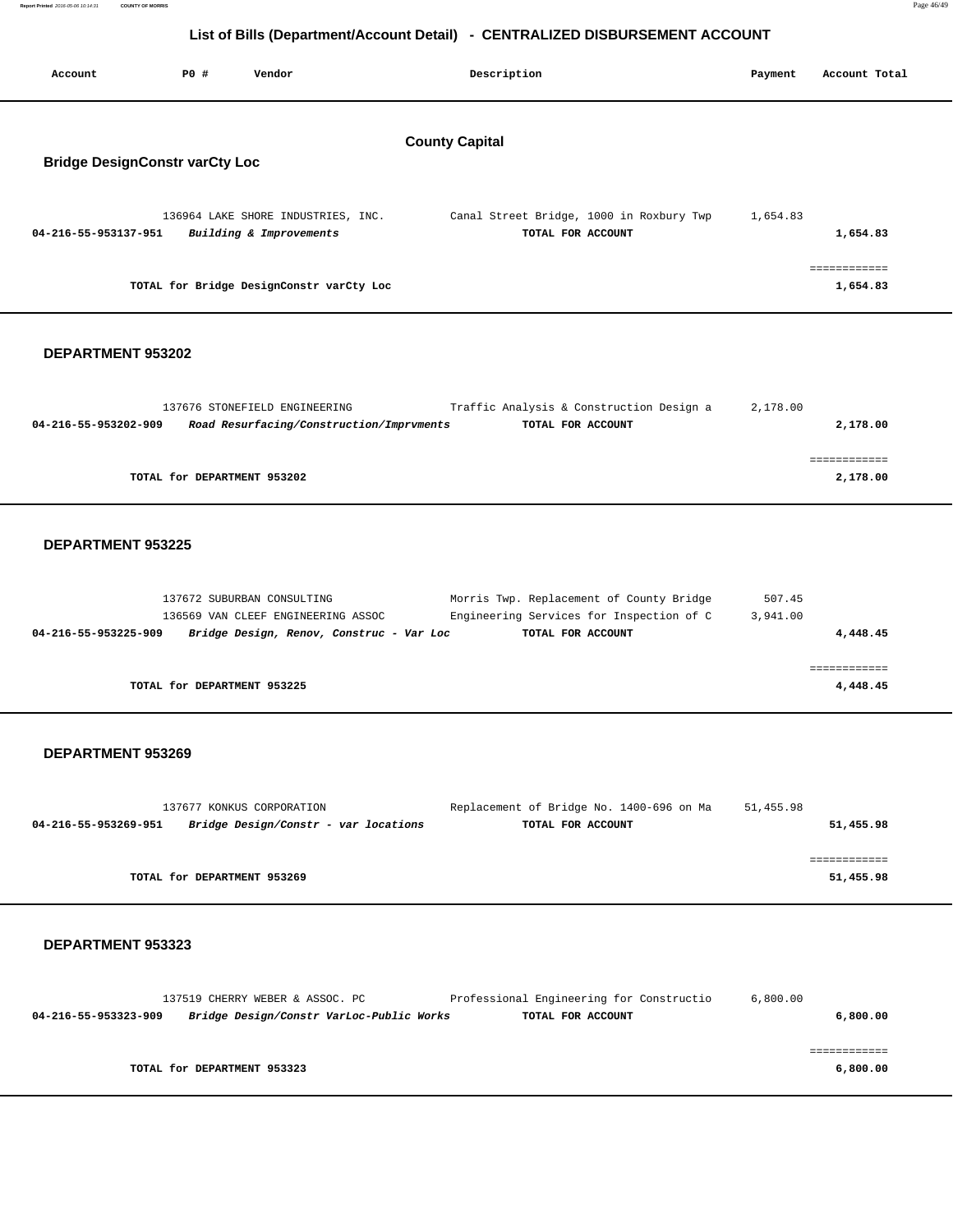# List of Bills (Department/Account Detail) - CENTRALIZED DISBURSEMENT ACCOUNT

| Account | PO # | Vendor | Description | Payment | Account Total |
|---|---|---|---|---|---|

## County Capital

### Bridge DesignConstr varCty Loc

| Account | PO # | Vendor | Description | Payment | Account Total |
|---|---|---|---|---|---|
| | 136964 | LAKE SHORE INDUSTRIES, INC. | Canal Street Bridge, 1000 in Roxbury Twp | 1,654.83 | |
| **04-216-55-953137-951** | | ***Building & Improvements*** | **TOTAL FOR ACCOUNT** | | **1,654.83** |
| | | **TOTAL for Bridge DesignConstr varCty Loc** | | | **1,654.83** |

### DEPARTMENT 953202

| Account | PO # | Vendor | Description | Payment | Account Total |
|---|---|---|---|---|---|
| | 137676 | STONEFIELD ENGINEERING | Traffic Analysis & Construction Design a | 2,178.00 | |
| **04-216-55-953202-909** | | ***Road Resurfacing/Construction/Imprvments*** | **TOTAL FOR ACCOUNT** | | **2,178.00** |
| | | **TOTAL for DEPARTMENT 953202** | | | **2,178.00** |

### DEPARTMENT 953225

| Account | PO # | Vendor | Description | Payment | Account Total |
|---|---|---|---|---|---|
| | 137672 | SUBURBAN CONSULTING | Morris Twp. Replacement of County Bridge | 507.45 | |
| | 136569 | VAN CLEEF ENGINEERING ASSOC | Engineering Services for Inspection of C | 3,941.00 | |
| **04-216-55-953225-909** | | ***Bridge Design, Renov, Construc - Var Loc*** | **TOTAL FOR ACCOUNT** | | **4,448.45** |
| | | **TOTAL for DEPARTMENT 953225** | | | **4,448.45** |

### DEPARTMENT 953269

| Account | PO # | Vendor | Description | Payment | Account Total |
|---|---|---|---|---|---|
| | 137677 | KONKUS CORPORATION | Replacement of Bridge No. 1400-696 on Ma | 51,455.98 | |
| **04-216-55-953269-951** | | ***Bridge Design/Constr - var locations*** | **TOTAL FOR ACCOUNT** | | **51,455.98** |
| | | **TOTAL for DEPARTMENT 953269** | | | **51,455.98** |

### DEPARTMENT 953323

| Account | PO # | Vendor | Description | Payment | Account Total |
|---|---|---|---|---|---|
| | 137519 | CHERRY WEBER & ASSOC. PC | Professional Engineering for Constructio | 6,800.00 | |
| **04-216-55-953323-909** | | ***Bridge Design/Constr VarLoc-Public Works*** | **TOTAL FOR ACCOUNT** | | **6,800.00** |
| | | **TOTAL for DEPARTMENT 953323** | | | **6,800.00** |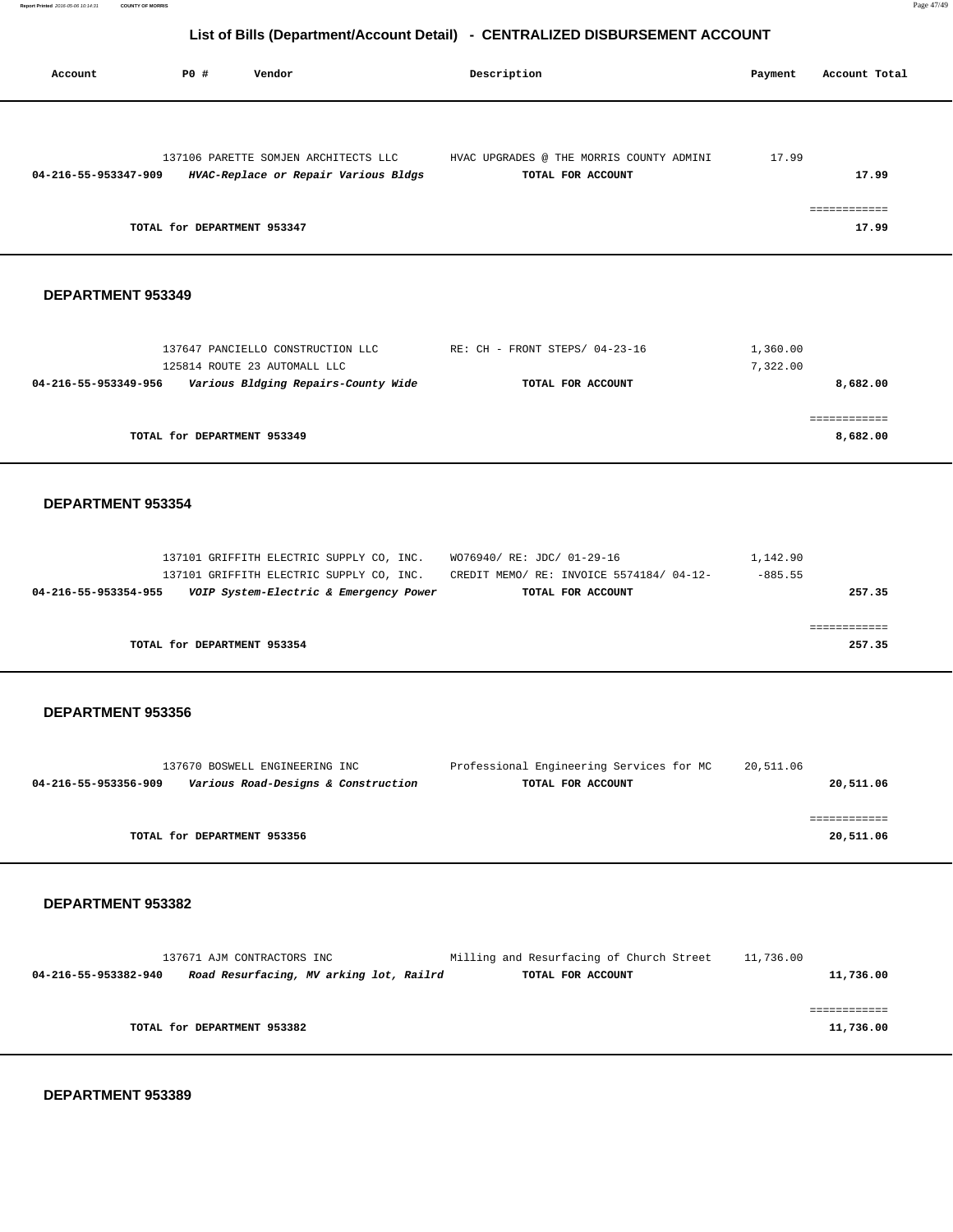## List of Bills (Department/Account Detail) - CENTRALIZED DISBURSEMENT ACCOUNT

| Account | PO # | Vendor | Description | Payment | Account Total |
|---|---|---|---|---|---|
| | 137106 | PARETTE SOMJEN ARCHITECTS LLC | HVAC UPGRADES @ THE MORRIS COUNTY ADMINI | 17.99 | |
| **04-216-55-953347-909** | | ***HVAC-Replace or Repair Various Bldgs*** | **TOTAL FOR ACCOUNT** | | **17.99** |
| | | | | | ============ |
| | | **TOTAL for DEPARTMENT 953347** | | | **17.99** |

### DEPARTMENT 953349

| Account | PO # | Vendor | Description | Payment | Account Total |
|---|---|---|---|---|---|
| | 137647 | PANCIELLO CONSTRUCTION LLC | RE: CH - FRONT STEPS/ 04-23-16 | 1,360.00 | |
| | 125814 | ROUTE 23 AUTOMALL LLC | | 7,322.00 | |
| **04-216-55-953349-956** | | ***Various Bldging Repairs-County Wide*** | **TOTAL FOR ACCOUNT** | | **8,682.00** |
| | | | | | ============ |
| | | **TOTAL for DEPARTMENT 953349** | | | **8,682.00** |

### DEPARTMENT 953354

| Account | PO # | Vendor | Description | Payment | Account Total |
|---|---|---|---|---|---|
| | 137101 | GRIFFITH ELECTRIC SUPPLY CO, INC. | WO76940/ RE: JDC/ 01-29-16 | 1,142.90 | |
| | 137101 | GRIFFITH ELECTRIC SUPPLY CO, INC. | CREDIT MEMO/ RE: INVOICE 5574184/ 04-12- | -885.55 | |
| **04-216-55-953354-955** | | ***VOIP System-Electric & Emergency Power*** | **TOTAL FOR ACCOUNT** | | **257.35** |
| | | | | | ============ |
| | | **TOTAL for DEPARTMENT 953354** | | | **257.35** |

### DEPARTMENT 953356

| Account | PO # | Vendor | Description | Payment | Account Total |
|---|---|---|---|---|---|
| | 137670 | BOSWELL ENGINEERING INC | Professional Engineering Services for MC | 20,511.06 | |
| **04-216-55-953356-909** | | ***Various Road-Designs & Construction*** | **TOTAL FOR ACCOUNT** | | **20,511.06** |
| | | | | | ============ |
| | | **TOTAL for DEPARTMENT 953356** | | | **20,511.06** |

### DEPARTMENT 953382

| Account | PO # | Vendor | Description | Payment | Account Total |
|---|---|---|---|---|---|
| | 137671 | AJM CONTRACTORS INC | Milling and Resurfacing of Church Street | 11,736.00 | |
| **04-216-55-953382-940** | | ***Road Resurfacing, MV arking lot, Railrd*** | **TOTAL FOR ACCOUNT** | | **11,736.00** |
| | | | | | ============ |
| | | **TOTAL for DEPARTMENT 953382** | | | **11,736.00** |

### DEPARTMENT 953389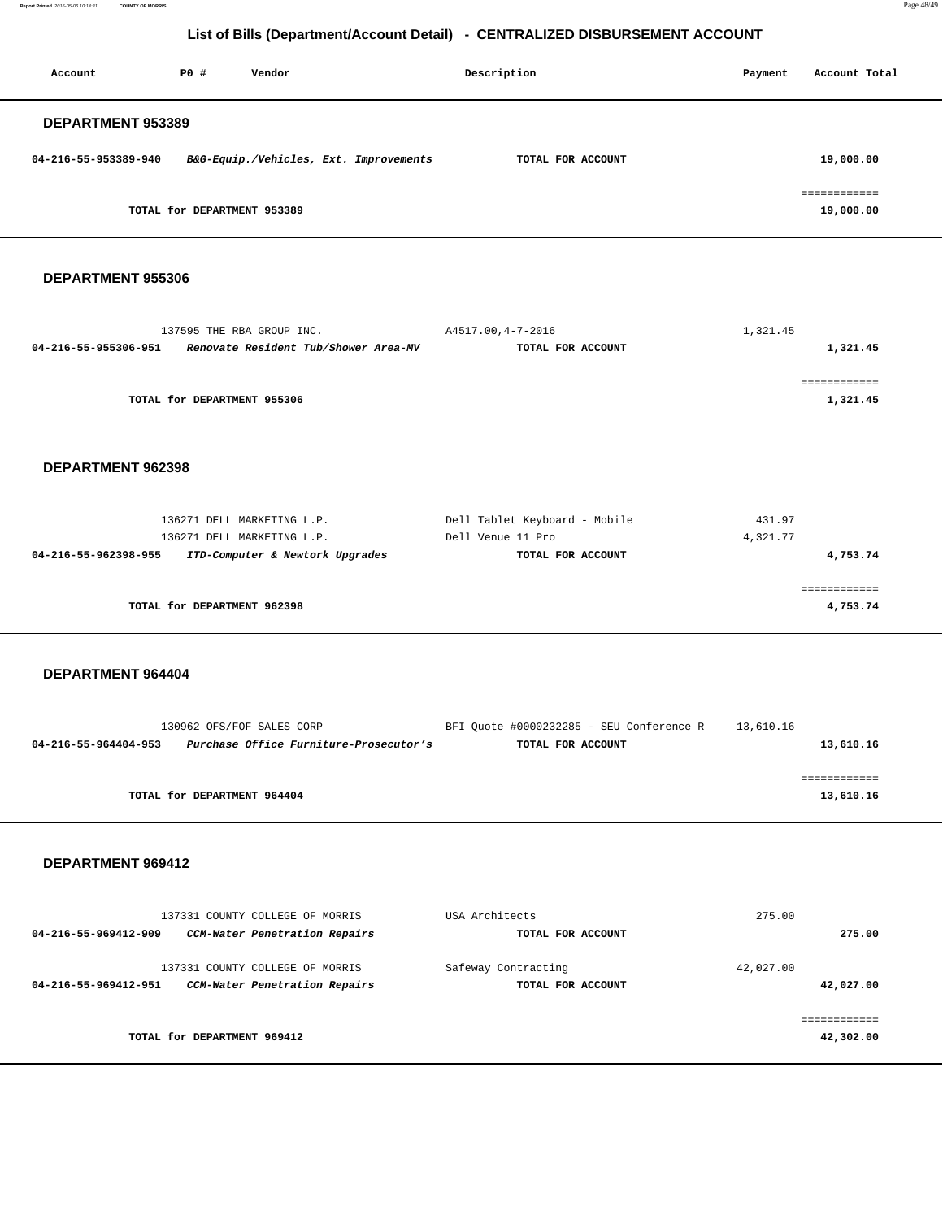# List of Bills (Department/Account Detail) - CENTRALIZED DISBURSEMENT ACCOUNT

| Account | PO # | Vendor | Description | Payment | Account Total |
|---|---|---|---|---|---|

## DEPARTMENT 953389

| Account | PO # | Vendor | Description | Payment | Account Total |
|---|---|---|---|---|---|
| **04-216-55-953389-940** | | ***B&G-Equip./Vehicles, Ext. Improvements*** | **TOTAL FOR ACCOUNT** | | **19,000.00** |
| | | | | | ============ |
| | **TOTAL for DEPARTMENT 953389** | | | | **19,000.00** |

## DEPARTMENT 955306

| Account | PO # | Vendor | Description | Payment | Account Total |
|---|---|---|---|---|---|
| | 137595 | THE RBA GROUP INC. | A4517.00,4-7-2016 | 1,321.45 | |
| **04-216-55-955306-951** | | ***Renovate Resident Tub/Shower Area-MV*** | **TOTAL FOR ACCOUNT** | | **1,321.45** |
| | | | | | ============ |
| | **TOTAL for DEPARTMENT 955306** | | | | **1,321.45** |

## DEPARTMENT 962398

| Account | PO # | Vendor | Description | Payment | Account Total |
|---|---|---|---|---|---|
| | 136271 | DELL MARKETING L.P. | Dell Tablet Keyboard - Mobile | 431.97 | |
| | 136271 | DELL MARKETING L.P. | Dell Venue 11 Pro | 4,321.77 | |
| **04-216-55-962398-955** | | ***ITD-Computer & Newtork Upgrades*** | **TOTAL FOR ACCOUNT** | | **4,753.74** |
| | | | | | ============ |
| | **TOTAL for DEPARTMENT 962398** | | | | **4,753.74** |

## DEPARTMENT 964404

| Account | PO # | Vendor | Description | Payment | Account Total |
|---|---|---|---|---|---|
| | 130962 | OFS/FOF SALES CORP | BFI Quote #0000232285 - SEU Conference R | 13,610.16 | |
| **04-216-55-964404-953** | | ***Purchase Office Furniture-Prosecutor's*** | **TOTAL FOR ACCOUNT** | | **13,610.16** |
| | | | | | ============ |
| | **TOTAL for DEPARTMENT 964404** | | | | **13,610.16** |

## DEPARTMENT 969412

| Account | PO # | Vendor | Description | Payment | Account Total |
|---|---|---|---|---|---|
| | 137331 | COUNTY COLLEGE OF MORRIS | USA Architects | 275.00 | |
| **04-216-55-969412-909** | | ***CCM-Water Penetration Repairs*** | **TOTAL FOR ACCOUNT** | | **275.00** |
| | 137331 | COUNTY COLLEGE OF MORRIS | Safeway Contracting | 42,027.00 | |
| **04-216-55-969412-951** | | ***CCM-Water Penetration Repairs*** | **TOTAL FOR ACCOUNT** | | **42,027.00** |
| | | | | | ============ |
| | **TOTAL for DEPARTMENT 969412** | | | | **42,302.00** |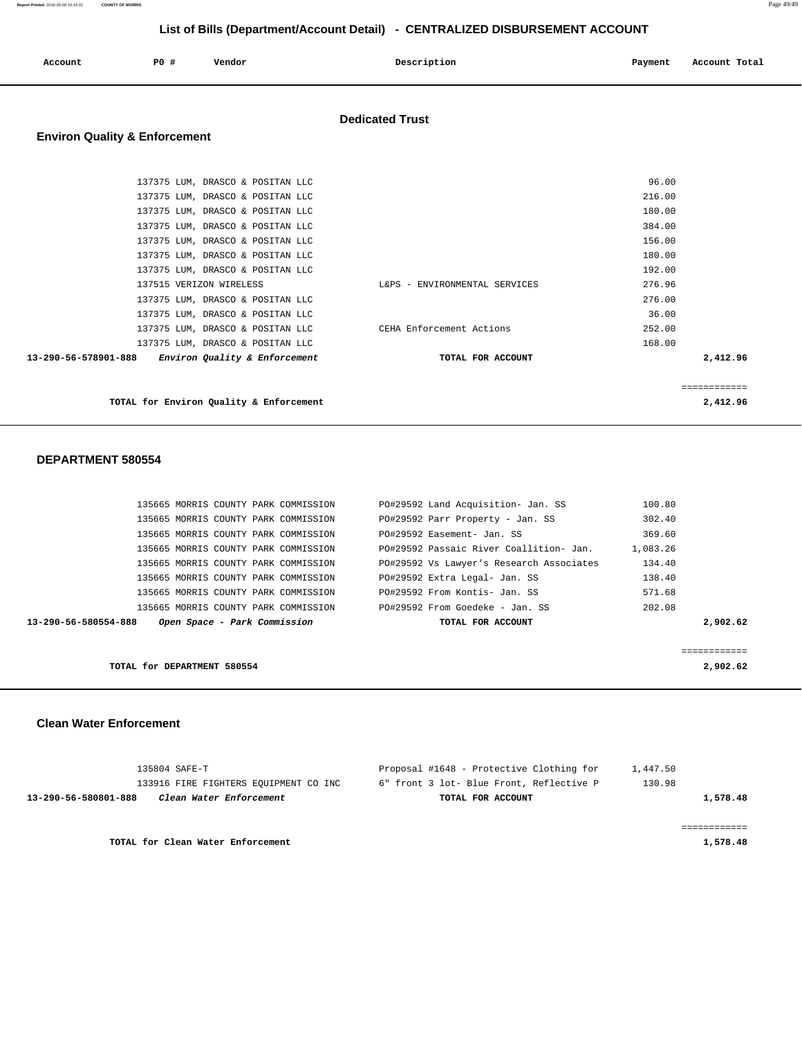# List of Bills (Department/Account Detail) - CENTRALIZED DISBURSEMENT ACCOUNT

| Account | PO # | Vendor | Description | Payment | Account Total |
|---|---|---|---|---|---|

## Dedicated Trust

### Environ Quality & Enforcement

| Account | PO # | Vendor | Description | Payment | Account Total |
|---|---|---|---|---|---|
| | 137375 | LUM, DRASCO & POSITAN LLC | | 96.00 | |
| | 137375 | LUM, DRASCO & POSITAN LLC | | 216.00 | |
| | 137375 | LUM, DRASCO & POSITAN LLC | | 180.00 | |
| | 137375 | LUM, DRASCO & POSITAN LLC | | 384.00 | |
| | 137375 | LUM, DRASCO & POSITAN LLC | | 156.00 | |
| | 137375 | LUM, DRASCO & POSITAN LLC | | 180.00 | |
| | 137375 | LUM, DRASCO & POSITAN LLC | | 192.00 | |
| | 137515 | VERIZON WIRELESS | L&PS - ENVIRONMENTAL SERVICES | 276.96 | |
| | 137375 | LUM, DRASCO & POSITAN LLC | | 276.00 | |
| | 137375 | LUM, DRASCO & POSITAN LLC | | 36.00 | |
| | 137375 | LUM, DRASCO & POSITAN LLC | CEHA Enforcement Actions | 252.00 | |
| | 137375 | LUM, DRASCO & POSITAN LLC | | 168.00 | |
| **13-290-56-578901-888** | | ***Environ Quality & Enforcement*** | **TOTAL FOR ACCOUNT** | | **2,412.96** |

============

**TOTAL for Environ Quality & Enforcement** **2,412.96**

### DEPARTMENT 580554

| Account | PO # | Vendor | Description | Payment | Account Total |
|---|---|---|---|---|---|
| | 135665 | MORRIS COUNTY PARK COMMISSION | PO#29592 Land Acquisition- Jan. SS | 100.80 | |
| | 135665 | MORRIS COUNTY PARK COMMISSION | PO#29592 Parr Property - Jan. SS | 302.40 | |
| | 135665 | MORRIS COUNTY PARK COMMISSION | PO#29592 Easement- Jan. SS | 369.60 | |
| | 135665 | MORRIS COUNTY PARK COMMISSION | PO#29592 Passaic River Coallition- Jan. | 1,083.26 | |
| | 135665 | MORRIS COUNTY PARK COMMISSION | PO#29592 Vs Lawyer's Research Associates | 134.40 | |
| | 135665 | MORRIS COUNTY PARK COMMISSION | PO#29592 Extra Legal- Jan. SS | 138.40 | |
| | 135665 | MORRIS COUNTY PARK COMMISSION | PO#29592 From Kontis- Jan. SS | 571.68 | |
| | 135665 | MORRIS COUNTY PARK COMMISSION | PO#29592 From Goedeke - Jan. SS | 202.08 | |
| **13-290-56-580554-888** | | ***Open Space - Park Commission*** | **TOTAL FOR ACCOUNT** | | **2,902.62** |

============

**TOTAL for DEPARTMENT 580554** **2,902.62**

### Clean Water Enforcement

| Account | PO # | Vendor | Description | Payment | Account Total |
|---|---|---|---|---|---|
| | 135804 | SAFE-T | Proposal #1648 - Protective Clothing for | 1,447.50 | |
| | 133916 | FIRE FIGHTERS EQUIPMENT CO INC | 6" front 3 lot- Blue Front, Reflective P | 130.98 | |
| **13-290-56-580801-888** | | ***Clean Water Enforcement*** | **TOTAL FOR ACCOUNT** | | **1,578.48** |

============

**TOTAL for Clean Water Enforcement** **1,578.48**